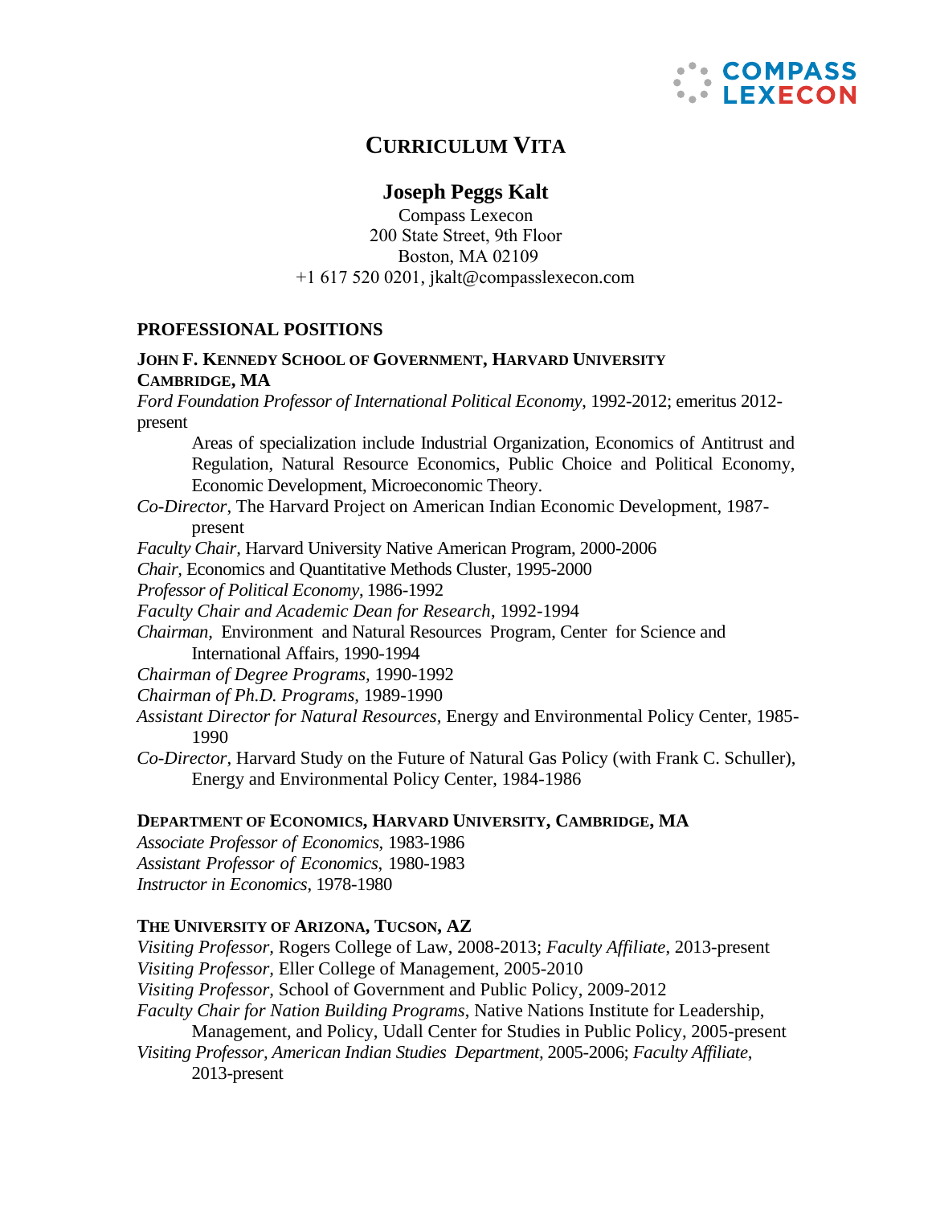# CURRICULUM VITA

## Joseph Peggs Kalt

Compass Lexecon
200 State Street, 9th Floor
Boston, MA 02109
+1 617 520 0201, jkalt@compasslexecon.com

### PROFESSIONAL POSITIONS

**JOHN F. KENNEDY SCHOOL OF GOVERNMENT, HARVARD UNIVERSITY**
**CAMBRIDGE, MA**

*Ford Foundation Professor of International Political Economy*, 1992-2012; emeritus 2012-present

Areas of specialization include Industrial Organization, Economics of Antitrust and Regulation, Natural Resource Economics, Public Choice and Political Economy, Economic Development, Microeconomic Theory.

*Co-Director*, The Harvard Project on American Indian Economic Development, 1987-present

*Faculty Chair*, Harvard University Native American Program, 2000-2006

*Chair*, Economics and Quantitative Methods Cluster, 1995-2000

*Professor of Political Economy*, 1986-1992

*Faculty Chair and Academic Dean for Research*, 1992-1994

*Chairman*, Environment and Natural Resources Program, Center for Science and International Affairs, 1990-1994

*Chairman of Degree Programs*, 1990-1992

*Chairman of Ph.D. Programs*, 1989-1990

*Assistant Director for Natural Resources*, Energy and Environmental Policy Center, 1985-1990

*Co-Director*, Harvard Study on the Future of Natural Gas Policy (with Frank C. Schuller), Energy and Environmental Policy Center, 1984-1986

**DEPARTMENT OF ECONOMICS, HARVARD UNIVERSITY, CAMBRIDGE, MA**

*Associate Professor of Economics*, 1983-1986

*Assistant Professor of Economics*, 1980-1983

*Instructor in Economics*, 1978-1980

**THE UNIVERSITY OF ARIZONA, TUCSON, AZ**

*Visiting Professor*, Rogers College of Law, 2008-2013; *Faculty Affiliate*, 2013-present

*Visiting Professor*, Eller College of Management, 2005-2010

*Visiting Professor*, School of Government and Public Policy, 2009-2012

*Faculty Chair for Nation Building Programs*, Native Nations Institute for Leadership, Management, and Policy, Udall Center for Studies in Public Policy, 2005-present

*Visiting Professor, American Indian Studies Department*, 2005-2006; *Faculty Affiliate*, 2013-present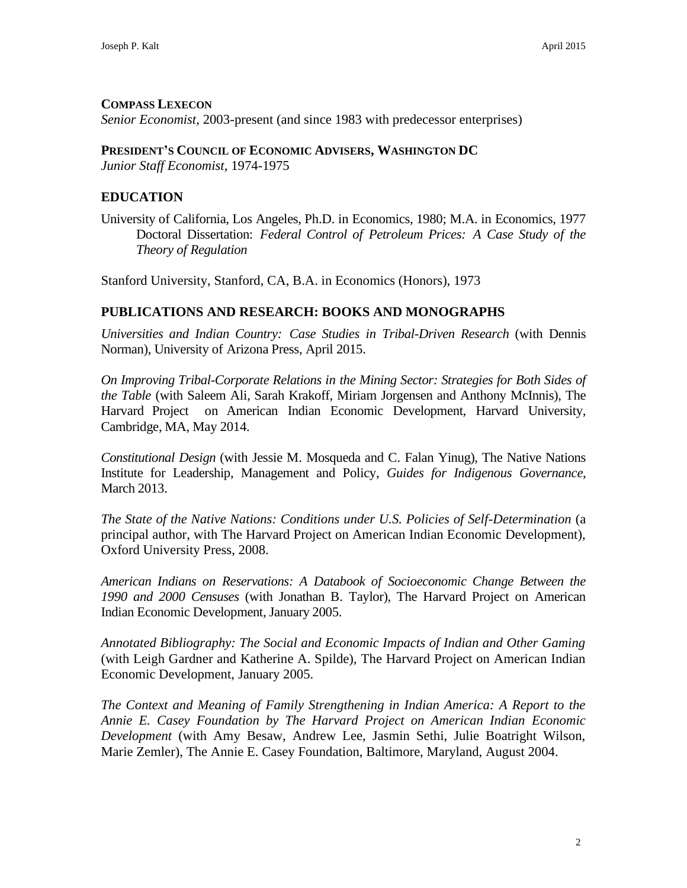**COMPASS LEXECON**
*Senior Economist*, 2003-present (and since 1983 with predecessor enterprises)

**PRESIDENT'S COUNCIL OF ECONOMIC ADVISERS, WASHINGTON DC**
*Junior Staff Economist*, 1974-1975

## EDUCATION

University of California, Los Angeles, Ph.D. in Economics, 1980; M.A. in Economics, 1977
Doctoral Dissertation: *Federal Control of Petroleum Prices: A Case Study of the Theory of Regulation*

Stanford University, Stanford, CA, B.A. in Economics (Honors), 1973

## PUBLICATIONS AND RESEARCH: BOOKS AND MONOGRAPHS

*Universities and Indian Country: Case Studies in Tribal-Driven Research* (with Dennis Norman), University of Arizona Press, April 2015.

*On Improving Tribal-Corporate Relations in the Mining Sector: Strategies for Both Sides of the Table* (with Saleem Ali, Sarah Krakoff, Miriam Jorgensen and Anthony McInnis), The Harvard Project on American Indian Economic Development, Harvard University, Cambridge, MA, May 2014.

*Constitutional Design* (with Jessie M. Mosqueda and C. Falan Yinug), The Native Nations Institute for Leadership, Management and Policy, *Guides for Indigenous Governance*, March 2013.

*The State of the Native Nations: Conditions under U.S. Policies of Self-Determination* (a principal author, with The Harvard Project on American Indian Economic Development), Oxford University Press, 2008.

*American Indians on Reservations: A Databook of Socioeconomic Change Between the 1990 and 2000 Censuses* (with Jonathan B. Taylor), The Harvard Project on American Indian Economic Development, January 2005.

*Annotated Bibliography: The Social and Economic Impacts of Indian and Other Gaming* (with Leigh Gardner and Katherine A. Spilde), The Harvard Project on American Indian Economic Development, January 2005.

*The Context and Meaning of Family Strengthening in Indian America: A Report to the Annie E. Casey Foundation by The Harvard Project on American Indian Economic Development* (with Amy Besaw, Andrew Lee, Jasmin Sethi, Julie Boatright Wilson, Marie Zemler), The Annie E. Casey Foundation, Baltimore, Maryland, August 2004.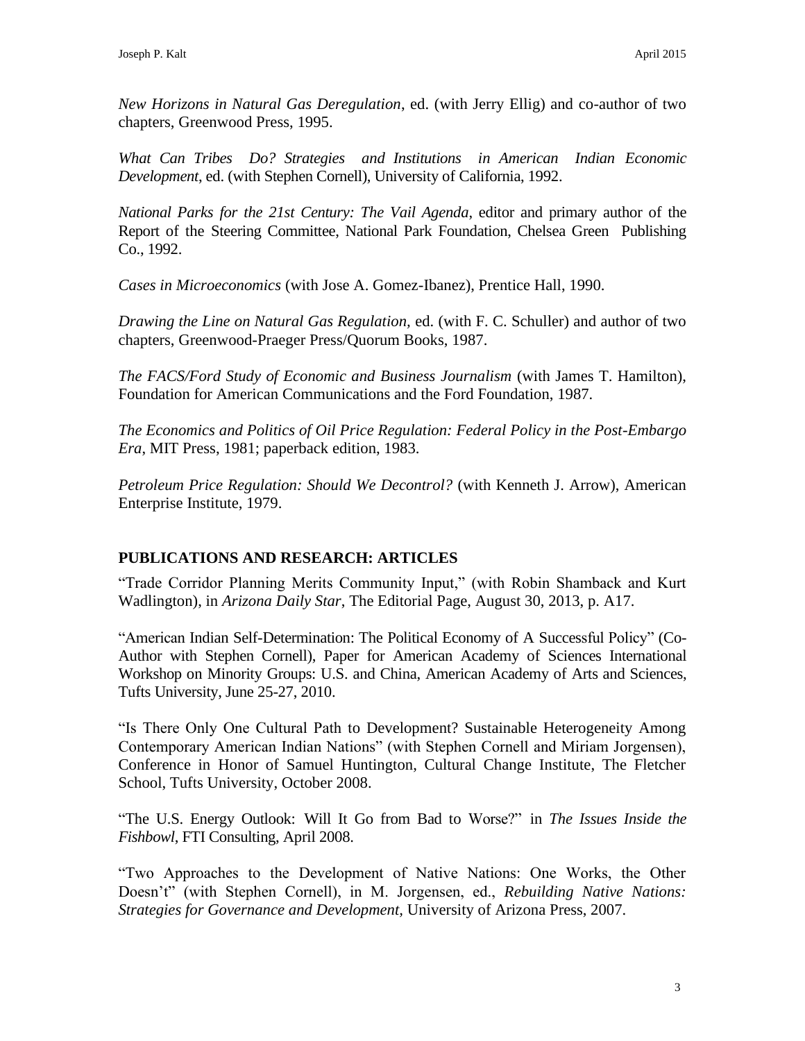*New Horizons in Natural Gas Deregulation*, ed. (with Jerry Ellig) and co-author of two chapters, Greenwood Press, 1995.

*What Can Tribes Do? Strategies and Institutions in American Indian Economic Development*, ed. (with Stephen Cornell), University of California, 1992.

*National Parks for the 21st Century: The Vail Agenda*, editor and primary author of the Report of the Steering Committee, National Park Foundation, Chelsea Green Publishing Co., 1992.

*Cases in Microeconomics* (with Jose A. Gomez-Ibanez), Prentice Hall, 1990.

*Drawing the Line on Natural Gas Regulation*, ed. (with F. C. Schuller) and author of two chapters, Greenwood-Praeger Press/Quorum Books, 1987.

*The FACS/Ford Study of Economic and Business Journalism* (with James T. Hamilton), Foundation for American Communications and the Ford Foundation, 1987.

*The Economics and Politics of Oil Price Regulation: Federal Policy in the Post-Embargo Era*, MIT Press, 1981; paperback edition, 1983.

*Petroleum Price Regulation: Should We Decontrol?* (with Kenneth J. Arrow), American Enterprise Institute, 1979.

## PUBLICATIONS AND RESEARCH: ARTICLES

"Trade Corridor Planning Merits Community Input," (with Robin Shamback and Kurt Wadlington), in *Arizona Daily Star*, The Editorial Page, August 30, 2013, p. A17.

"American Indian Self-Determination: The Political Economy of A Successful Policy" (Co-Author with Stephen Cornell), Paper for American Academy of Sciences International Workshop on Minority Groups: U.S. and China, American Academy of Arts and Sciences, Tufts University, June 25-27, 2010.

"Is There Only One Cultural Path to Development? Sustainable Heterogeneity Among Contemporary American Indian Nations" (with Stephen Cornell and Miriam Jorgensen), Conference in Honor of Samuel Huntington, Cultural Change Institute, The Fletcher School, Tufts University, October 2008.

"The U.S. Energy Outlook: Will It Go from Bad to Worse?" in *The Issues Inside the Fishbowl*, FTI Consulting, April 2008.

"Two Approaches to the Development of Native Nations: One Works, the Other Doesn't" (with Stephen Cornell), in M. Jorgensen, ed., *Rebuilding Native Nations: Strategies for Governance and Development*, University of Arizona Press, 2007.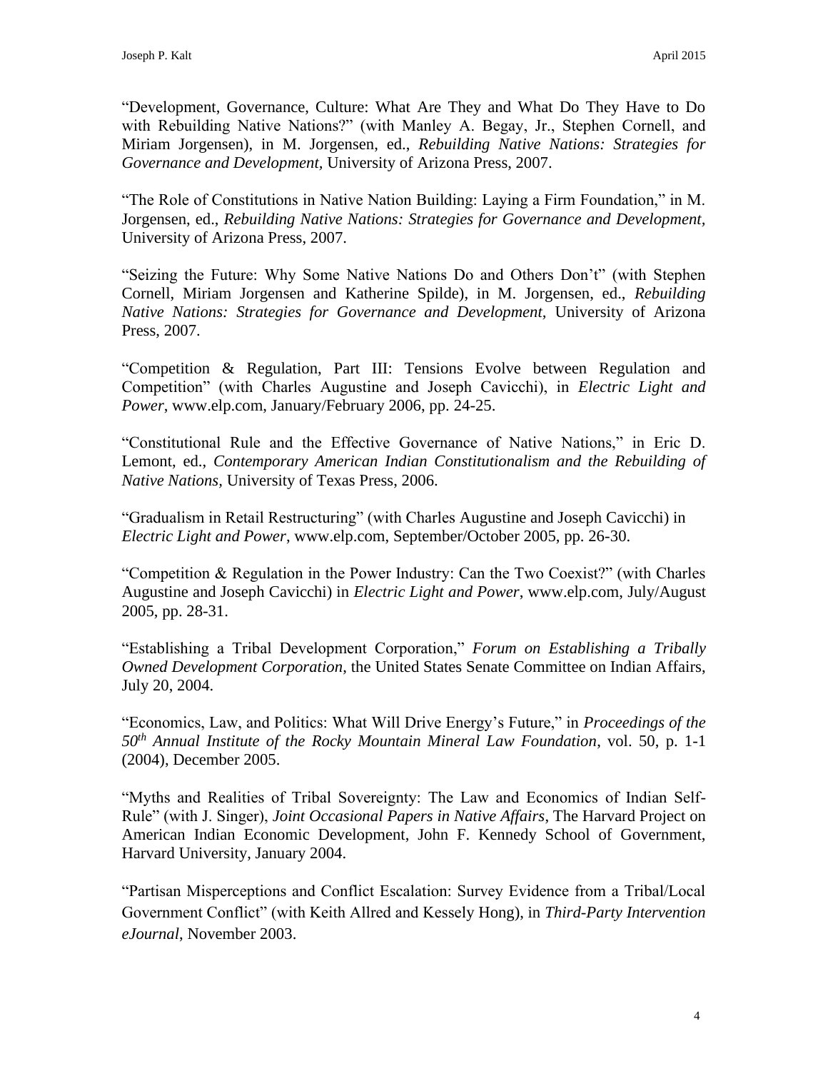"Development, Governance, Culture: What Are They and What Do They Have to Do with Rebuilding Native Nations?" (with Manley A. Begay, Jr., Stephen Cornell, and Miriam Jorgensen), in M. Jorgensen, ed., *Rebuilding Native Nations: Strategies for Governance and Development*, University of Arizona Press, 2007.

"The Role of Constitutions in Native Nation Building: Laying a Firm Foundation," in M. Jorgensen, ed., *Rebuilding Native Nations: Strategies for Governance and Development*, University of Arizona Press, 2007.

"Seizing the Future: Why Some Native Nations Do and Others Don't" (with Stephen Cornell, Miriam Jorgensen and Katherine Spilde), in M. Jorgensen, ed., *Rebuilding Native Nations: Strategies for Governance and Development*, University of Arizona Press, 2007.

"Competition & Regulation, Part III: Tensions Evolve between Regulation and Competition" (with Charles Augustine and Joseph Cavicchi), in *Electric Light and Power*, www.elp.com, January/February 2006, pp. 24-25.

"Constitutional Rule and the Effective Governance of Native Nations," in Eric D. Lemont, ed., *Contemporary American Indian Constitutionalism and the Rebuilding of Native Nations*, University of Texas Press, 2006.

"Gradualism in Retail Restructuring" (with Charles Augustine and Joseph Cavicchi) in *Electric Light and Power*, www.elp.com, September/October 2005, pp. 26-30.

"Competition & Regulation in the Power Industry: Can the Two Coexist?" (with Charles Augustine and Joseph Cavicchi) in *Electric Light and Power*, www.elp.com, July/August 2005, pp. 28-31.

"Establishing a Tribal Development Corporation," *Forum on Establishing a Tribally Owned Development Corporation*, the United States Senate Committee on Indian Affairs, July 20, 2004.

"Economics, Law, and Politics: What Will Drive Energy's Future," in *Proceedings of the 50th Annual Institute of the Rocky Mountain Mineral Law Foundation*, vol. 50, p. 1-1 (2004), December 2005.

"Myths and Realities of Tribal Sovereignty: The Law and Economics of Indian Self-Rule" (with J. Singer), *Joint Occasional Papers in Native Affairs*, The Harvard Project on American Indian Economic Development, John F. Kennedy School of Government, Harvard University, January 2004.

"Partisan Misperceptions and Conflict Escalation: Survey Evidence from a Tribal/Local Government Conflict" (with Keith Allred and Kessely Hong), in *Third-Party Intervention eJournal*, November 2003.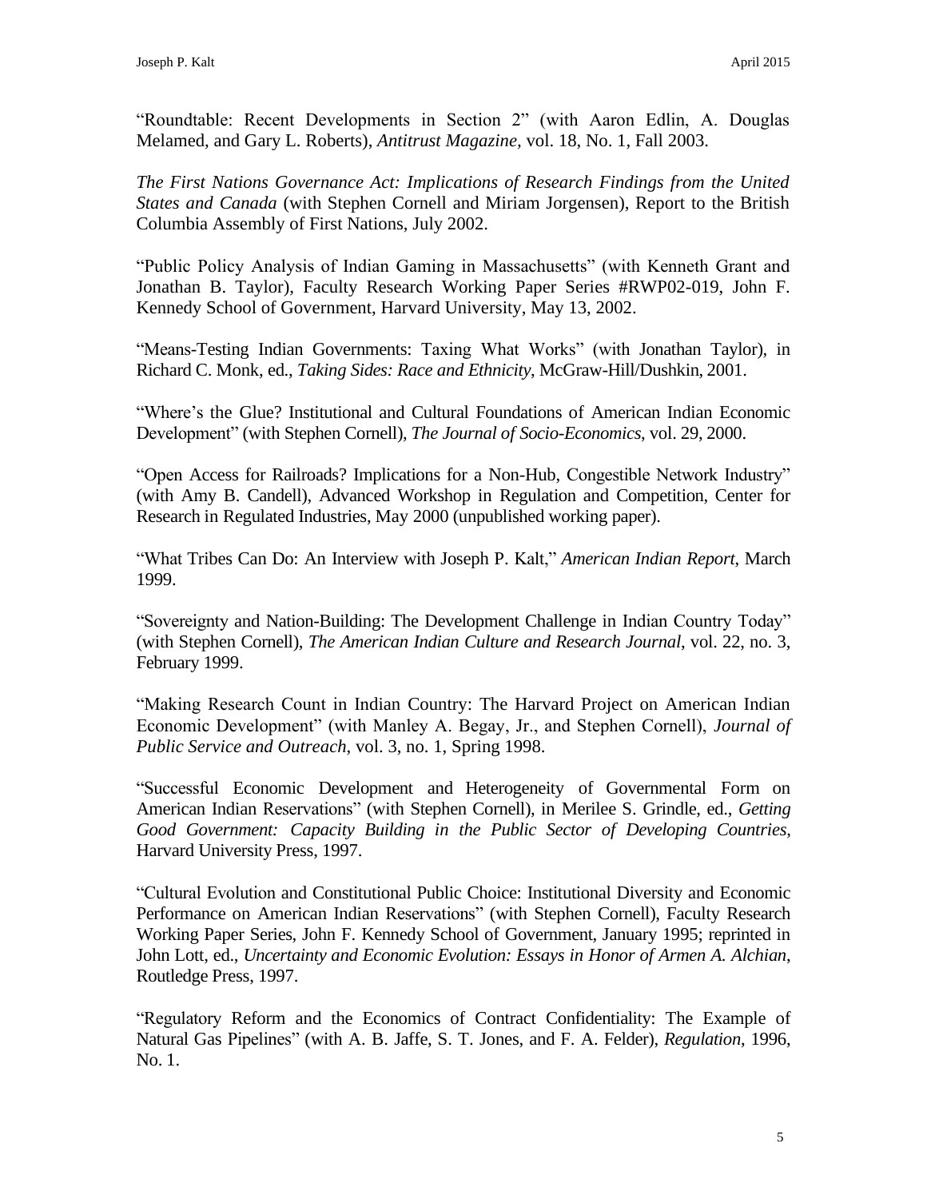"Roundtable: Recent Developments in Section 2" (with Aaron Edlin, A. Douglas Melamed, and Gary L. Roberts), *Antitrust Magazine,* vol. 18, No. 1, Fall 2003.

*The First Nations Governance Act: Implications of Research Findings from the United States and Canada* (with Stephen Cornell and Miriam Jorgensen), Report to the British Columbia Assembly of First Nations, July 2002.

"Public Policy Analysis of Indian Gaming in Massachusetts" (with Kenneth Grant and Jonathan B. Taylor), Faculty Research Working Paper Series #RWP02-019, John F. Kennedy School of Government, Harvard University, May 13, 2002.

"Means-Testing Indian Governments: Taxing What Works" (with Jonathan Taylor), in Richard C. Monk, ed., *Taking Sides: Race and Ethnicity*, McGraw-Hill/Dushkin, 2001.

"Where's the Glue? Institutional and Cultural Foundations of American Indian Economic Development" (with Stephen Cornell), *The Journal of Socio-Economics*, vol. 29, 2000.

"Open Access for Railroads? Implications for a Non-Hub, Congestible Network Industry" (with Amy B. Candell), Advanced Workshop in Regulation and Competition, Center for Research in Regulated Industries, May 2000 (unpublished working paper).

"What Tribes Can Do: An Interview with Joseph P. Kalt," *American Indian Report*, March 1999.

"Sovereignty and Nation-Building: The Development Challenge in Indian Country Today" (with Stephen Cornell), *The American Indian Culture and Research Journal*, vol. 22, no. 3, February 1999.

"Making Research Count in Indian Country: The Harvard Project on American Indian Economic Development" (with Manley A. Begay, Jr., and Stephen Cornell), *Journal of Public Service and Outreach*, vol. 3, no. 1, Spring 1998.

"Successful Economic Development and Heterogeneity of Governmental Form on American Indian Reservations" (with Stephen Cornell), in Merilee S. Grindle, ed., *Getting Good Government: Capacity Building in the Public Sector of Developing Countries*, Harvard University Press, 1997.

"Cultural Evolution and Constitutional Public Choice: Institutional Diversity and Economic Performance on American Indian Reservations" (with Stephen Cornell), Faculty Research Working Paper Series, John F. Kennedy School of Government, January 1995; reprinted in John Lott, ed., *Uncertainty and Economic Evolution: Essays in Honor of Armen A. Alchian*, Routledge Press, 1997.

"Regulatory Reform and the Economics of Contract Confidentiality: The Example of Natural Gas Pipelines" (with A. B. Jaffe, S. T. Jones, and F. A. Felder), *Regulation*, 1996, No. 1.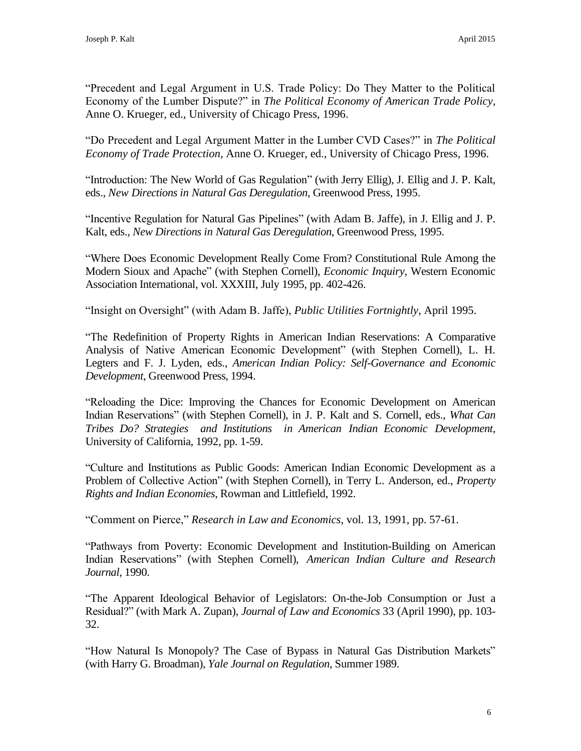"Precedent and Legal Argument in U.S. Trade Policy: Do They Matter to the Political Economy of the Lumber Dispute?" in *The Political Economy of American Trade Policy*, Anne O. Krueger, ed., University of Chicago Press, 1996.

"Do Precedent and Legal Argument Matter in the Lumber CVD Cases?" in *The Political Economy of Trade Protection*, Anne O. Krueger, ed., University of Chicago Press, 1996.

"Introduction: The New World of Gas Regulation" (with Jerry Ellig), J. Ellig and J. P. Kalt, eds., *New Directions in Natural Gas Deregulation*, Greenwood Press, 1995.

"Incentive Regulation for Natural Gas Pipelines" (with Adam B. Jaffe), in J. Ellig and J. P. Kalt, eds., *New Directions in Natural Gas Deregulation*, Greenwood Press, 1995.

"Where Does Economic Development Really Come From? Constitutional Rule Among the Modern Sioux and Apache" (with Stephen Cornell), *Economic Inquiry*, Western Economic Association International, vol. XXXIII, July 1995, pp. 402-426.

"Insight on Oversight" (with Adam B. Jaffe), *Public Utilities Fortnightly*, April 1995.

"The Redefinition of Property Rights in American Indian Reservations: A Comparative Analysis of Native American Economic Development" (with Stephen Cornell), L. H. Legters and F. J. Lyden, eds., *American Indian Policy: Self-Governance and Economic Development*, Greenwood Press, 1994.

"Reloading the Dice: Improving the Chances for Economic Development on American Indian Reservations" (with Stephen Cornell), in J. P. Kalt and S. Cornell, eds., *What Can Tribes Do? Strategies and Institutions in American Indian Economic Development*, University of California, 1992, pp. 1-59.

"Culture and Institutions as Public Goods: American Indian Economic Development as a Problem of Collective Action" (with Stephen Cornell), in Terry L. Anderson, ed., *Property Rights and Indian Economies*, Rowman and Littlefield, 1992.

"Comment on Pierce," *Research in Law and Economics*, vol. 13, 1991, pp. 57-61.

"Pathways from Poverty: Economic Development and Institution-Building on American Indian Reservations" (with Stephen Cornell), *American Indian Culture and Research Journal*, 1990.

"The Apparent Ideological Behavior of Legislators: On-the-Job Consumption or Just a Residual?" (with Mark A. Zupan), *Journal of Law and Economics* 33 (April 1990), pp. 103-32.

"How Natural Is Monopoly? The Case of Bypass in Natural Gas Distribution Markets" (with Harry G. Broadman), *Yale Journal on Regulation*, Summer 1989.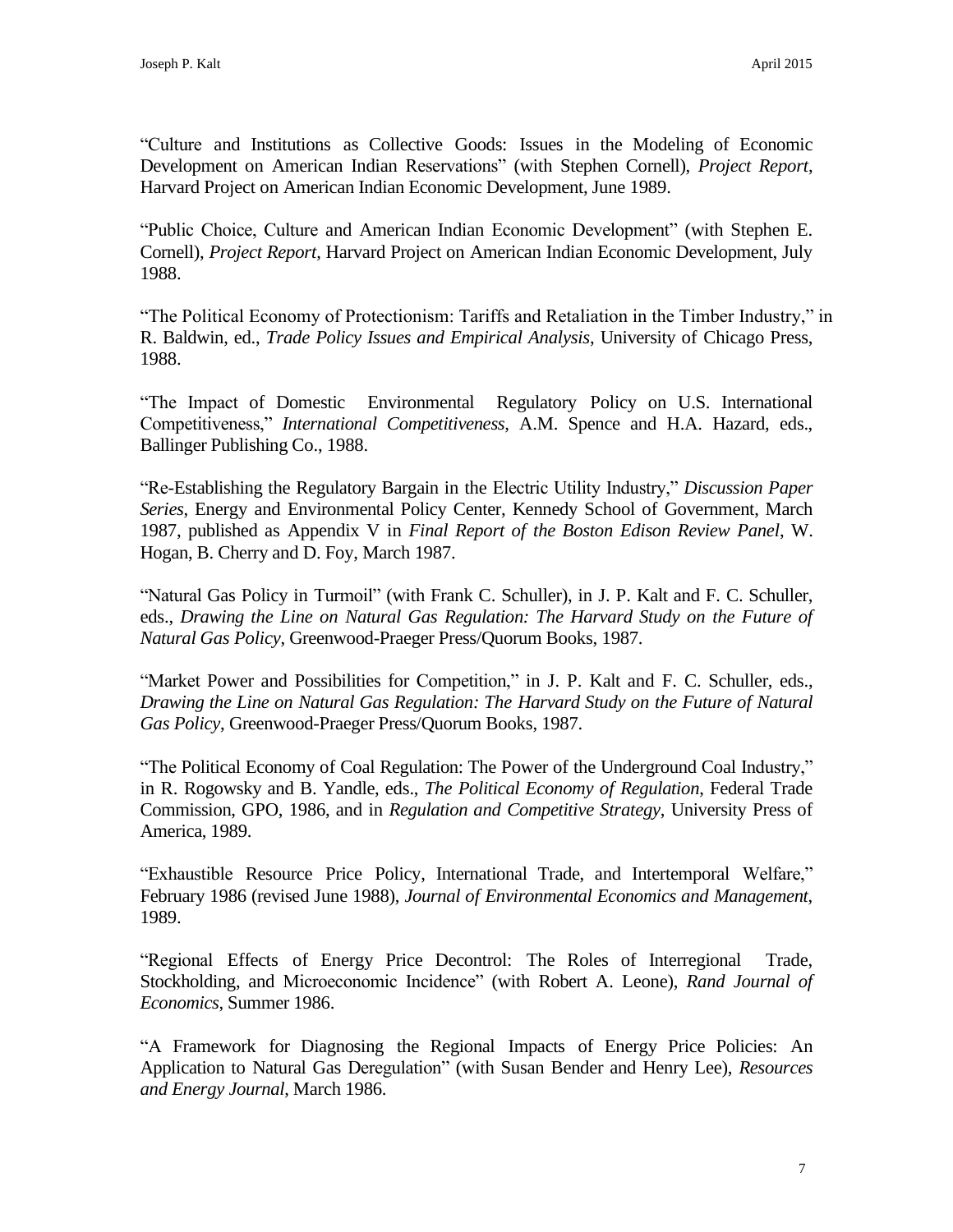"Culture and Institutions as Collective Goods: Issues in the Modeling of Economic Development on American Indian Reservations" (with Stephen Cornell), *Project Report*, Harvard Project on American Indian Economic Development, June 1989.

"Public Choice, Culture and American Indian Economic Development" (with Stephen E. Cornell), *Project Report*, Harvard Project on American Indian Economic Development, July 1988.

"The Political Economy of Protectionism: Tariffs and Retaliation in the Timber Industry," in R. Baldwin, ed., *Trade Policy Issues and Empirical Analysis*, University of Chicago Press, 1988.

"The Impact of Domestic Environmental Regulatory Policy on U.S. International Competitiveness," *International Competitiveness*, A.M. Spence and H.A. Hazard, eds., Ballinger Publishing Co., 1988.

"Re-Establishing the Regulatory Bargain in the Electric Utility Industry," *Discussion Paper Series*, Energy and Environmental Policy Center, Kennedy School of Government, March 1987, published as Appendix V in *Final Report of the Boston Edison Review Panel*, W. Hogan, B. Cherry and D. Foy, March 1987.

"Natural Gas Policy in Turmoil" (with Frank C. Schuller), in J. P. Kalt and F. C. Schuller, eds., *Drawing the Line on Natural Gas Regulation: The Harvard Study on the Future of Natural Gas Policy,* Greenwood-Praeger Press/Quorum Books, 1987.

"Market Power and Possibilities for Competition," in J. P. Kalt and F. C. Schuller, eds., *Drawing the Line on Natural Gas Regulation: The Harvard Study on the Future of Natural Gas Policy*, Greenwood-Praeger Press/Quorum Books, 1987.

"The Political Economy of Coal Regulation: The Power of the Underground Coal Industry," in R. Rogowsky and B. Yandle, eds., *The Political Economy of Regulation*, Federal Trade Commission, GPO, 1986, and in *Regulation and Competitive Strategy*, University Press of America, 1989.

"Exhaustible Resource Price Policy, International Trade, and Intertemporal Welfare," February 1986 (revised June 1988), *Journal of Environmental Economics and Management*, 1989.

"Regional Effects of Energy Price Decontrol: The Roles of Interregional Trade, Stockholding, and Microeconomic Incidence" (with Robert A. Leone), *Rand Journal of Economics*, Summer 1986.

"A Framework for Diagnosing the Regional Impacts of Energy Price Policies: An Application to Natural Gas Deregulation" (with Susan Bender and Henry Lee), *Resources and Energy Journal*, March 1986.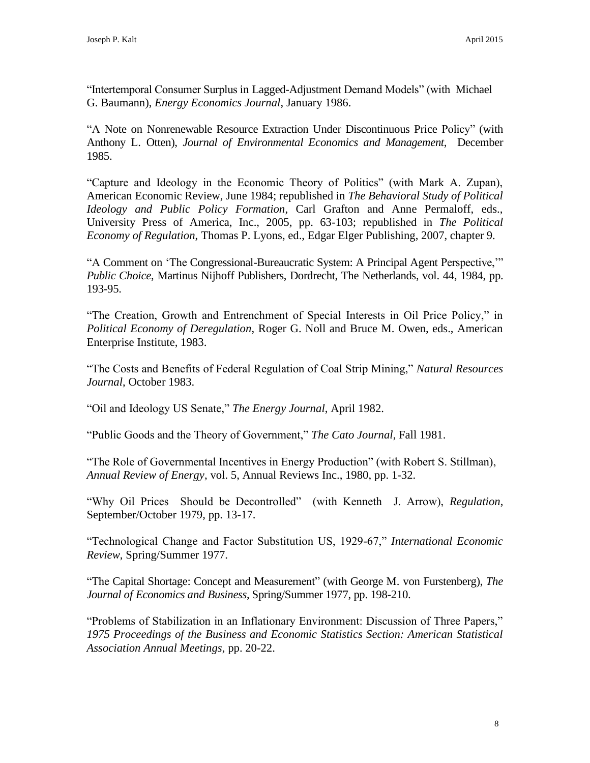"Intertemporal Consumer Surplus in Lagged-Adjustment Demand Models" (with Michael G. Baumann), *Energy Economics Journal*, January 1986.

"A Note on Nonrenewable Resource Extraction Under Discontinuous Price Policy" (with Anthony L. Otten), *Journal of Environmental Economics and Management*, December 1985.

"Capture and Ideology in the Economic Theory of Politics" (with Mark A. Zupan), American Economic Review, June 1984; republished in *The Behavioral Study of Political Ideology and Public Policy Formation*, Carl Grafton and Anne Permaloff, eds., University Press of America, Inc., 2005, pp. 63-103; republished in *The Political Economy of Regulation*, Thomas P. Lyons, ed., Edgar Elger Publishing, 2007, chapter 9.

"A Comment on 'The Congressional-Bureaucratic System: A Principal Agent Perspective,'" *Public Choice*, Martinus Nijhoff Publishers, Dordrecht, The Netherlands, vol. 44, 1984, pp. 193-95.

"The Creation, Growth and Entrenchment of Special Interests in Oil Price Policy," in *Political Economy of Deregulation*, Roger G. Noll and Bruce M. Owen, eds., American Enterprise Institute, 1983.

"The Costs and Benefits of Federal Regulation of Coal Strip Mining," *Natural Resources Journal*, October 1983.

"Oil and Ideology US Senate," *The Energy Journal*, April 1982.

"Public Goods and the Theory of Government," *The Cato Journal*, Fall 1981.

"The Role of Governmental Incentives in Energy Production" (with Robert S. Stillman), *Annual Review of Energy*, vol. 5, Annual Reviews Inc., 1980, pp. 1-32.

"Why Oil Prices Should be Decontrolled" (with Kenneth J. Arrow), *Regulation*, September/October 1979, pp. 13-17.

"Technological Change and Factor Substitution US, 1929-67," *International Economic Review*, Spring/Summer 1977.

"The Capital Shortage: Concept and Measurement" (with George M. von Furstenberg), *The Journal of Economics and Business*, Spring/Summer 1977, pp. 198-210.

"Problems of Stabilization in an Inflationary Environment: Discussion of Three Papers," *1975 Proceedings of the Business and Economic Statistics Section: American Statistical Association Annual Meetings*, pp. 20-22.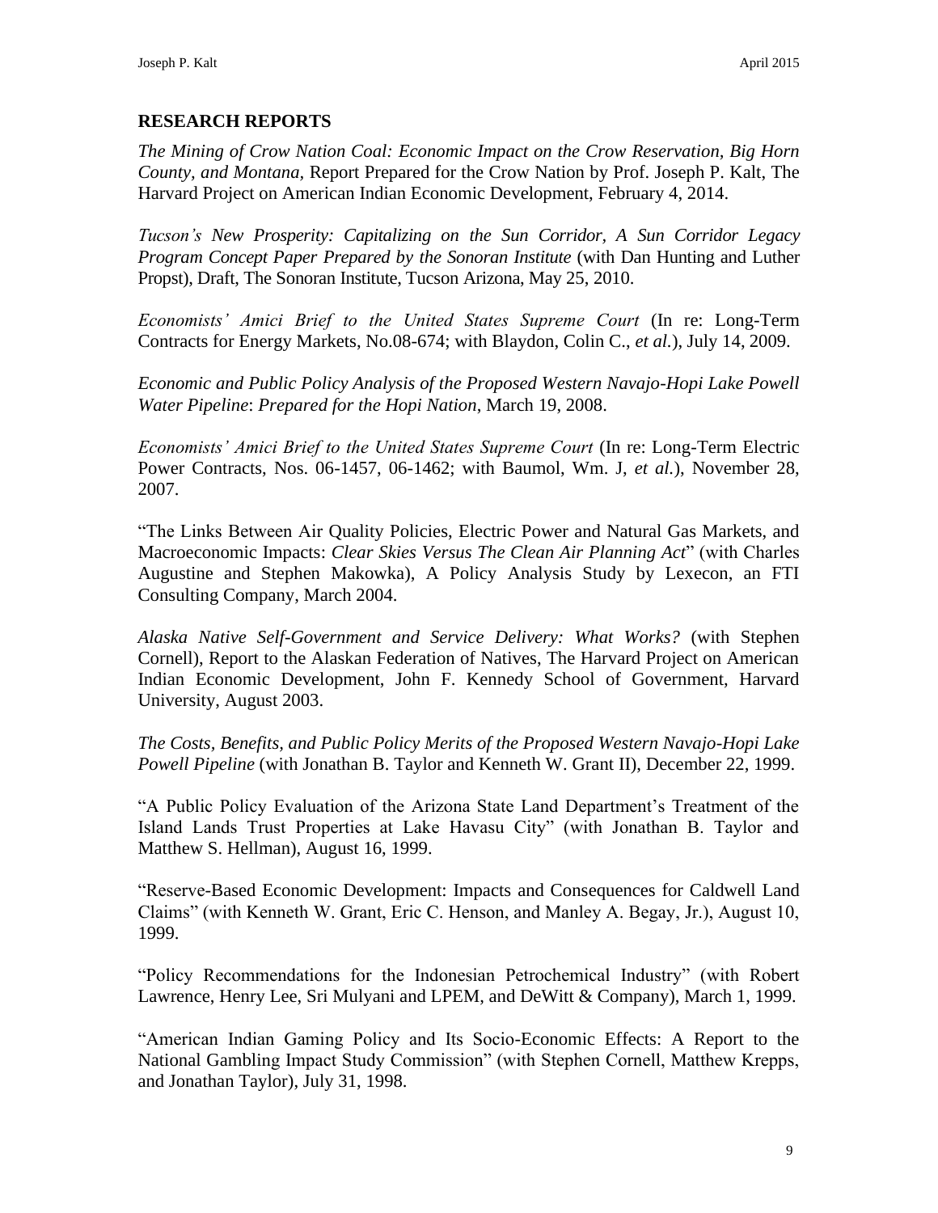## RESEARCH REPORTS

*The Mining of Crow Nation Coal: Economic Impact on the Crow Reservation, Big Horn County, and Montana*, Report Prepared for the Crow Nation by Prof. Joseph P. Kalt, The Harvard Project on American Indian Economic Development, February 4, 2014.

*Tucson's New Prosperity: Capitalizing on the Sun Corridor, A Sun Corridor Legacy Program Concept Paper Prepared by the Sonoran Institute* (with Dan Hunting and Luther Propst), Draft, The Sonoran Institute, Tucson Arizona, May 25, 2010.

*Economists' Amici Brief to the United States Supreme Court* (In re: Long-Term Contracts for Energy Markets, No.08-674; with Blaydon, Colin C., *et al.*), July 14, 2009.

*Economic and Public Policy Analysis of the Proposed Western Navajo-Hopi Lake Powell Water Pipeline*: *Prepared for the Hopi Nation*, March 19, 2008.

*Economists' Amici Brief to the United States Supreme Court* (In re: Long-Term Electric Power Contracts, Nos. 06-1457, 06-1462; with Baumol, Wm. J, *et al.*), November 28, 2007.

"The Links Between Air Quality Policies, Electric Power and Natural Gas Markets, and Macroeconomic Impacts: *Clear Skies Versus The Clean Air Planning Act*" (with Charles Augustine and Stephen Makowka), A Policy Analysis Study by Lexecon, an FTI Consulting Company, March 2004.

*Alaska Native Self-Government and Service Delivery: What Works?* (with Stephen Cornell), Report to the Alaskan Federation of Natives, The Harvard Project on American Indian Economic Development, John F. Kennedy School of Government, Harvard University, August 2003.

*The Costs, Benefits, and Public Policy Merits of the Proposed Western Navajo-Hopi Lake Powell Pipeline* (with Jonathan B. Taylor and Kenneth W. Grant II), December 22, 1999.

"A Public Policy Evaluation of the Arizona State Land Department's Treatment of the Island Lands Trust Properties at Lake Havasu City" (with Jonathan B. Taylor and Matthew S. Hellman), August 16, 1999.

"Reserve-Based Economic Development: Impacts and Consequences for Caldwell Land Claims" (with Kenneth W. Grant, Eric C. Henson, and Manley A. Begay, Jr.), August 10, 1999.

"Policy Recommendations for the Indonesian Petrochemical Industry" (with Robert Lawrence, Henry Lee, Sri Mulyani and LPEM, and DeWitt & Company), March 1, 1999.

"American Indian Gaming Policy and Its Socio-Economic Effects: A Report to the National Gambling Impact Study Commission" (with Stephen Cornell, Matthew Krepps, and Jonathan Taylor), July 31, 1998.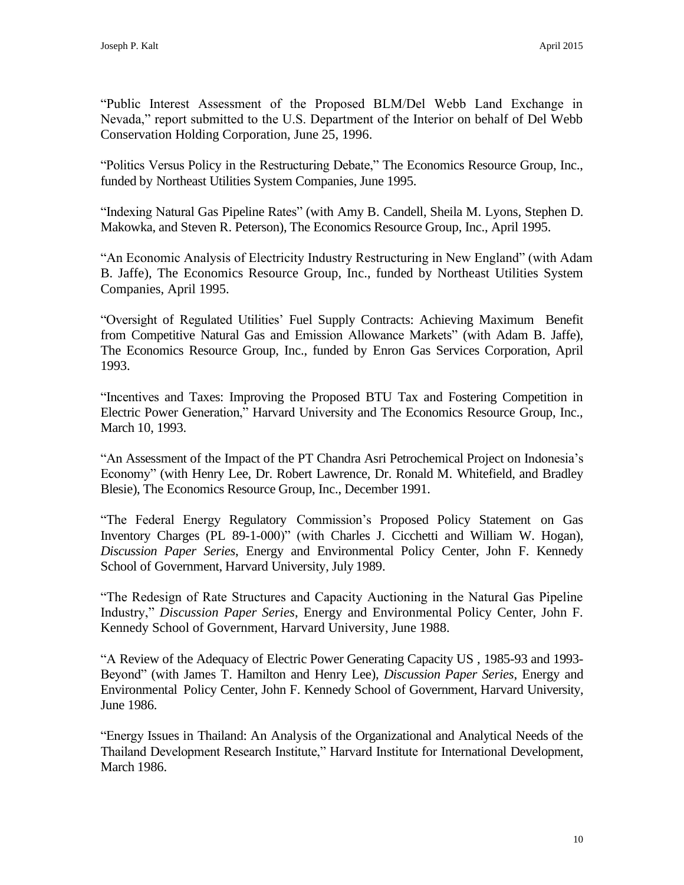"Public Interest Assessment of the Proposed BLM/Del Webb Land Exchange in Nevada," report submitted to the U.S. Department of the Interior on behalf of Del Webb Conservation Holding Corporation, June 25, 1996.

"Politics Versus Policy in the Restructuring Debate," The Economics Resource Group, Inc., funded by Northeast Utilities System Companies, June 1995.

"Indexing Natural Gas Pipeline Rates" (with Amy B. Candell, Sheila M. Lyons, Stephen D. Makowka, and Steven R. Peterson), The Economics Resource Group, Inc., April 1995.

"An Economic Analysis of Electricity Industry Restructuring in New England" (with Adam B. Jaffe), The Economics Resource Group, Inc., funded by Northeast Utilities System Companies, April 1995.

"Oversight of Regulated Utilities' Fuel Supply Contracts: Achieving Maximum Benefit from Competitive Natural Gas and Emission Allowance Markets" (with Adam B. Jaffe), The Economics Resource Group, Inc., funded by Enron Gas Services Corporation, April 1993.

"Incentives and Taxes: Improving the Proposed BTU Tax and Fostering Competition in Electric Power Generation," Harvard University and The Economics Resource Group, Inc., March 10, 1993.

"An Assessment of the Impact of the PT Chandra Asri Petrochemical Project on Indonesia's Economy" (with Henry Lee, Dr. Robert Lawrence, Dr. Ronald M. Whitefield, and Bradley Blesie), The Economics Resource Group, Inc., December 1991.

"The Federal Energy Regulatory Commission's Proposed Policy Statement on Gas Inventory Charges (PL 89-1-000)" (with Charles J. Cicchetti and William W. Hogan), *Discussion Paper Series*, Energy and Environmental Policy Center, John F. Kennedy School of Government, Harvard University, July 1989.

"The Redesign of Rate Structures and Capacity Auctioning in the Natural Gas Pipeline Industry," *Discussion Paper Series*, Energy and Environmental Policy Center, John F. Kennedy School of Government, Harvard University, June 1988.

"A Review of the Adequacy of Electric Power Generating Capacity US , 1985-93 and 1993-Beyond" (with James T. Hamilton and Henry Lee), *Discussion Paper Series*, Energy and Environmental Policy Center, John F. Kennedy School of Government, Harvard University, June 1986.

"Energy Issues in Thailand: An Analysis of the Organizational and Analytical Needs of the Thailand Development Research Institute," Harvard Institute for International Development, March 1986.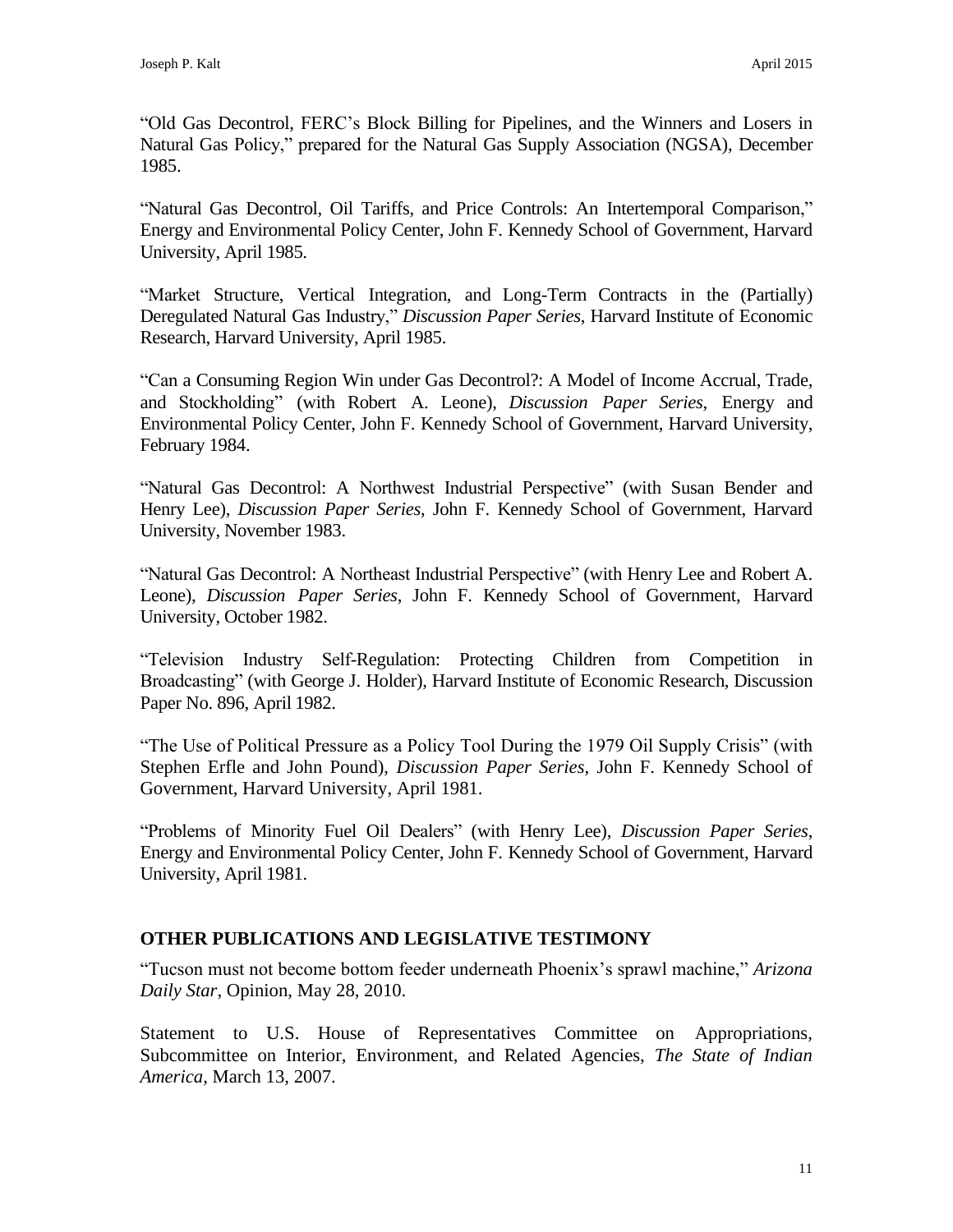"Old Gas Decontrol, FERC's Block Billing for Pipelines, and the Winners and Losers in Natural Gas Policy," prepared for the Natural Gas Supply Association (NGSA), December 1985.

"Natural Gas Decontrol, Oil Tariffs, and Price Controls: An Intertemporal Comparison," Energy and Environmental Policy Center, John F. Kennedy School of Government, Harvard University, April 1985.

"Market Structure, Vertical Integration, and Long-Term Contracts in the (Partially) Deregulated Natural Gas Industry," *Discussion Paper Series,* Harvard Institute of Economic Research, Harvard University, April 1985.

"Can a Consuming Region Win under Gas Decontrol?: A Model of Income Accrual, Trade, and Stockholding" (with Robert A. Leone), *Discussion Paper Series*, Energy and Environmental Policy Center, John F. Kennedy School of Government, Harvard University, February 1984.

"Natural Gas Decontrol: A Northwest Industrial Perspective" (with Susan Bender and Henry Lee), *Discussion Paper Series*, John F. Kennedy School of Government, Harvard University, November 1983.

"Natural Gas Decontrol: A Northeast Industrial Perspective" (with Henry Lee and Robert A. Leone), *Discussion Paper Series*, John F. Kennedy School of Government, Harvard University, October 1982.

"Television Industry Self-Regulation: Protecting Children from Competition in Broadcasting" (with George J. Holder), Harvard Institute of Economic Research, Discussion Paper No. 896, April 1982.

"The Use of Political Pressure as a Policy Tool During the 1979 Oil Supply Crisis" (with Stephen Erfle and John Pound), *Discussion Paper Series,* John F. Kennedy School of Government, Harvard University, April 1981.

"Problems of Minority Fuel Oil Dealers" (with Henry Lee), *Discussion Paper Series*, Energy and Environmental Policy Center, John F. Kennedy School of Government, Harvard University, April 1981.

## OTHER PUBLICATIONS AND LEGISLATIVE TESTIMONY

"Tucson must not become bottom feeder underneath Phoenix's sprawl machine," *Arizona Daily Star*, Opinion, May 28, 2010.

Statement to U.S. House of Representatives Committee on Appropriations, Subcommittee on Interior, Environment, and Related Agencies, *The State of Indian America*, March 13, 2007.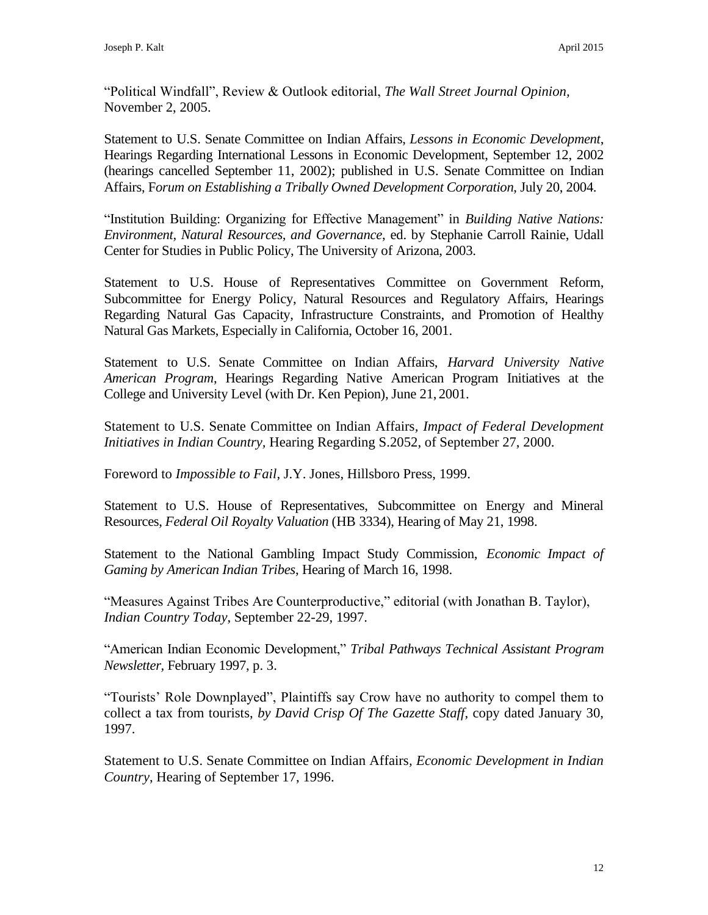"Political Windfall", Review & Outlook editorial, *The Wall Street Journal Opinion*, November 2, 2005.

Statement to U.S. Senate Committee on Indian Affairs, *Lessons in Economic Development*, Hearings Regarding International Lessons in Economic Development, September 12, 2002 (hearings cancelled September 11, 2002); published in U.S. Senate Committee on Indian Affairs, F*orum on Establishing a Tribally Owned Development Corporation*, July 20, 2004.

"Institution Building: Organizing for Effective Management" in *Building Native Nations: Environment, Natural Resources, and Governance*, ed. by Stephanie Carroll Rainie, Udall Center for Studies in Public Policy, The University of Arizona, 2003.

Statement to U.S. House of Representatives Committee on Government Reform, Subcommittee for Energy Policy, Natural Resources and Regulatory Affairs, Hearings Regarding Natural Gas Capacity, Infrastructure Constraints, and Promotion of Healthy Natural Gas Markets, Especially in California, October 16, 2001.

Statement to U.S. Senate Committee on Indian Affairs, *Harvard University Native American Program*, Hearings Regarding Native American Program Initiatives at the College and University Level (with Dr. Ken Pepion), June 21, 2001.

Statement to U.S. Senate Committee on Indian Affairs, *Impact of Federal Development Initiatives in Indian Country*, Hearing Regarding S.2052, of September 27, 2000.

Foreword to *Impossible to Fail*, J.Y. Jones, Hillsboro Press, 1999.

Statement to U.S. House of Representatives, Subcommittee on Energy and Mineral Resources, *Federal Oil Royalty Valuation* (HB 3334), Hearing of May 21, 1998.

Statement to the National Gambling Impact Study Commission, *Economic Impact of Gaming by American Indian Tribes*, Hearing of March 16, 1998.

"Measures Against Tribes Are Counterproductive," editorial (with Jonathan B. Taylor), *Indian Country Today*, September 22-29, 1997.

"American Indian Economic Development," *Tribal Pathways Technical Assistant Program Newsletter*, February 1997, p. 3.

"Tourists' Role Downplayed", Plaintiffs say Crow have no authority to compel them to collect a tax from tourists, *by David Crisp Of The Gazette Staff*, copy dated January 30, 1997.

Statement to U.S. Senate Committee on Indian Affairs, *Economic Development in Indian Country*, Hearing of September 17, 1996.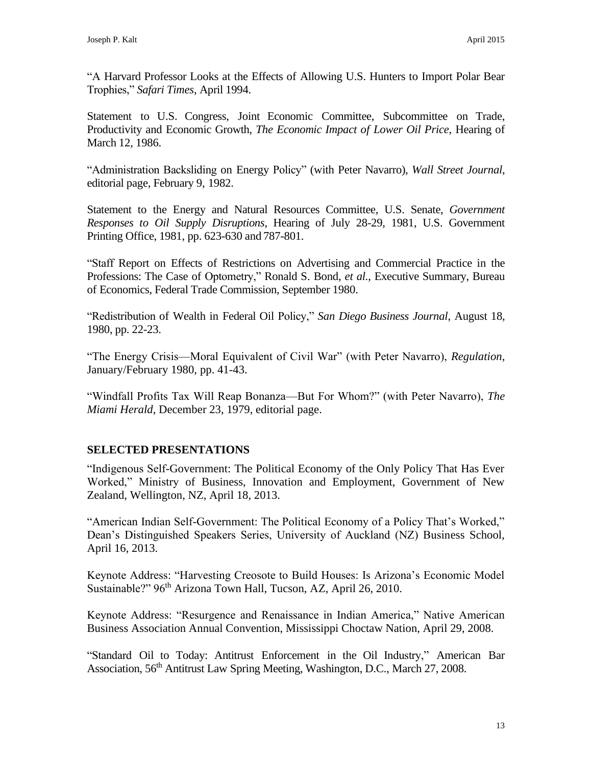"A Harvard Professor Looks at the Effects of Allowing U.S. Hunters to Import Polar Bear Trophies," *Safari Times*, April 1994.

Statement to U.S. Congress, Joint Economic Committee, Subcommittee on Trade, Productivity and Economic Growth, *The Economic Impact of Lower Oil Price*, Hearing of March 12, 1986.

"Administration Backsliding on Energy Policy" (with Peter Navarro), *Wall Street Journal*, editorial page, February 9, 1982.

Statement to the Energy and Natural Resources Committee, U.S. Senate, *Government Responses to Oil Supply Disruptions*, Hearing of July 28-29, 1981, U.S. Government Printing Office, 1981, pp. 623-630 and 787-801.

"Staff Report on Effects of Restrictions on Advertising and Commercial Practice in the Professions: The Case of Optometry," Ronald S. Bond, *et al.*, Executive Summary, Bureau of Economics, Federal Trade Commission, September 1980.

"Redistribution of Wealth in Federal Oil Policy," *San Diego Business Journal*, August 18, 1980, pp. 22-23.

"The Energy Crisis—Moral Equivalent of Civil War" (with Peter Navarro), *Regulation*, January/February 1980, pp. 41-43.

"Windfall Profits Tax Will Reap Bonanza—But For Whom?" (with Peter Navarro), *The Miami Herald*, December 23, 1979, editorial page.

## SELECTED PRESENTATIONS

"Indigenous Self-Government: The Political Economy of the Only Policy That Has Ever Worked," Ministry of Business, Innovation and Employment, Government of New Zealand, Wellington, NZ, April 18, 2013.

"American Indian Self-Government: The Political Economy of a Policy That's Worked," Dean's Distinguished Speakers Series, University of Auckland (NZ) Business School, April 16, 2013.

Keynote Address: "Harvesting Creosote to Build Houses: Is Arizona's Economic Model Sustainable?" 96th Arizona Town Hall, Tucson, AZ, April 26, 2010.

Keynote Address: "Resurgence and Renaissance in Indian America," Native American Business Association Annual Convention, Mississippi Choctaw Nation, April 29, 2008.

"Standard Oil to Today: Antitrust Enforcement in the Oil Industry," American Bar Association, 56th Antitrust Law Spring Meeting, Washington, D.C., March 27, 2008.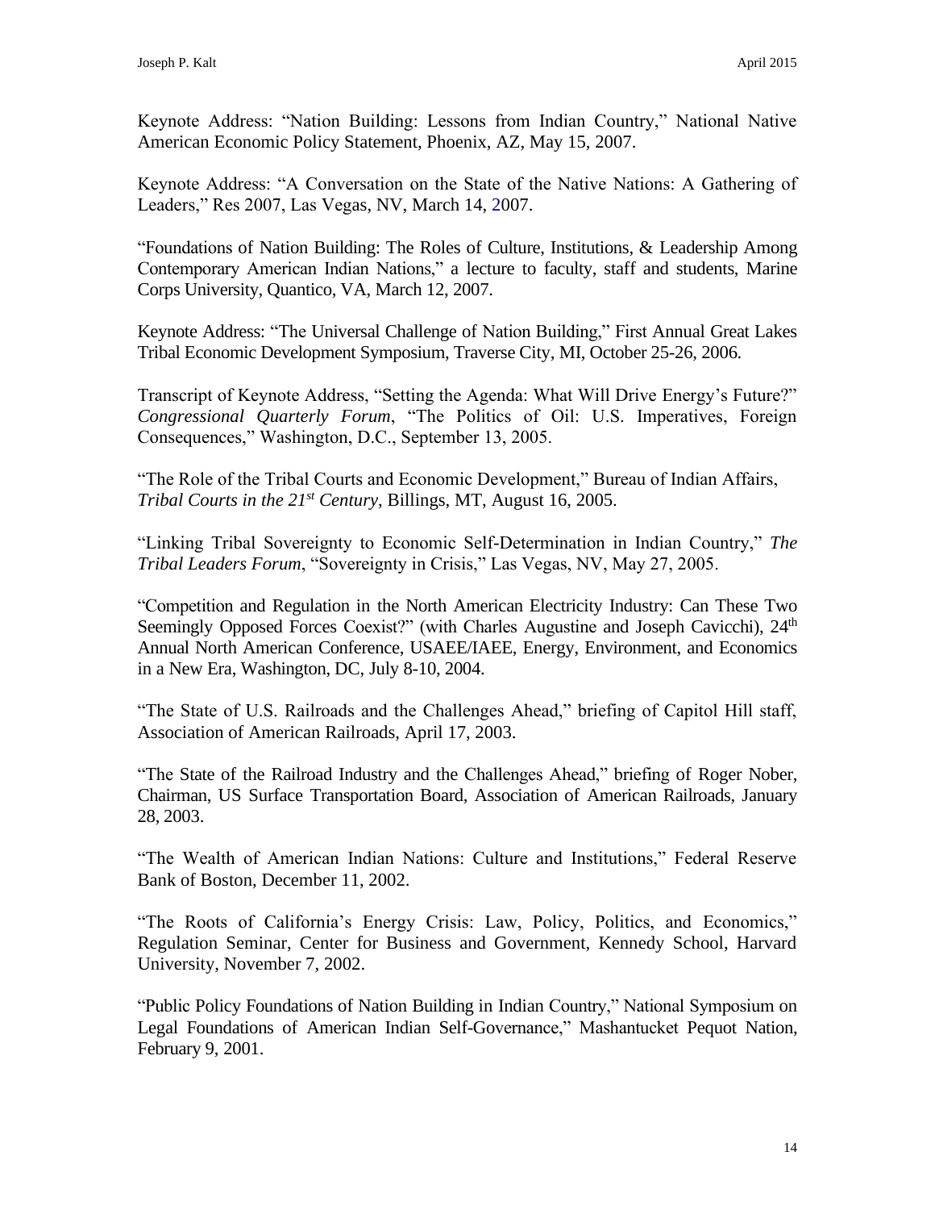Keynote Address: “Nation Building: Lessons from Indian Country,” National Native American Economic Policy Statement, Phoenix, AZ, May 15, 2007.

Keynote Address: “A Conversation on the State of the Native Nations: A Gathering of Leaders,” Res 2007, Las Vegas, NV, March 14, 2007.

“Foundations of Nation Building: The Roles of Culture, Institutions, & Leadership Among Contemporary American Indian Nations,” a lecture to faculty, staff and students, Marine Corps University, Quantico, VA, March 12, 2007.

Keynote Address: “The Universal Challenge of Nation Building,” First Annual Great Lakes Tribal Economic Development Symposium, Traverse City, MI, October 25-26, 2006.

Transcript of Keynote Address, “Setting the Agenda: What Will Drive Energy’s Future?” *Congressional Quarterly Forum*, “The Politics of Oil: U.S. Imperatives, Foreign Consequences,” Washington, D.C., September 13, 2005.

“The Role of the Tribal Courts and Economic Development,” Bureau of Indian Affairs, *Tribal Courts in the 21st Century*, Billings, MT, August 16, 2005.

“Linking Tribal Sovereignty to Economic Self-Determination in Indian Country,” *The Tribal Leaders Forum*, “Sovereignty in Crisis,” Las Vegas, NV, May 27, 2005.

“Competition and Regulation in the North American Electricity Industry: Can These Two Seemingly Opposed Forces Coexist?” (with Charles Augustine and Joseph Cavicchi), 24th Annual North American Conference, USAEE/IAEE, Energy, Environment, and Economics in a New Era, Washington, DC, July 8-10, 2004.

“The State of U.S. Railroads and the Challenges Ahead,” briefing of Capitol Hill staff, Association of American Railroads, April 17, 2003.

“The State of the Railroad Industry and the Challenges Ahead,” briefing of Roger Nober, Chairman, US Surface Transportation Board, Association of American Railroads, January 28, 2003.

“The Wealth of American Indian Nations: Culture and Institutions,” Federal Reserve Bank of Boston, December 11, 2002.

“The Roots of California’s Energy Crisis: Law, Policy, Politics, and Economics,” Regulation Seminar, Center for Business and Government, Kennedy School, Harvard University, November 7, 2002.

“Public Policy Foundations of Nation Building in Indian Country,” National Symposium on Legal Foundations of American Indian Self-Governance,” Mashantucket Pequot Nation, February 9, 2001.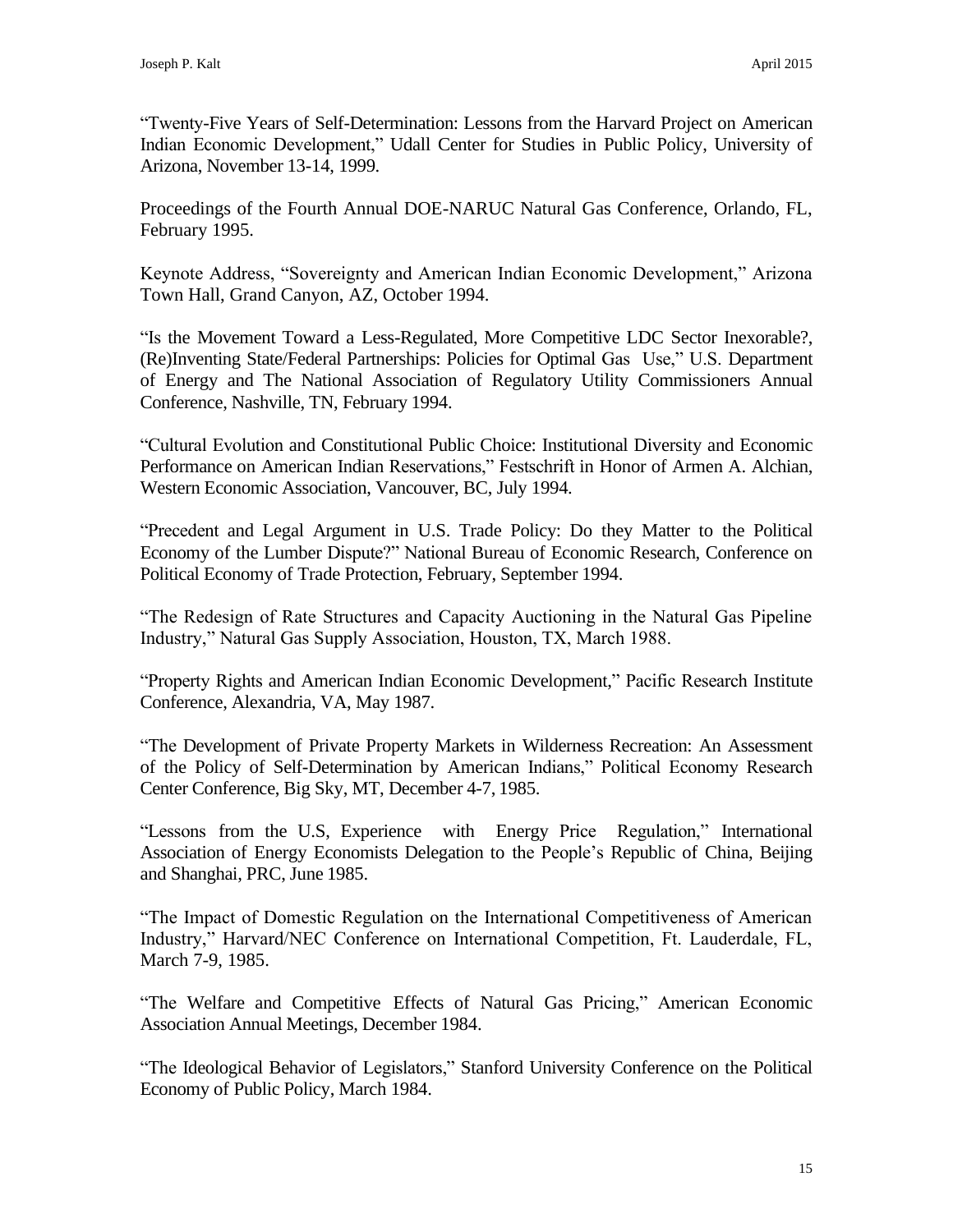"Twenty-Five Years of Self-Determination: Lessons from the Harvard Project on American Indian Economic Development," Udall Center for Studies in Public Policy, University of Arizona, November 13-14, 1999.

Proceedings of the Fourth Annual DOE-NARUC Natural Gas Conference, Orlando, FL, February 1995.

Keynote Address, "Sovereignty and American Indian Economic Development," Arizona Town Hall, Grand Canyon, AZ, October 1994.

"Is the Movement Toward a Less-Regulated, More Competitive LDC Sector Inexorable?, (Re)Inventing State/Federal Partnerships: Policies for Optimal Gas Use," U.S. Department of Energy and The National Association of Regulatory Utility Commissioners Annual Conference, Nashville, TN, February 1994.

"Cultural Evolution and Constitutional Public Choice: Institutional Diversity and Economic Performance on American Indian Reservations," Festschrift in Honor of Armen A. Alchian, Western Economic Association, Vancouver, BC, July 1994.

"Precedent and Legal Argument in U.S. Trade Policy: Do they Matter to the Political Economy of the Lumber Dispute?" National Bureau of Economic Research, Conference on Political Economy of Trade Protection, February, September 1994.

"The Redesign of Rate Structures and Capacity Auctioning in the Natural Gas Pipeline Industry," Natural Gas Supply Association, Houston, TX, March 1988.

"Property Rights and American Indian Economic Development," Pacific Research Institute Conference, Alexandria, VA, May 1987.

"The Development of Private Property Markets in Wilderness Recreation: An Assessment of the Policy of Self-Determination by American Indians," Political Economy Research Center Conference, Big Sky, MT, December 4-7, 1985.

"Lessons from the U.S, Experience with Energy Price Regulation," International Association of Energy Economists Delegation to the People's Republic of China, Beijing and Shanghai, PRC, June 1985.

"The Impact of Domestic Regulation on the International Competitiveness of American Industry," Harvard/NEC Conference on International Competition, Ft. Lauderdale, FL, March 7-9, 1985.

"The Welfare and Competitive Effects of Natural Gas Pricing," American Economic Association Annual Meetings, December 1984.

"The Ideological Behavior of Legislators," Stanford University Conference on the Political Economy of Public Policy, March 1984.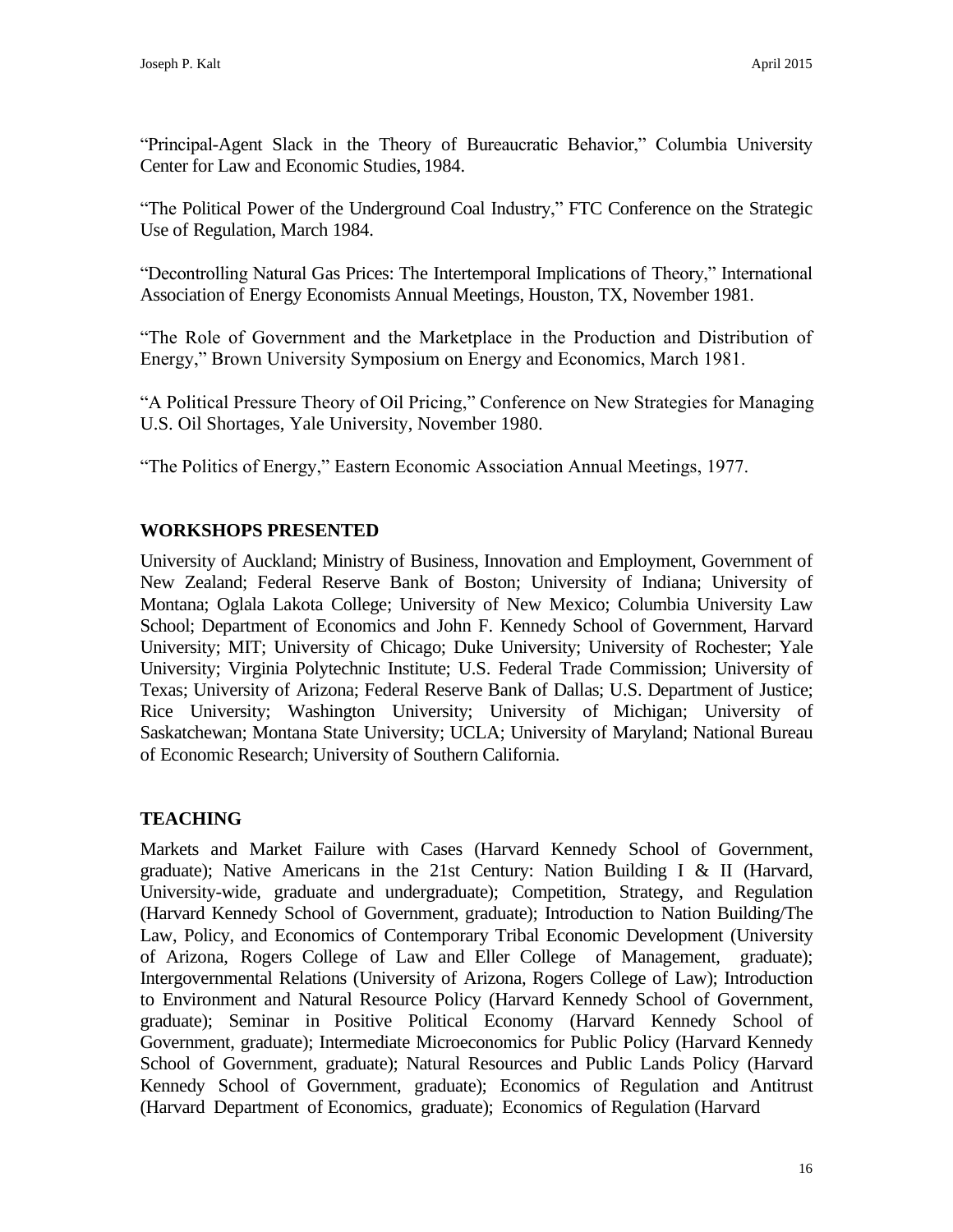"Principal-Agent Slack in the Theory of Bureaucratic Behavior," Columbia University Center for Law and Economic Studies, 1984.

"The Political Power of the Underground Coal Industry," FTC Conference on the Strategic Use of Regulation, March 1984.

"Decontrolling Natural Gas Prices: The Intertemporal Implications of Theory," International Association of Energy Economists Annual Meetings, Houston, TX, November 1981.

"The Role of Government and the Marketplace in the Production and Distribution of Energy," Brown University Symposium on Energy and Economics, March 1981.

"A Political Pressure Theory of Oil Pricing," Conference on New Strategies for Managing U.S. Oil Shortages, Yale University, November 1980.

"The Politics of Energy," Eastern Economic Association Annual Meetings, 1977.

## WORKSHOPS PRESENTED

University of Auckland; Ministry of Business, Innovation and Employment, Government of New Zealand; Federal Reserve Bank of Boston; University of Indiana; University of Montana; Oglala Lakota College; University of New Mexico; Columbia University Law School; Department of Economics and John F. Kennedy School of Government, Harvard University; MIT; University of Chicago; Duke University; University of Rochester; Yale University; Virginia Polytechnic Institute; U.S. Federal Trade Commission; University of Texas; University of Arizona; Federal Reserve Bank of Dallas; U.S. Department of Justice; Rice University; Washington University; University of Michigan; University of Saskatchewan; Montana State University; UCLA; University of Maryland; National Bureau of Economic Research; University of Southern California.

## TEACHING

Markets and Market Failure with Cases (Harvard Kennedy School of Government, graduate); Native Americans in the 21st Century: Nation Building I & II (Harvard, University-wide, graduate and undergraduate); Competition, Strategy, and Regulation (Harvard Kennedy School of Government, graduate); Introduction to Nation Building/The Law, Policy, and Economics of Contemporary Tribal Economic Development (University of Arizona, Rogers College of Law and Eller College of Management, graduate); Intergovernmental Relations (University of Arizona, Rogers College of Law); Introduction to Environment and Natural Resource Policy (Harvard Kennedy School of Government, graduate); Seminar in Positive Political Economy (Harvard Kennedy School of Government, graduate); Intermediate Microeconomics for Public Policy (Harvard Kennedy School of Government, graduate); Natural Resources and Public Lands Policy (Harvard Kennedy School of Government, graduate); Economics of Regulation and Antitrust (Harvard Department of Economics, graduate); Economics of Regulation (Harvard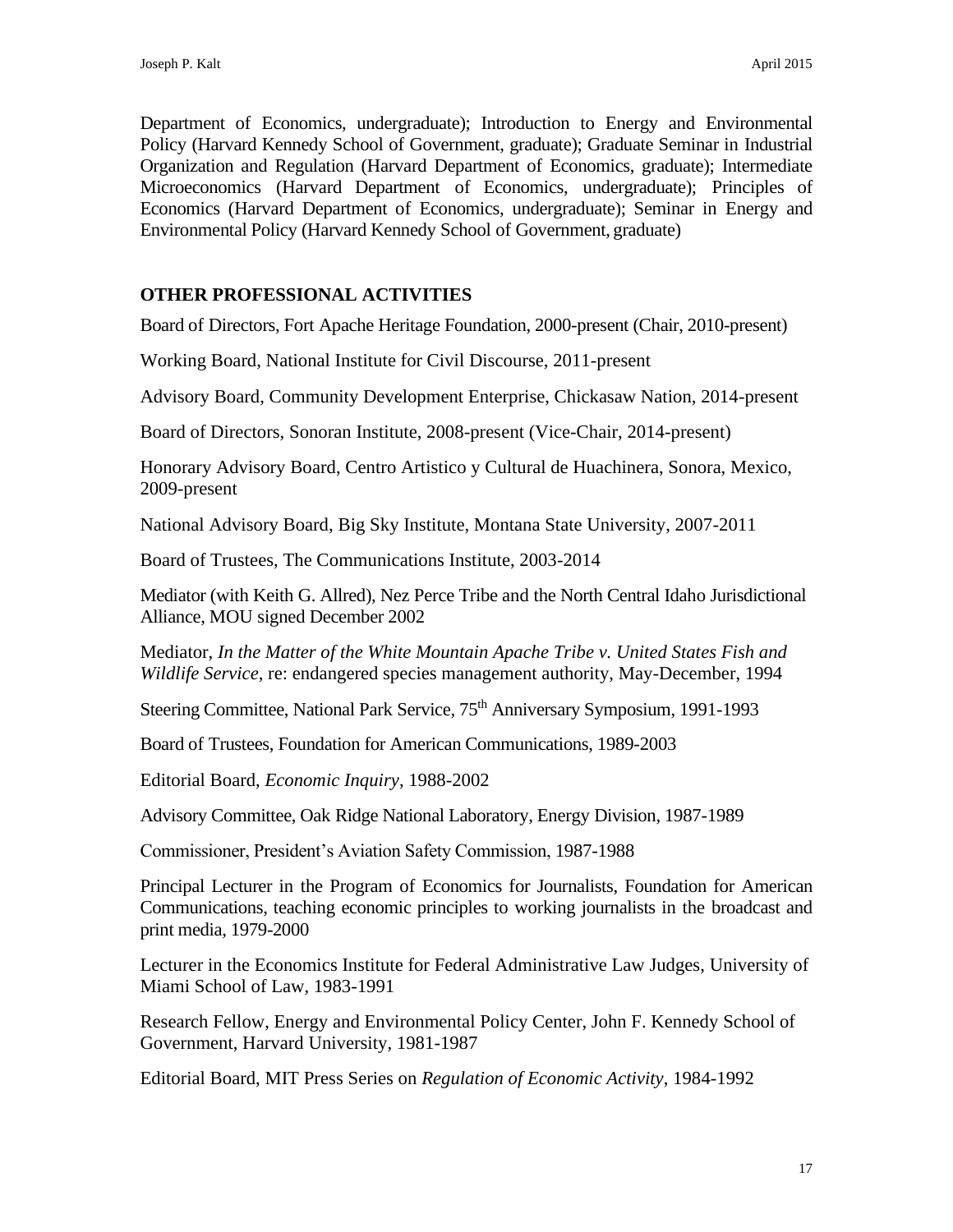Department of Economics, undergraduate); Introduction to Energy and Environmental Policy (Harvard Kennedy School of Government, graduate); Graduate Seminar in Industrial Organization and Regulation (Harvard Department of Economics, graduate); Intermediate Microeconomics (Harvard Department of Economics, undergraduate); Principles of Economics (Harvard Department of Economics, undergraduate); Seminar in Energy and Environmental Policy (Harvard Kennedy School of Government, graduate)

## OTHER PROFESSIONAL ACTIVITIES

Board of Directors, Fort Apache Heritage Foundation, 2000-present (Chair, 2010-present)

Working Board, National Institute for Civil Discourse, 2011-present

Advisory Board, Community Development Enterprise, Chickasaw Nation, 2014-present

Board of Directors, Sonoran Institute, 2008-present (Vice-Chair, 2014-present)

Honorary Advisory Board, Centro Artistico y Cultural de Huachinera, Sonora, Mexico, 2009-present

National Advisory Board, Big Sky Institute, Montana State University, 2007-2011

Board of Trustees, The Communications Institute, 2003-2014

Mediator (with Keith G. Allred), Nez Perce Tribe and the North Central Idaho Jurisdictional Alliance, MOU signed December 2002

Mediator, *In the Matter of the White Mountain Apache Tribe v. United States Fish and Wildlife Service*, re: endangered species management authority, May-December, 1994

Steering Committee, National Park Service, 75th Anniversary Symposium, 1991-1993

Board of Trustees, Foundation for American Communications, 1989-2003

Editorial Board, *Economic Inquiry*, 1988-2002

Advisory Committee, Oak Ridge National Laboratory, Energy Division, 1987-1989

Commissioner, President's Aviation Safety Commission, 1987-1988

Principal Lecturer in the Program of Economics for Journalists, Foundation for American Communications, teaching economic principles to working journalists in the broadcast and print media, 1979-2000

Lecturer in the Economics Institute for Federal Administrative Law Judges, University of Miami School of Law, 1983-1991

Research Fellow, Energy and Environmental Policy Center, John F. Kennedy School of Government, Harvard University, 1981-1987

Editorial Board, MIT Press Series on *Regulation of Economic Activity*, 1984-1992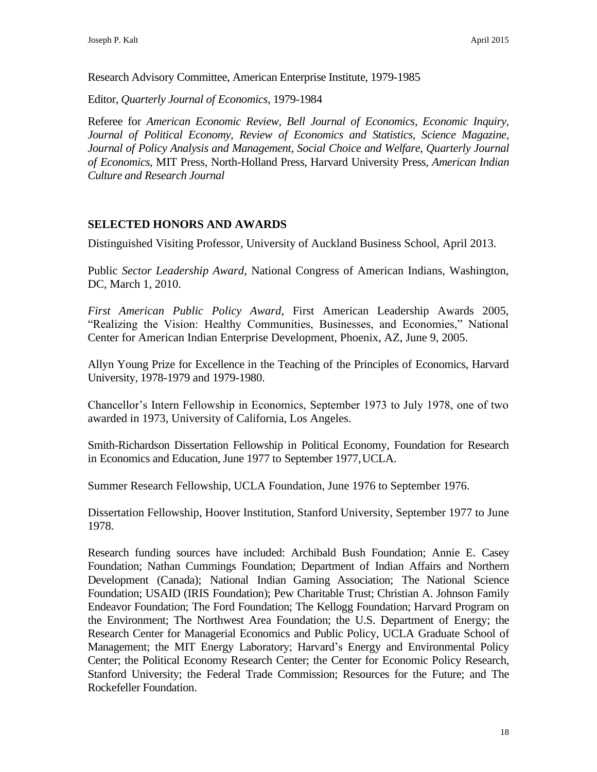Research Advisory Committee, American Enterprise Institute, 1979-1985

Editor, *Quarterly Journal of Economics*, 1979-1984

Referee for *American Economic Review, Bell Journal of Economics, Economic Inquiry, Journal of Political Economy, Review of Economics and Statistics, Science Magazine, Journal of Policy Analysis and Management, Social Choice and Welfare, Quarterly Journal of Economics*, MIT Press, North-Holland Press, Harvard University Press, *American Indian Culture and Research Journal*

## SELECTED HONORS AND AWARDS

Distinguished Visiting Professor, University of Auckland Business School, April 2013.

Public *Sector Leadership Award*, National Congress of American Indians, Washington, DC, March 1, 2010.

*First American Public Policy Award*, First American Leadership Awards 2005, "Realizing the Vision: Healthy Communities, Businesses, and Economies," National Center for American Indian Enterprise Development, Phoenix, AZ, June 9, 2005.

Allyn Young Prize for Excellence in the Teaching of the Principles of Economics, Harvard University, 1978-1979 and 1979-1980.

Chancellor's Intern Fellowship in Economics, September 1973 to July 1978, one of two awarded in 1973, University of California, Los Angeles.

Smith-Richardson Dissertation Fellowship in Political Economy, Foundation for Research in Economics and Education, June 1977 to September 1977, UCLA.

Summer Research Fellowship, UCLA Foundation, June 1976 to September 1976.

Dissertation Fellowship, Hoover Institution, Stanford University, September 1977 to June 1978.

Research funding sources have included: Archibald Bush Foundation; Annie E. Casey Foundation; Nathan Cummings Foundation; Department of Indian Affairs and Northern Development (Canada); National Indian Gaming Association; The National Science Foundation; USAID (IRIS Foundation); Pew Charitable Trust; Christian A. Johnson Family Endeavor Foundation; The Ford Foundation; The Kellogg Foundation; Harvard Program on the Environment; The Northwest Area Foundation; the U.S. Department of Energy; the Research Center for Managerial Economics and Public Policy, UCLA Graduate School of Management; the MIT Energy Laboratory; Harvard's Energy and Environmental Policy Center; the Political Economy Research Center; the Center for Economic Policy Research, Stanford University; the Federal Trade Commission; Resources for the Future; and The Rockefeller Foundation.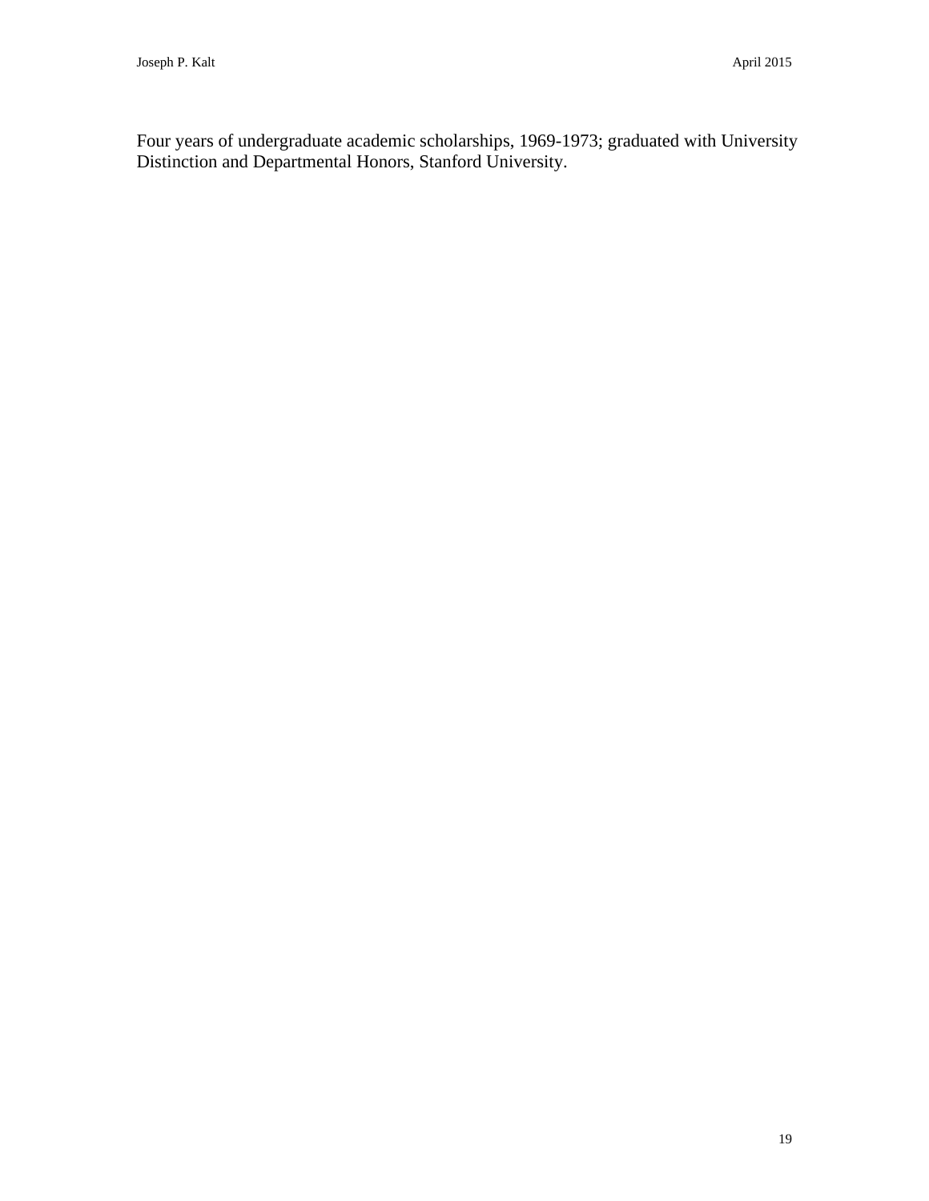Four years of undergraduate academic scholarships, 1969-1973; graduated with University Distinction and Departmental Honors, Stanford University.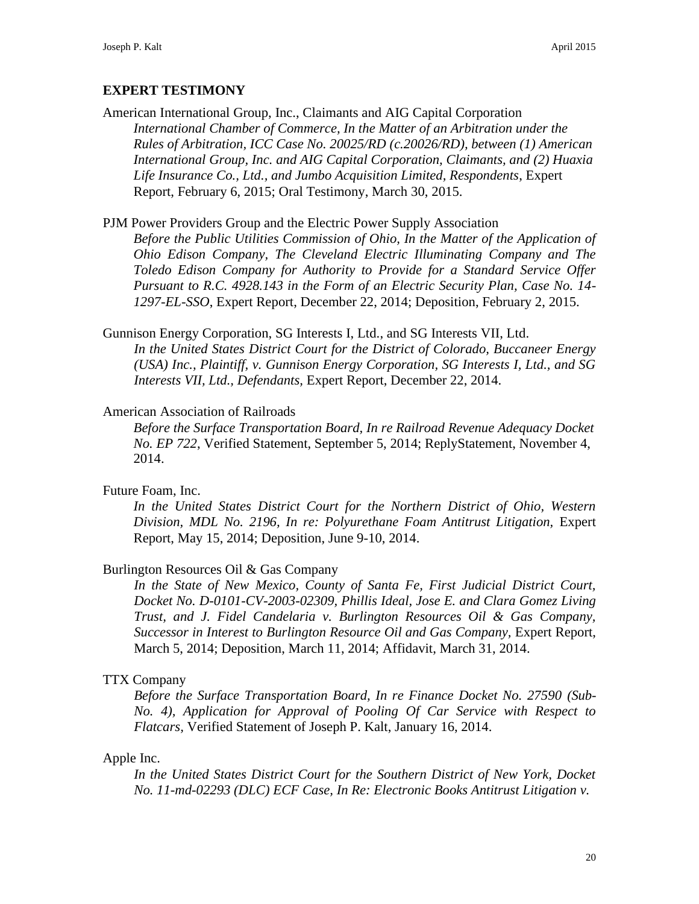## EXPERT TESTIMONY

American International Group, Inc., Claimants and AIG Capital Corporation
*International Chamber of Commerce, In the Matter of an Arbitration under the Rules of Arbitration, ICC Case No. 20025/RD (c.20026/RD), between (1) American International Group, Inc. and AIG Capital Corporation, Claimants, and (2) Huaxia Life Insurance Co., Ltd., and Jumbo Acquisition Limited, Respondents*, Expert Report, February 6, 2015; Oral Testimony, March 30, 2015.

PJM Power Providers Group and the Electric Power Supply Association
*Before the Public Utilities Commission of Ohio, In the Matter of the Application of Ohio Edison Company, The Cleveland Electric Illuminating Company and The Toledo Edison Company for Authority to Provide for a Standard Service Offer Pursuant to R.C. 4928.143 in the Form of an Electric Security Plan, Case No. 14-1297-EL-SSO,* Expert Report, December 22, 2014; Deposition, February 2, 2015.

Gunnison Energy Corporation, SG Interests I, Ltd., and SG Interests VII, Ltd.
*In the United States District Court for the District of Colorado, Buccaneer Energy (USA) Inc., Plaintiff, v. Gunnison Energy Corporation, SG Interests I, Ltd., and SG Interests VII, Ltd., Defendants,* Expert Report, December 22, 2014.

American Association of Railroads
*Before the Surface Transportation Board, In re Railroad Revenue Adequacy Docket No. EP 722*, Verified Statement, September 5, 2014; ReplyStatement, November 4, 2014.

Future Foam, Inc.
*In the United States District Court for the Northern District of Ohio, Western Division, MDL No. 2196, In re: Polyurethane Foam Antitrust Litigation,* Expert Report, May 15, 2014; Deposition, June 9-10, 2014.

Burlington Resources Oil & Gas Company
*In the State of New Mexico, County of Santa Fe, First Judicial District Court, Docket No. D-0101-CV-2003-02309, Phillis Ideal, Jose E. and Clara Gomez Living Trust, and J. Fidel Candelaria v. Burlington Resources Oil & Gas Company, Successor in Interest to Burlington Resource Oil and Gas Company,* Expert Report, March 5, 2014; Deposition, March 11, 2014; Affidavit, March 31, 2014.

TTX Company
*Before the Surface Transportation Board, In re Finance Docket No. 27590 (Sub-No. 4), Application for Approval of Pooling Of Car Service with Respect to Flatcars,* Verified Statement of Joseph P. Kalt, January 16, 2014.

Apple Inc.
*In the United States District Court for the Southern District of New York, Docket No. 11-md-02293 (DLC) ECF Case, In Re: Electronic Books Antitrust Litigation v.*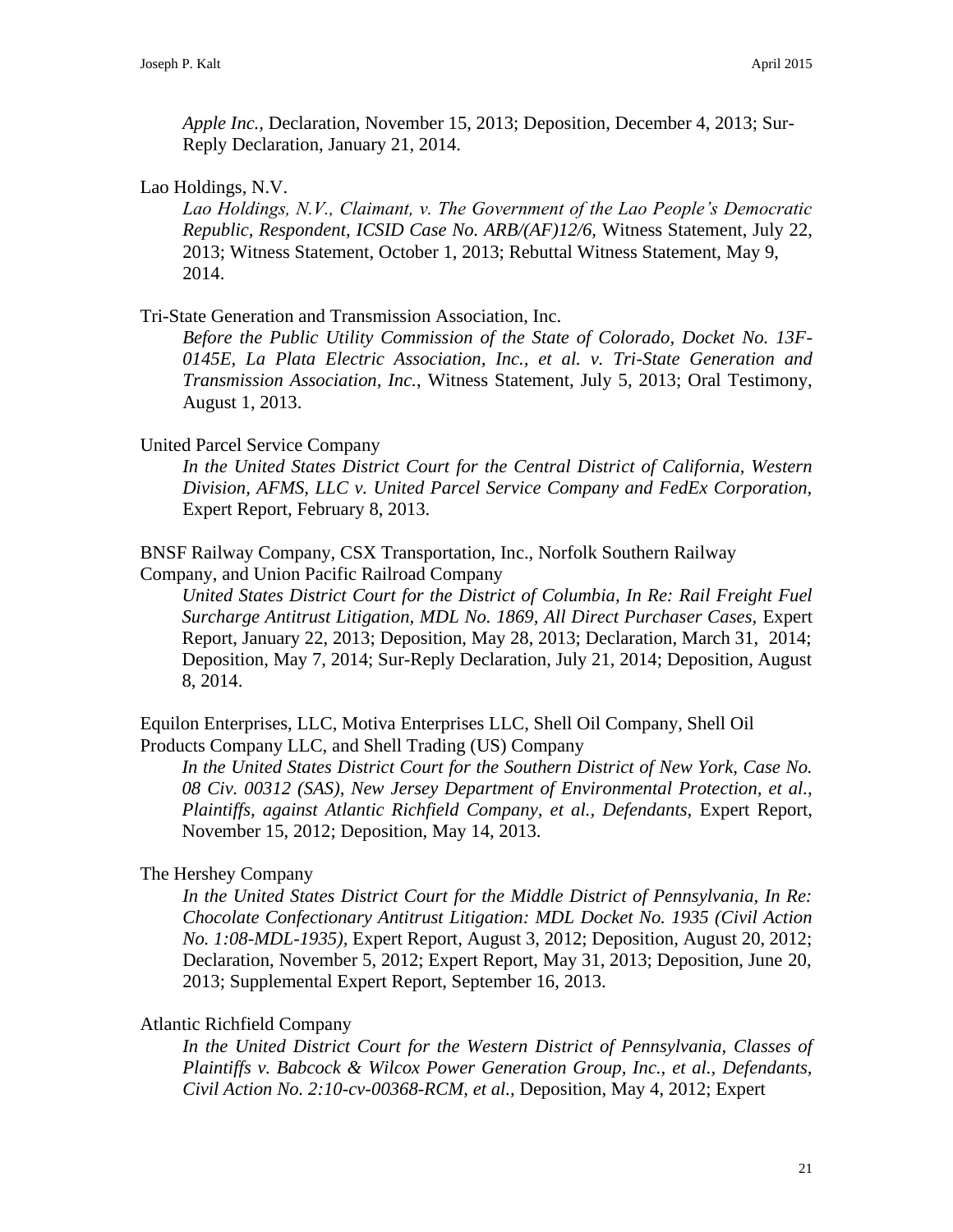*Apple Inc.,* Declaration, November 15, 2013; Deposition, December 4, 2013; Sur-Reply Declaration, January 21, 2014.

Lao Holdings, N.V.

*Lao Holdings, N.V., Claimant, v. The Government of the Lao People's Democratic Republic, Respondent, ICSID Case No. ARB/(AF)12/6,* Witness Statement, July 22, 2013; Witness Statement, October 1, 2013; Rebuttal Witness Statement, May 9, 2014.

Tri-State Generation and Transmission Association, Inc.

*Before the Public Utility Commission of the State of Colorado, Docket No. 13F-0145E, La Plata Electric Association, Inc., et al. v. Tri-State Generation and Transmission Association, Inc.*, Witness Statement, July 5, 2013; Oral Testimony, August 1, 2013.

United Parcel Service Company

*In the United States District Court for the Central District of California, Western Division, AFMS, LLC v. United Parcel Service Company and FedEx Corporation,* Expert Report, February 8, 2013.

BNSF Railway Company, CSX Transportation, Inc., Norfolk Southern Railway Company, and Union Pacific Railroad Company

*United States District Court for the District of Columbia, In Re: Rail Freight Fuel Surcharge Antitrust Litigation, MDL No. 1869, All Direct Purchaser Cases,* Expert Report, January 22, 2013; Deposition, May 28, 2013; Declaration, March 31, 2014; Deposition, May 7, 2014; Sur-Reply Declaration, July 21, 2014; Deposition, August 8, 2014.

Equilon Enterprises, LLC, Motiva Enterprises LLC, Shell Oil Company, Shell Oil Products Company LLC, and Shell Trading (US) Company

*In the United States District Court for the Southern District of New York, Case No. 08 Civ. 00312 (SAS), New Jersey Department of Environmental Protection, et al., Plaintiffs, against Atlantic Richfield Company, et al., Defendants,* Expert Report, November 15, 2012; Deposition, May 14, 2013.

The Hershey Company

*In the United States District Court for the Middle District of Pennsylvania, In Re: Chocolate Confectionary Antitrust Litigation: MDL Docket No. 1935 (Civil Action No. 1:08-MDL-1935),* Expert Report, August 3, 2012; Deposition, August 20, 2012; Declaration, November 5, 2012; Expert Report, May 31, 2013; Deposition, June 20, 2013; Supplemental Expert Report, September 16, 2013.

Atlantic Richfield Company

*In the United District Court for the Western District of Pennsylvania, Classes of Plaintiffs v. Babcock & Wilcox Power Generation Group, Inc., et al., Defendants, Civil Action No. 2:10-cv-00368-RCM, et al.,* Deposition, May 4, 2012; Expert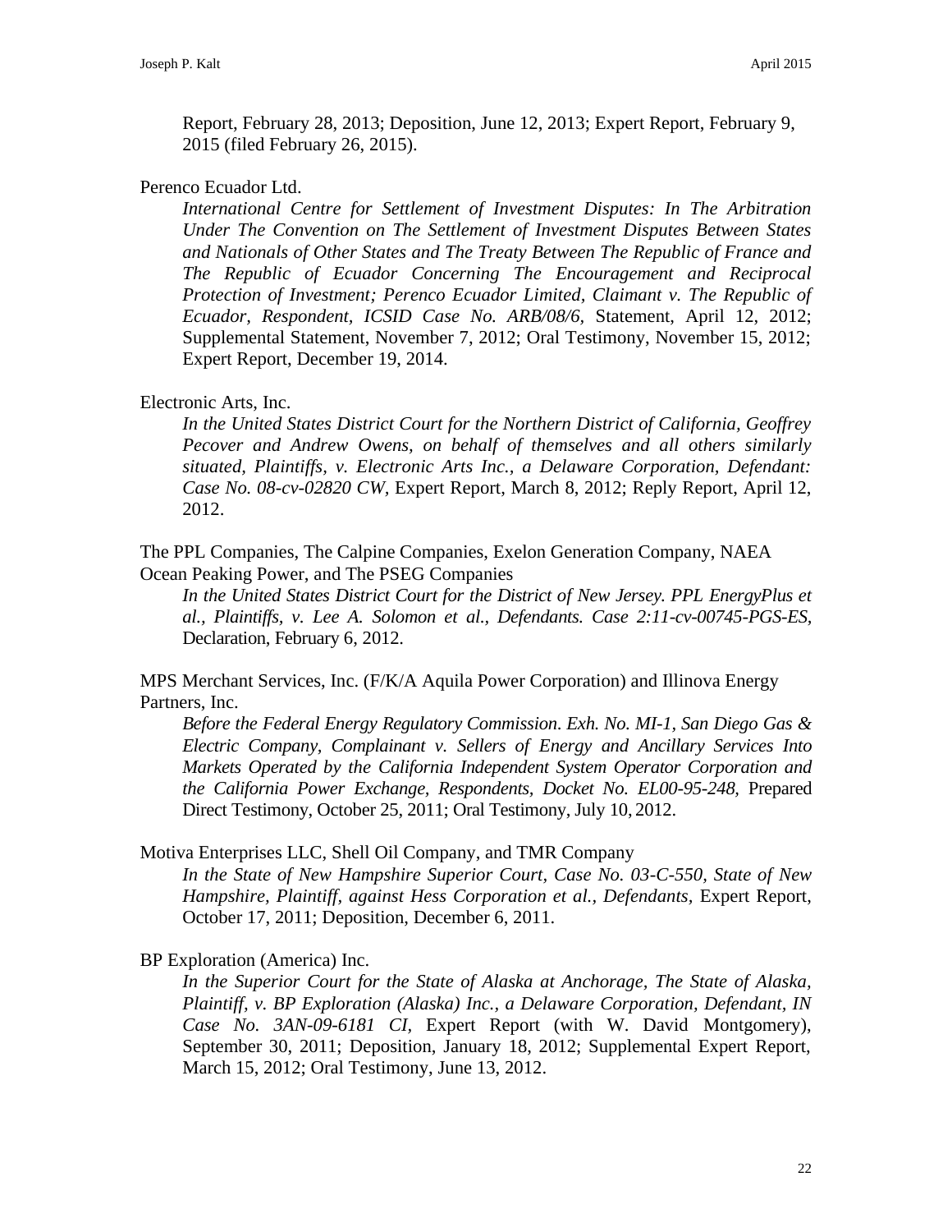Report, February 28, 2013; Deposition, June 12, 2013; Expert Report, February 9, 2015 (filed February 26, 2015).

Perenco Ecuador Ltd.

*International Centre for Settlement of Investment Disputes: In The Arbitration Under The Convention on The Settlement of Investment Disputes Between States and Nationals of Other States and The Treaty Between The Republic of France and The Republic of Ecuador Concerning The Encouragement and Reciprocal Protection of Investment; Perenco Ecuador Limited, Claimant v. The Republic of Ecuador, Respondent, ICSID Case No. ARB/08/6,* Statement, April 12, 2012; Supplemental Statement, November 7, 2012; Oral Testimony, November 15, 2012; Expert Report, December 19, 2014.

Electronic Arts, Inc.

*In the United States District Court for the Northern District of California, Geoffrey Pecover and Andrew Owens, on behalf of themselves and all others similarly situated, Plaintiffs, v. Electronic Arts Inc., a Delaware Corporation, Defendant: Case No. 08-cv-02820 CW,* Expert Report, March 8, 2012; Reply Report, April 12, 2012.

The PPL Companies, The Calpine Companies, Exelon Generation Company, NAEA Ocean Peaking Power, and The PSEG Companies

*In the United States District Court for the District of New Jersey. PPL EnergyPlus et al., Plaintiffs, v. Lee A. Solomon et al., Defendants. Case 2:11-cv-00745-PGS-ES,* Declaration, February 6, 2012.

MPS Merchant Services, Inc. (F/K/A Aquila Power Corporation) and Illinova Energy Partners, Inc.

*Before the Federal Energy Regulatory Commission. Exh. No. MI-1, San Diego Gas & Electric Company, Complainant v. Sellers of Energy and Ancillary Services Into Markets Operated by the California Independent System Operator Corporation and the California Power Exchange, Respondents, Docket No. EL00-95-248,* Prepared Direct Testimony, October 25, 2011; Oral Testimony, July 10, 2012.

Motiva Enterprises LLC, Shell Oil Company, and TMR Company

*In the State of New Hampshire Superior Court, Case No. 03-C-550, State of New Hampshire, Plaintiff, against Hess Corporation et al., Defendants,* Expert Report, October 17, 2011; Deposition, December 6, 2011.

BP Exploration (America) Inc.

*In the Superior Court for the State of Alaska at Anchorage, The State of Alaska, Plaintiff, v. BP Exploration (Alaska) Inc., a Delaware Corporation, Defendant, IN Case No. 3AN-09-6181 CI,* Expert Report (with W. David Montgomery), September 30, 2011; Deposition, January 18, 2012; Supplemental Expert Report, March 15, 2012; Oral Testimony, June 13, 2012.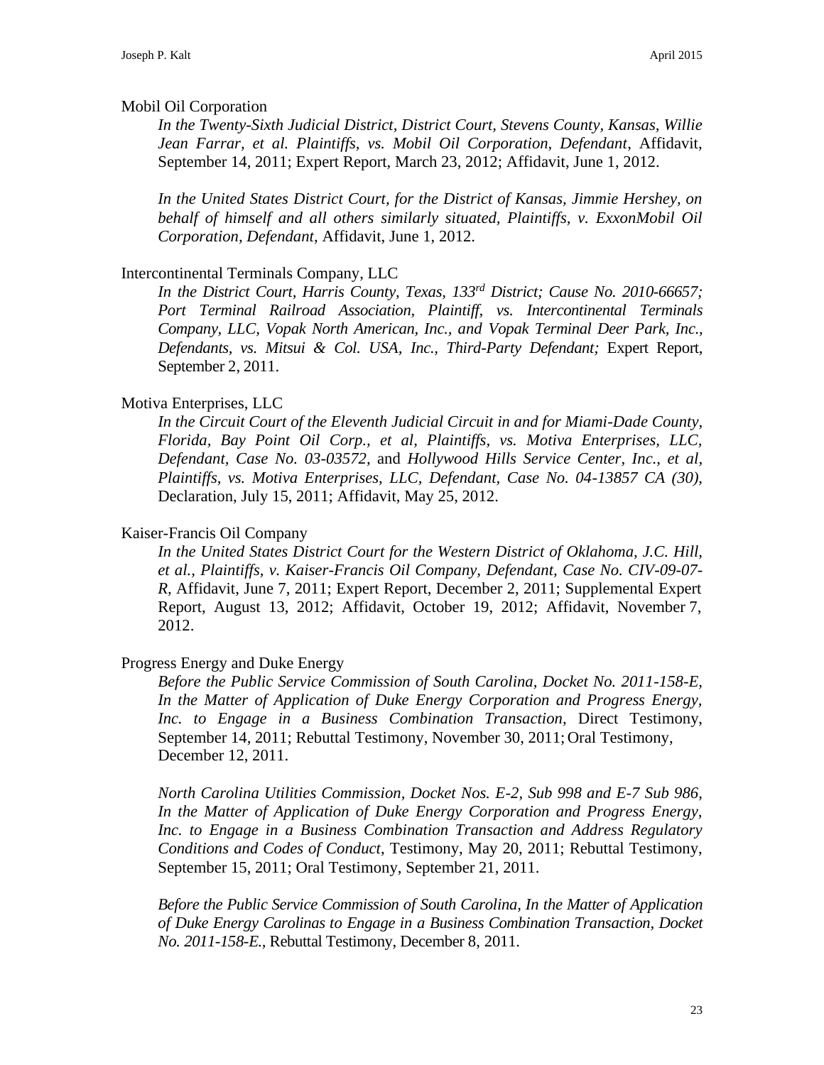Mobil Oil Corporation

*In the Twenty-Sixth Judicial District, District Court, Stevens County, Kansas, Willie Jean Farrar, et al. Plaintiffs, vs. Mobil Oil Corporation, Defendant*, Affidavit, September 14, 2011; Expert Report, March 23, 2012; Affidavit, June 1, 2012.

*In the United States District Court, for the District of Kansas, Jimmie Hershey, on behalf of himself and all others similarly situated, Plaintiffs, v. ExxonMobil Oil Corporation, Defendant*, Affidavit, June 1, 2012.

Intercontinental Terminals Company, LLC

*In the District Court, Harris County, Texas, 133rd District; Cause No. 2010-66657; Port Terminal Railroad Association, Plaintiff, vs. Intercontinental Terminals Company, LLC, Vopak North American, Inc., and Vopak Terminal Deer Park, Inc., Defendants, vs. Mitsui & Col. USA, Inc., Third-Party Defendant;* Expert Report, September 2, 2011.

Motiva Enterprises, LLC

*In the Circuit Court of the Eleventh Judicial Circuit in and for Miami-Dade County, Florida, Bay Point Oil Corp., et al, Plaintiffs, vs. Motiva Enterprises, LLC, Defendant, Case No. 03-03572,* and *Hollywood Hills Service Center, Inc., et al, Plaintiffs, vs. Motiva Enterprises, LLC, Defendant, Case No. 04-13857 CA (30),* Declaration, July 15, 2011; Affidavit, May 25, 2012.

Kaiser-Francis Oil Company

*In the United States District Court for the Western District of Oklahoma, J.C. Hill, et al., Plaintiffs, v. Kaiser-Francis Oil Company, Defendant, Case No. CIV-09-07-R,* Affidavit, June 7, 2011; Expert Report, December 2, 2011; Supplemental Expert Report, August 13, 2012; Affidavit, October 19, 2012; Affidavit, November 7, 2012.

Progress Energy and Duke Energy

*Before the Public Service Commission of South Carolina, Docket No. 2011-158-E, In the Matter of Application of Duke Energy Corporation and Progress Energy, Inc. to Engage in a Business Combination Transaction,* Direct Testimony, September 14, 2011; Rebuttal Testimony, November 30, 2011; Oral Testimony, December 12, 2011.

*North Carolina Utilities Commission, Docket Nos. E-2, Sub 998 and E-7 Sub 986, In the Matter of Application of Duke Energy Corporation and Progress Energy, Inc. to Engage in a Business Combination Transaction and Address Regulatory Conditions and Codes of Conduct*, Testimony, May 20, 2011; Rebuttal Testimony, September 15, 2011; Oral Testimony, September 21, 2011.

*Before the Public Service Commission of South Carolina, In the Matter of Application of Duke Energy Carolinas to Engage in a Business Combination Transaction, Docket No. 2011-158-E.,* Rebuttal Testimony, December 8, 2011.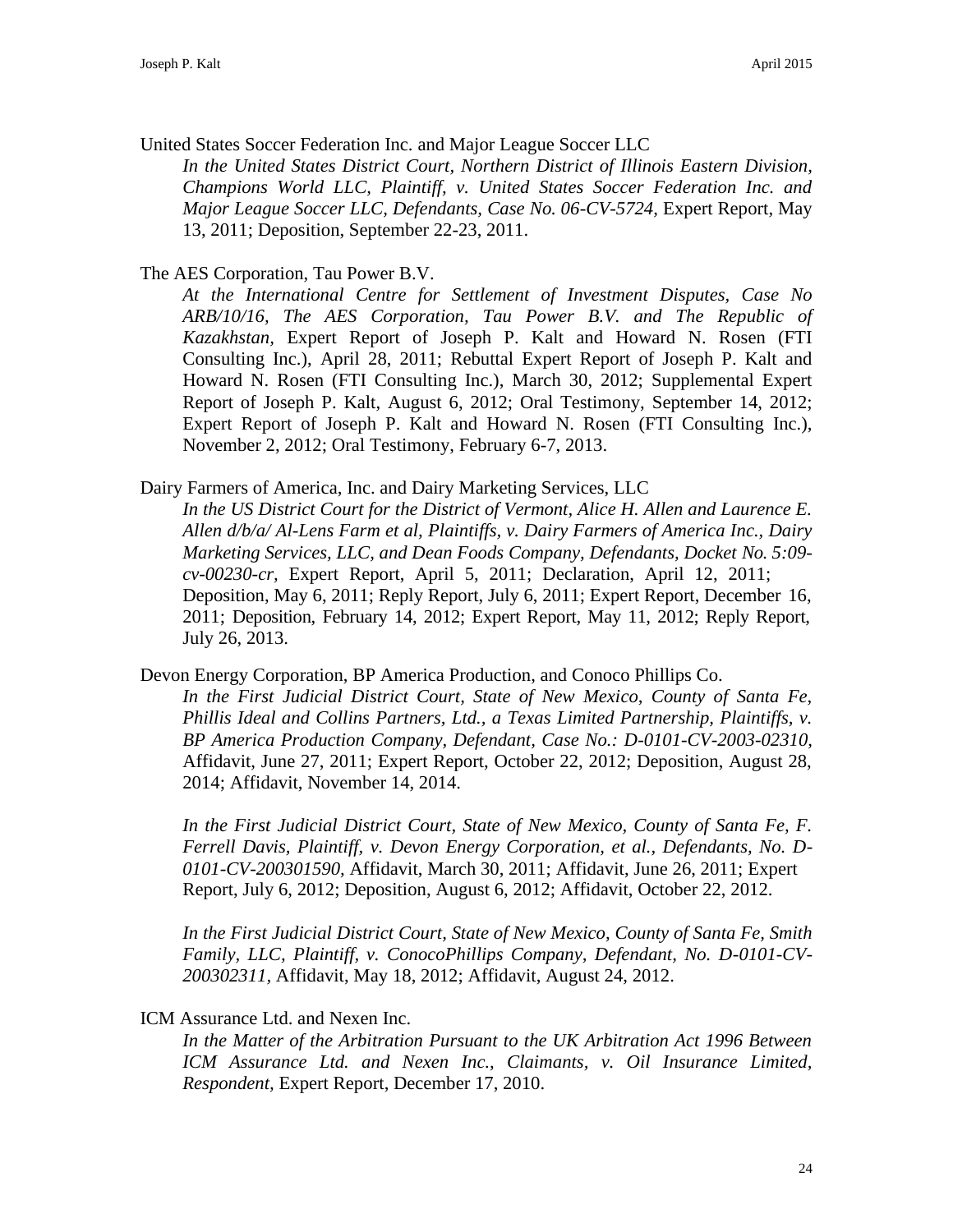United States Soccer Federation Inc. and Major League Soccer LLC

*In the United States District Court, Northern District of Illinois Eastern Division, Champions World LLC, Plaintiff, v. United States Soccer Federation Inc. and Major League Soccer LLC, Defendants, Case No. 06-CV-5724,* Expert Report, May 13, 2011; Deposition, September 22-23, 2011.

The AES Corporation, Tau Power B.V.

*At the International Centre for Settlement of Investment Disputes, Case No ARB/10/16, The AES Corporation, Tau Power B.V. and The Republic of Kazakhstan,* Expert Report of Joseph P. Kalt and Howard N. Rosen (FTI Consulting Inc.), April 28, 2011; Rebuttal Expert Report of Joseph P. Kalt and Howard N. Rosen (FTI Consulting Inc.), March 30, 2012; Supplemental Expert Report of Joseph P. Kalt, August 6, 2012; Oral Testimony, September 14, 2012; Expert Report of Joseph P. Kalt and Howard N. Rosen (FTI Consulting Inc.), November 2, 2012; Oral Testimony, February 6-7, 2013.

Dairy Farmers of America, Inc. and Dairy Marketing Services, LLC

*In the US District Court for the District of Vermont, Alice H. Allen and Laurence E. Allen d/b/a/ Al-Lens Farm et al, Plaintiffs, v. Dairy Farmers of America Inc., Dairy Marketing Services, LLC, and Dean Foods Company, Defendants, Docket No. 5:09-cv-00230-cr,* Expert Report, April 5, 2011; Declaration, April 12, 2011; Deposition, May 6, 2011; Reply Report, July 6, 2011; Expert Report, December 16, 2011; Deposition, February 14, 2012; Expert Report, May 11, 2012; Reply Report, July 26, 2013.

Devon Energy Corporation, BP America Production, and Conoco Phillips Co.

*In the First Judicial District Court, State of New Mexico, County of Santa Fe, Phillis Ideal and Collins Partners, Ltd., a Texas Limited Partnership, Plaintiffs, v. BP America Production Company, Defendant, Case No.: D-0101-CV-2003-02310,* Affidavit, June 27, 2011; Expert Report, October 22, 2012; Deposition, August 28, 2014; Affidavit, November 14, 2014.

*In the First Judicial District Court, State of New Mexico, County of Santa Fe, F. Ferrell Davis, Plaintiff, v. Devon Energy Corporation, et al., Defendants, No. D-0101-CV-200301590,* Affidavit, March 30, 2011; Affidavit, June 26, 2011; Expert Report, July 6, 2012; Deposition, August 6, 2012; Affidavit, October 22, 2012.

*In the First Judicial District Court, State of New Mexico, County of Santa Fe, Smith Family, LLC, Plaintiff, v. ConocoPhillips Company, Defendant, No. D-0101-CV-200302311,* Affidavit, May 18, 2012; Affidavit, August 24, 2012.

ICM Assurance Ltd. and Nexen Inc.

*In the Matter of the Arbitration Pursuant to the UK Arbitration Act 1996 Between ICM Assurance Ltd. and Nexen Inc., Claimants, v. Oil Insurance Limited, Respondent,* Expert Report, December 17, 2010.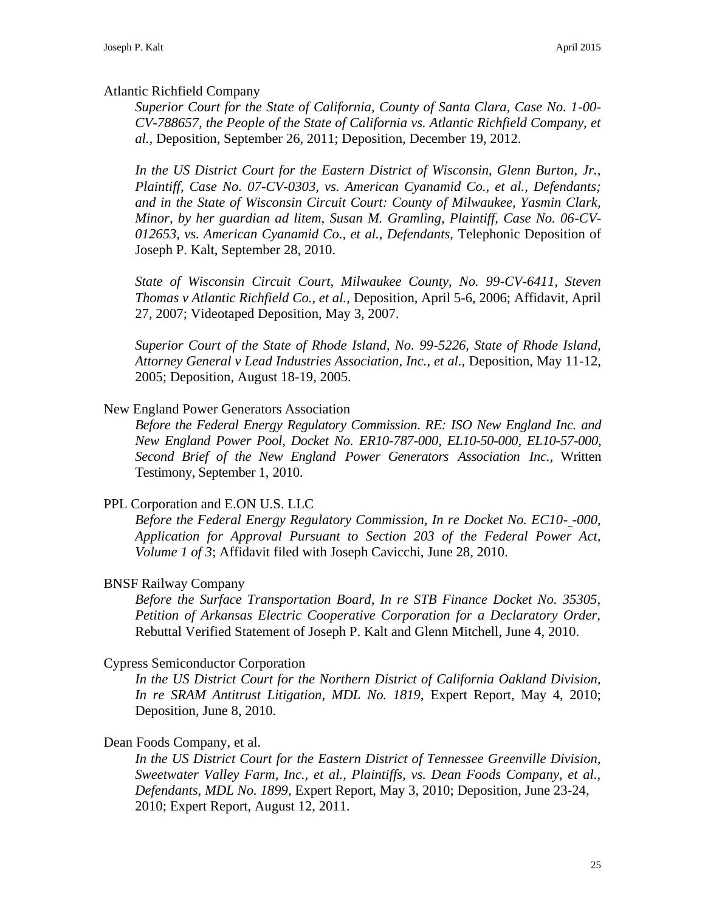Atlantic Richfield Company

*Superior Court for the State of California, County of Santa Clara, Case No. 1-00-CV-788657, the People of the State of California vs. Atlantic Richfield Company, et al.,* Deposition, September 26, 2011; Deposition, December 19, 2012.

*In the US District Court for the Eastern District of Wisconsin, Glenn Burton, Jr., Plaintiff, Case No. 07-CV-0303, vs. American Cyanamid Co., et al., Defendants; and in the State of Wisconsin Circuit Court: County of Milwaukee, Yasmin Clark, Minor, by her guardian ad litem, Susan M. Gramling, Plaintiff, Case No. 06-CV-012653, vs. American Cyanamid Co., et al., Defendants,* Telephonic Deposition of Joseph P. Kalt, September 28, 2010.

*State of Wisconsin Circuit Court, Milwaukee County, No. 99-CV-6411, Steven Thomas v Atlantic Richfield Co., et al.,* Deposition, April 5-6, 2006; Affidavit, April 27, 2007; Videotaped Deposition, May 3, 2007.

*Superior Court of the State of Rhode Island, No. 99-5226, State of Rhode Island, Attorney General v Lead Industries Association, Inc., et al.,* Deposition, May 11-12, 2005; Deposition, August 18-19, 2005.

New England Power Generators Association

*Before the Federal Energy Regulatory Commission. RE: ISO New England Inc. and New England Power Pool, Docket No. ER10-787-000, EL10-50-000, EL10-57-000, Second Brief of the New England Power Generators Association Inc.,* Written Testimony, September 1, 2010.

PPL Corporation and E.ON U.S. LLC

*Before the Federal Energy Regulatory Commission, In re Docket No. EC10-_-000, Application for Approval Pursuant to Section 203 of the Federal Power Act, Volume 1 of 3*; Affidavit filed with Joseph Cavicchi, June 28, 2010.

BNSF Railway Company

*Before the Surface Transportation Board, In re STB Finance Docket No. 35305, Petition of Arkansas Electric Cooperative Corporation for a Declaratory Order,* Rebuttal Verified Statement of Joseph P. Kalt and Glenn Mitchell, June 4, 2010.

Cypress Semiconductor Corporation

*In the US District Court for the Northern District of California Oakland Division, In re SRAM Antitrust Litigation, MDL No. 1819,* Expert Report, May 4, 2010; Deposition, June 8, 2010.

Dean Foods Company, et al.

*In the US District Court for the Eastern District of Tennessee Greenville Division, Sweetwater Valley Farm, Inc., et al., Plaintiffs, vs. Dean Foods Company, et al., Defendants, MDL No. 1899,* Expert Report, May 3, 2010; Deposition, June 23-24, 2010; Expert Report, August 12, 2011.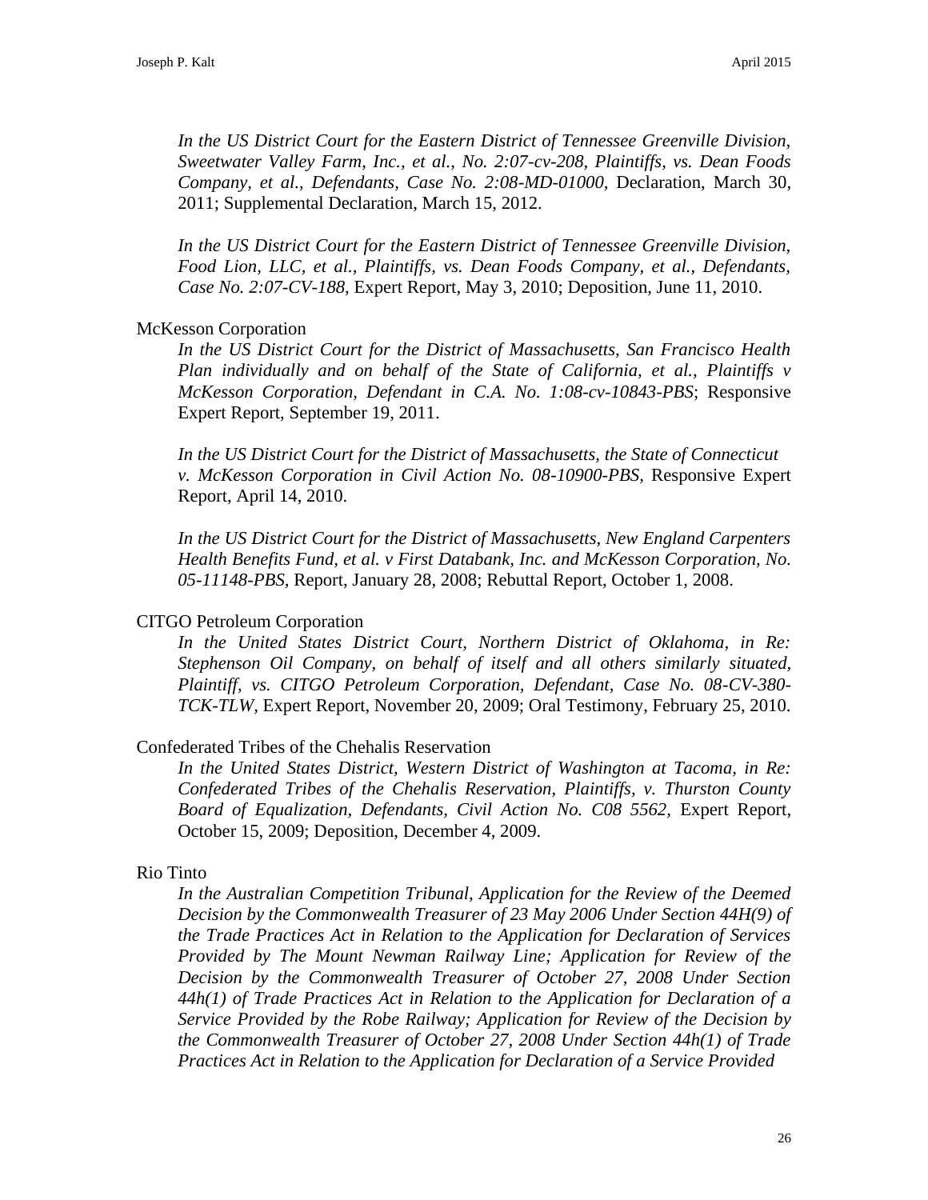*In the US District Court for the Eastern District of Tennessee Greenville Division, Sweetwater Valley Farm, Inc., et al., No. 2:07-cv-208, Plaintiffs, vs. Dean Foods Company, et al., Defendants, Case No. 2:08-MD-01000,* Declaration, March 30, 2011; Supplemental Declaration, March 15, 2012.

*In the US District Court for the Eastern District of Tennessee Greenville Division, Food Lion, LLC, et al., Plaintiffs, vs. Dean Foods Company, et al., Defendants, Case No. 2:07-CV-188,* Expert Report, May 3, 2010; Deposition, June 11, 2010.

McKesson Corporation

*In the US District Court for the District of Massachusetts, San Francisco Health Plan individually and on behalf of the State of California, et al., Plaintiffs v McKesson Corporation, Defendant in C.A. No. 1:08-cv-10843-PBS*; Responsive Expert Report, September 19, 2011.

*In the US District Court for the District of Massachusetts, the State of Connecticut v. McKesson Corporation in Civil Action No. 08-10900-PBS,* Responsive Expert Report, April 14, 2010.

*In the US District Court for the District of Massachusetts, New England Carpenters Health Benefits Fund, et al. v First Databank, Inc. and McKesson Corporation, No. 05-11148-PBS,* Report, January 28, 2008; Rebuttal Report, October 1, 2008.

CITGO Petroleum Corporation

*In the United States District Court, Northern District of Oklahoma, in Re: Stephenson Oil Company, on behalf of itself and all others similarly situated, Plaintiff, vs. CITGO Petroleum Corporation, Defendant, Case No. 08-CV-380-TCK-TLW,* Expert Report, November 20, 2009; Oral Testimony, February 25, 2010.

Confederated Tribes of the Chehalis Reservation

*In the United States District, Western District of Washington at Tacoma, in Re: Confederated Tribes of the Chehalis Reservation, Plaintiffs, v. Thurston County Board of Equalization, Defendants, Civil Action No. C08 5562,* Expert Report, October 15, 2009; Deposition, December 4, 2009.

Rio Tinto

*In the Australian Competition Tribunal, Application for the Review of the Deemed Decision by the Commonwealth Treasurer of 23 May 2006 Under Section 44H(9) of the Trade Practices Act in Relation to the Application for Declaration of Services Provided by The Mount Newman Railway Line; Application for Review of the Decision by the Commonwealth Treasurer of October 27, 2008 Under Section 44h(1) of Trade Practices Act in Relation to the Application for Declaration of a Service Provided by the Robe Railway; Application for Review of the Decision by the Commonwealth Treasurer of October 27, 2008 Under Section 44h(1) of Trade Practices Act in Relation to the Application for Declaration of a Service Provided*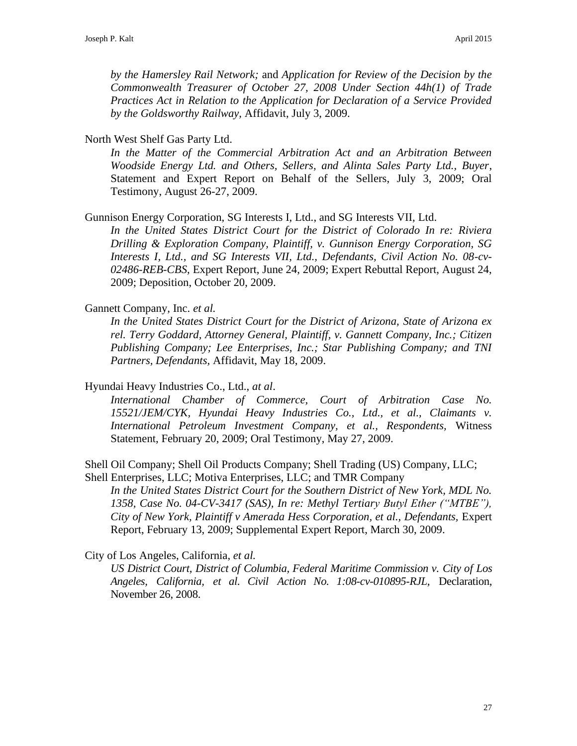*by the Hamersley Rail Network;* and *Application for Review of the Decision by the Commonwealth Treasurer of October 27, 2008 Under Section 44h(1) of Trade Practices Act in Relation to the Application for Declaration of a Service Provided by the Goldsworthy Railway,* Affidavit, July 3, 2009.

North West Shelf Gas Party Ltd.

*In the Matter of the Commercial Arbitration Act and an Arbitration Between Woodside Energy Ltd. and Others, Sellers, and Alinta Sales Party Ltd., Buyer*, Statement and Expert Report on Behalf of the Sellers, July 3, 2009; Oral Testimony, August 26-27, 2009.

Gunnison Energy Corporation, SG Interests I, Ltd., and SG Interests VII, Ltd.

*In the United States District Court for the District of Colorado In re: Riviera Drilling & Exploration Company, Plaintiff, v. Gunnison Energy Corporation, SG Interests I, Ltd., and SG Interests VII, Ltd., Defendants, Civil Action No. 08-cv-02486-REB-CBS,* Expert Report, June 24, 2009; Expert Rebuttal Report, August 24, 2009; Deposition, October 20, 2009.

Gannett Company, Inc. *et al.*

*In the United States District Court for the District of Arizona, State of Arizona ex rel. Terry Goddard, Attorney General, Plaintiff, v. Gannett Company, Inc.; Citizen Publishing Company; Lee Enterprises, Inc.; Star Publishing Company; and TNI Partners, Defendants*, Affidavit, May 18, 2009.

Hyundai Heavy Industries Co., Ltd., *at al*.

*International Chamber of Commerce, Court of Arbitration Case No. 15521/JEM/CYK, Hyundai Heavy Industries Co., Ltd., et al., Claimants v. International Petroleum Investment Company, et al., Respondents,* Witness Statement, February 20, 2009; Oral Testimony, May 27, 2009.

Shell Oil Company; Shell Oil Products Company; Shell Trading (US) Company, LLC; Shell Enterprises, LLC; Motiva Enterprises, LLC; and TMR Company

*In the United States District Court for the Southern District of New York, MDL No. 1358, Case No. 04-CV-3417 (SAS), In re: Methyl Tertiary Butyl Ether ("MTBE"), City of New York, Plaintiff v Amerada Hess Corporation, et al., Defendants,* Expert Report, February 13, 2009; Supplemental Expert Report, March 30, 2009.

City of Los Angeles, California, *et al.*

*US District Court, District of Columbia, Federal Maritime Commission v. City of Los Angeles, California, et al. Civil Action No. 1:08-cv-010895-RJL,* Declaration, November 26, 2008.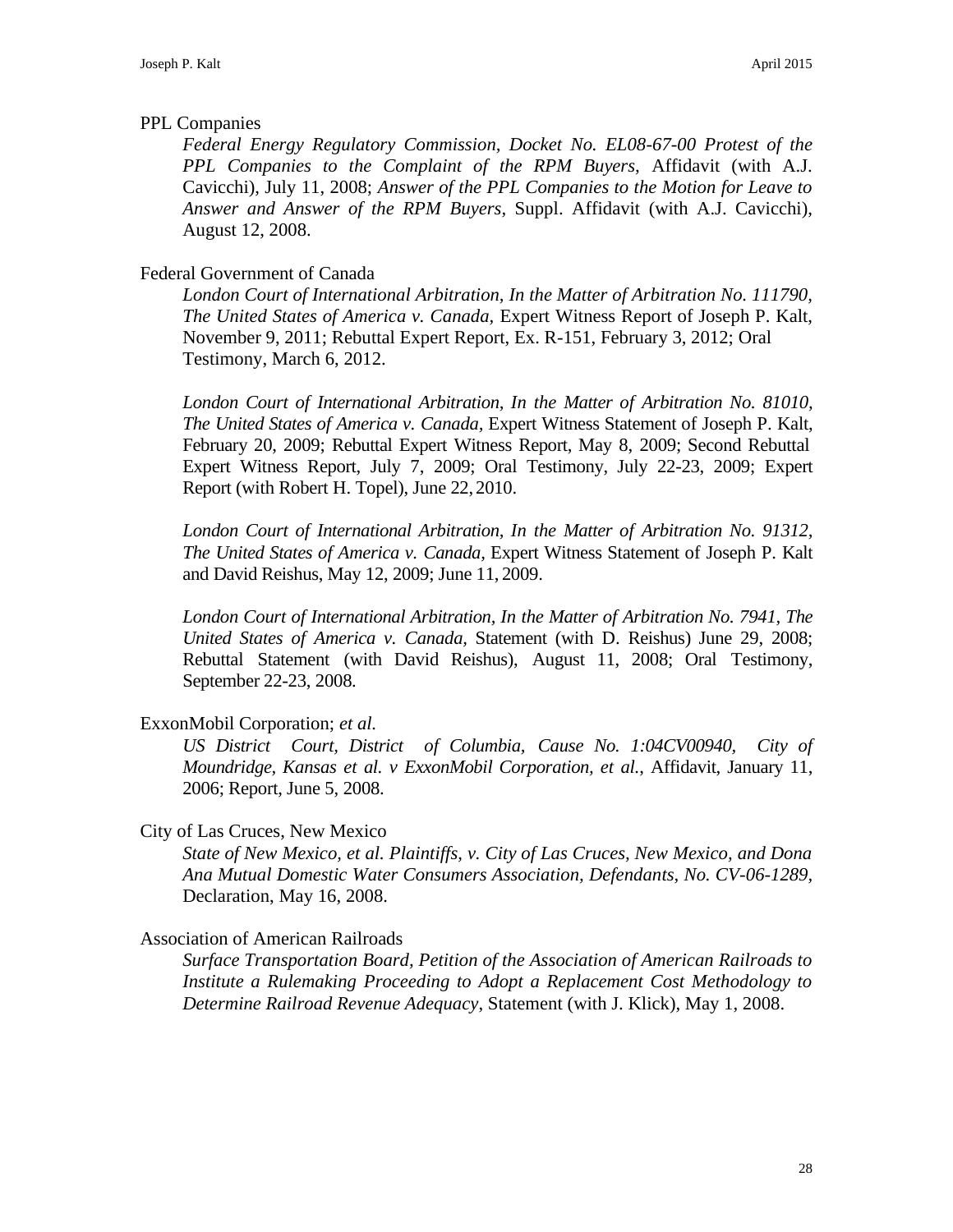PPL Companies

> *Federal Energy Regulatory Commission, Docket No. EL08-67-00 Protest of the PPL Companies to the Complaint of the RPM Buyers*, Affidavit (with A.J. Cavicchi), July 11, 2008; *Answer of the PPL Companies to the Motion for Leave to Answer and Answer of the RPM Buyers*, Suppl. Affidavit (with A.J. Cavicchi), August 12, 2008.

Federal Government of Canada

> *London Court of International Arbitration, In the Matter of Arbitration No. 111790, The United States of America v. Canada,* Expert Witness Report of Joseph P. Kalt, November 9, 2011; Rebuttal Expert Report, Ex. R-151, February 3, 2012; Oral Testimony, March 6, 2012.
>
> *London Court of International Arbitration, In the Matter of Arbitration No. 81010, The United States of America v. Canada,* Expert Witness Statement of Joseph P. Kalt, February 20, 2009; Rebuttal Expert Witness Report, May 8, 2009; Second Rebuttal Expert Witness Report, July 7, 2009; Oral Testimony, July 22-23, 2009; Expert Report (with Robert H. Topel), June 22, 2010.
>
> *London Court of International Arbitration, In the Matter of Arbitration No. 91312, The United States of America v. Canada,* Expert Witness Statement of Joseph P. Kalt and David Reishus, May 12, 2009; June 11, 2009.
>
> *London Court of International Arbitration, In the Matter of Arbitration No. 7941, The United States of America v. Canada,* Statement (with D. Reishus) June 29, 2008; Rebuttal Statement (with David Reishus), August 11, 2008; Oral Testimony, September 22-23, 2008.

ExxonMobil Corporation; *et al.*

> *US District Court, District of Columbia, Cause No. 1:04CV00940, City of Moundridge, Kansas et al. v ExxonMobil Corporation, et al.*, Affidavit, January 11, 2006; Report, June 5, 2008.

City of Las Cruces, New Mexico

> *State of New Mexico, et al. Plaintiffs, v. City of Las Cruces, New Mexico, and Dona Ana Mutual Domestic Water Consumers Association, Defendants, No. CV-06-1289,* Declaration, May 16, 2008.

Association of American Railroads

> *Surface Transportation Board, Petition of the Association of American Railroads to Institute a Rulemaking Proceeding to Adopt a Replacement Cost Methodology to Determine Railroad Revenue Adequacy*, Statement (with J. Klick), May 1, 2008.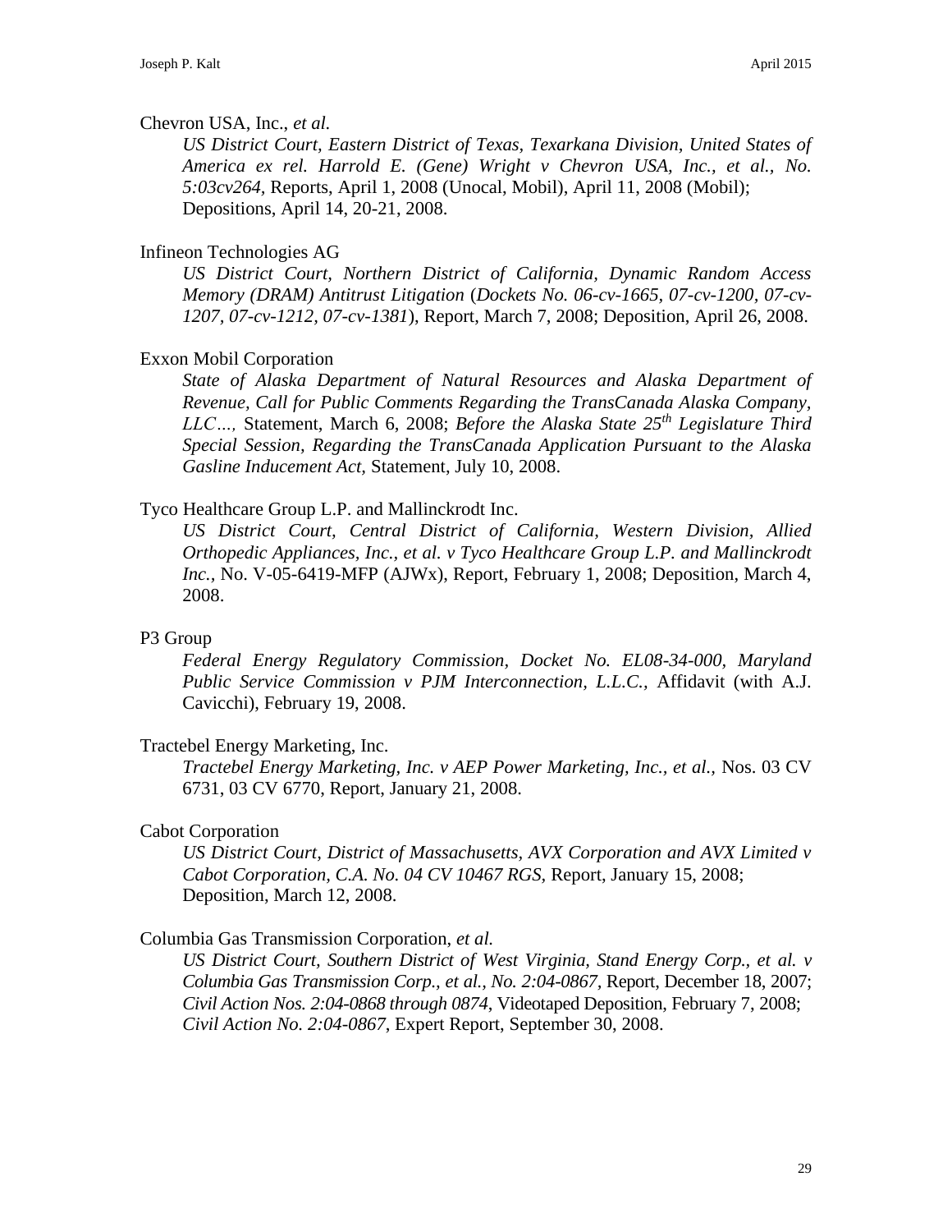Chevron USA, Inc., *et al.*

*US District Court, Eastern District of Texas, Texarkana Division, United States of America ex rel. Harrold E. (Gene) Wright v Chevron USA, Inc., et al., No. 5:03cv264,* Reports, April 1, 2008 (Unocal, Mobil), April 11, 2008 (Mobil); Depositions, April 14, 20-21, 2008.

Infineon Technologies AG

*US District Court, Northern District of California, Dynamic Random Access Memory (DRAM) Antitrust Litigation* (*Dockets No. 06-cv-1665, 07-cv-1200, 07-cv-1207, 07-cv-1212, 07-cv-1381*), Report, March 7, 2008; Deposition, April 26, 2008.

Exxon Mobil Corporation

*State of Alaska Department of Natural Resources and Alaska Department of Revenue, Call for Public Comments Regarding the TransCanada Alaska Company, LLC…,* Statement, March 6, 2008; *Before the Alaska State 25th Legislature Third Special Session, Regarding the TransCanada Application Pursuant to the Alaska Gasline Inducement Act,* Statement, July 10, 2008.

Tyco Healthcare Group L.P. and Mallinckrodt Inc.

*US District Court, Central District of California, Western Division, Allied Orthopedic Appliances, Inc., et al. v Tyco Healthcare Group L.P. and Mallinckrodt Inc.,* No. V-05-6419-MFP (AJWx), Report, February 1, 2008; Deposition, March 4, 2008.

P3 Group

*Federal Energy Regulatory Commission, Docket No. EL08-34-000, Maryland Public Service Commission v PJM Interconnection, L.L.C.,* Affidavit (with A.J. Cavicchi), February 19, 2008.

Tractebel Energy Marketing, Inc.

*Tractebel Energy Marketing, Inc. v AEP Power Marketing, Inc., et al.,* Nos. 03 CV 6731, 03 CV 6770, Report, January 21, 2008.

Cabot Corporation

*US District Court, District of Massachusetts, AVX Corporation and AVX Limited v Cabot Corporation, C.A. No. 04 CV 10467 RGS,* Report, January 15, 2008; Deposition, March 12, 2008.

Columbia Gas Transmission Corporation, *et al.*

*US District Court, Southern District of West Virginia, Stand Energy Corp., et al. v Columbia Gas Transmission Corp., et al., No. 2:04-0867*, Report, December 18, 2007; *Civil Action Nos. 2:04-0868 through 0874,* Videotaped Deposition, February 7, 2008; *Civil Action No. 2:04-0867*, Expert Report, September 30, 2008.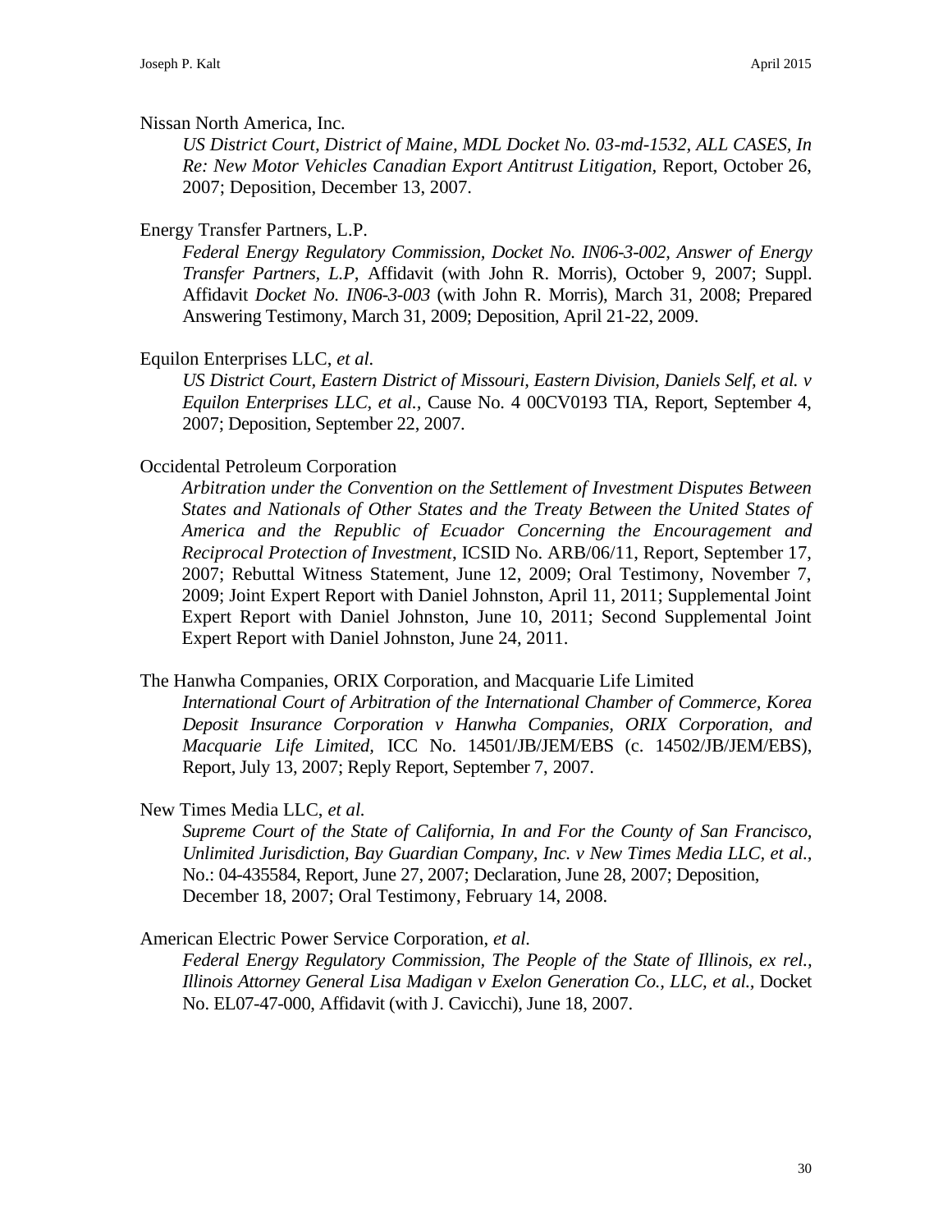Nissan North America, Inc.

*US District Court, District of Maine, MDL Docket No. 03-md-1532, ALL CASES, In Re: New Motor Vehicles Canadian Export Antitrust Litigation*, Report, October 26, 2007; Deposition, December 13, 2007.

Energy Transfer Partners, L.P.

*Federal Energy Regulatory Commission, Docket No. IN06-3-002, Answer of Energy Transfer Partners, L.P*, Affidavit (with John R. Morris), October 9, 2007; Suppl. Affidavit *Docket No. IN06-3-003* (with John R. Morris), March 31, 2008; Prepared Answering Testimony, March 31, 2009; Deposition, April 21-22, 2009.

Equilon Enterprises LLC, *et al.*

*US District Court, Eastern District of Missouri, Eastern Division, Daniels Self, et al. v Equilon Enterprises LLC, et al.*, Cause No. 4 00CV0193 TIA, Report, September 4, 2007; Deposition, September 22, 2007.

Occidental Petroleum Corporation

*Arbitration under the Convention on the Settlement of Investment Disputes Between States and Nationals of Other States and the Treaty Between the United States of America and the Republic of Ecuador Concerning the Encouragement and Reciprocal Protection of Investment*, ICSID No. ARB/06/11, Report, September 17, 2007; Rebuttal Witness Statement, June 12, 2009; Oral Testimony, November 7, 2009; Joint Expert Report with Daniel Johnston, April 11, 2011; Supplemental Joint Expert Report with Daniel Johnston, June 10, 2011; Second Supplemental Joint Expert Report with Daniel Johnston, June 24, 2011.

The Hanwha Companies, ORIX Corporation, and Macquarie Life Limited

*International Court of Arbitration of the International Chamber of Commerce, Korea Deposit Insurance Corporation v Hanwha Companies, ORIX Corporation, and Macquarie Life Limited*, ICC No. 14501/JB/JEM/EBS (c. 14502/JB/JEM/EBS), Report, July 13, 2007; Reply Report, September 7, 2007.

New Times Media LLC, *et al.*

*Supreme Court of the State of California, In and For the County of San Francisco, Unlimited Jurisdiction, Bay Guardian Company, Inc. v New Times Media LLC, et al.*, No.: 04-435584, Report, June 27, 2007; Declaration, June 28, 2007; Deposition, December 18, 2007; Oral Testimony, February 14, 2008.

American Electric Power Service Corporation, *et al.*

*Federal Energy Regulatory Commission, The People of the State of Illinois, ex rel., Illinois Attorney General Lisa Madigan v Exelon Generation Co., LLC, et al.*, Docket No. EL07-47-000, Affidavit (with J. Cavicchi), June 18, 2007.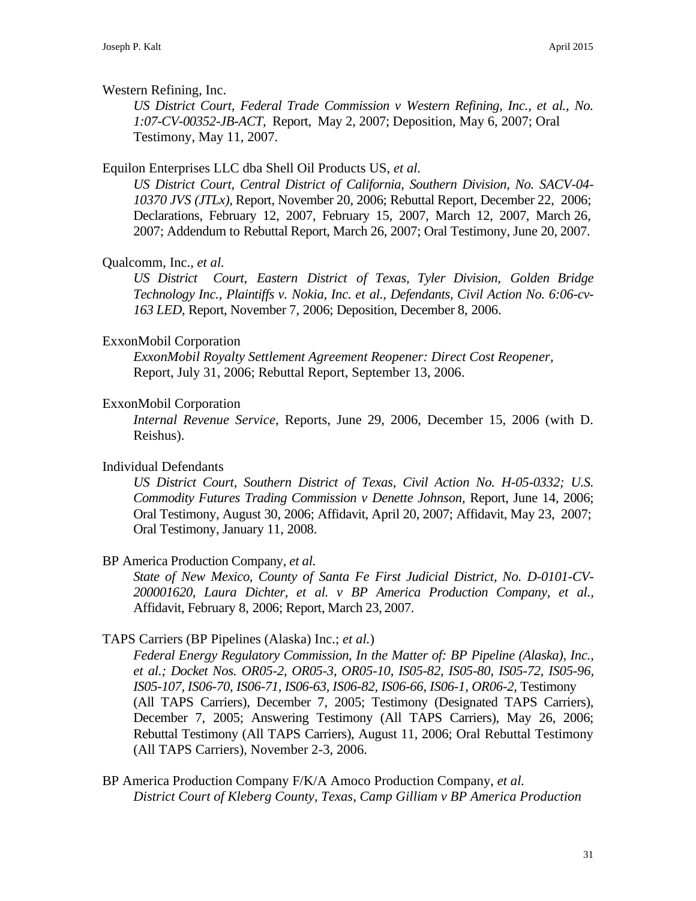Western Refining, Inc.

*US District Court, Federal Trade Commission v Western Refining, Inc., et al., No. 1:07-CV-00352-JB-ACT,* Report, May 2, 2007; Deposition, May 6, 2007; Oral Testimony, May 11, 2007.

Equilon Enterprises LLC dba Shell Oil Products US, *et al.*

*US District Court, Central District of California, Southern Division, No. SACV-04-10370 JVS (JTLx),* Report, November 20, 2006; Rebuttal Report, December 22, 2006; Declarations, February 12, 2007, February 15, 2007, March 12, 2007, March 26, 2007; Addendum to Rebuttal Report, March 26, 2007; Oral Testimony, June 20, 2007.

Qualcomm, Inc., *et al.*

*US District Court, Eastern District of Texas, Tyler Division, Golden Bridge Technology Inc., Plaintiffs v. Nokia, Inc. et al., Defendants, Civil Action No. 6:06-cv-163 LED*, Report, November 7, 2006; Deposition, December 8, 2006.

ExxonMobil Corporation

*ExxonMobil Royalty Settlement Agreement Reopener: Direct Cost Reopener*, Report, July 31, 2006; Rebuttal Report, September 13, 2006.

ExxonMobil Corporation

*Internal Revenue Service*, Reports, June 29, 2006, December 15, 2006 (with D. Reishus).

Individual Defendants

*US District Court, Southern District of Texas, Civil Action No. H-05-0332; U.S. Commodity Futures Trading Commission v Denette Johnson,* Report, June 14, 2006; Oral Testimony, August 30, 2006; Affidavit, April 20, 2007; Affidavit, May 23, 2007; Oral Testimony, January 11, 2008.

BP America Production Company, *et al.*

*State of New Mexico, County of Santa Fe First Judicial District, No. D-0101-CV-200001620, Laura Dichter, et al. v BP America Production Company, et al.,* Affidavit, February 8, 2006; Report, March 23, 2007.

TAPS Carriers (BP Pipelines (Alaska) Inc.; *et al.*)

*Federal Energy Regulatory Commission, In the Matter of: BP Pipeline (Alaska), Inc., et al.; Docket Nos. OR05-2, OR05-3, OR05-10, IS05-82, IS05-80, IS05-72, IS05-96, IS05-107, IS06-70, IS06-71, IS06-63, IS06-82, IS06-66, IS06-1, OR06-2,* Testimony (All TAPS Carriers), December 7, 2005; Testimony (Designated TAPS Carriers), December 7, 2005; Answering Testimony (All TAPS Carriers), May 26, 2006; Rebuttal Testimony (All TAPS Carriers), August 11, 2006; Oral Rebuttal Testimony (All TAPS Carriers), November 2-3, 2006.

BP America Production Company F/K/A Amoco Production Company, *et al.*

*District Court of Kleberg County, Texas, Camp Gilliam v BP America Production*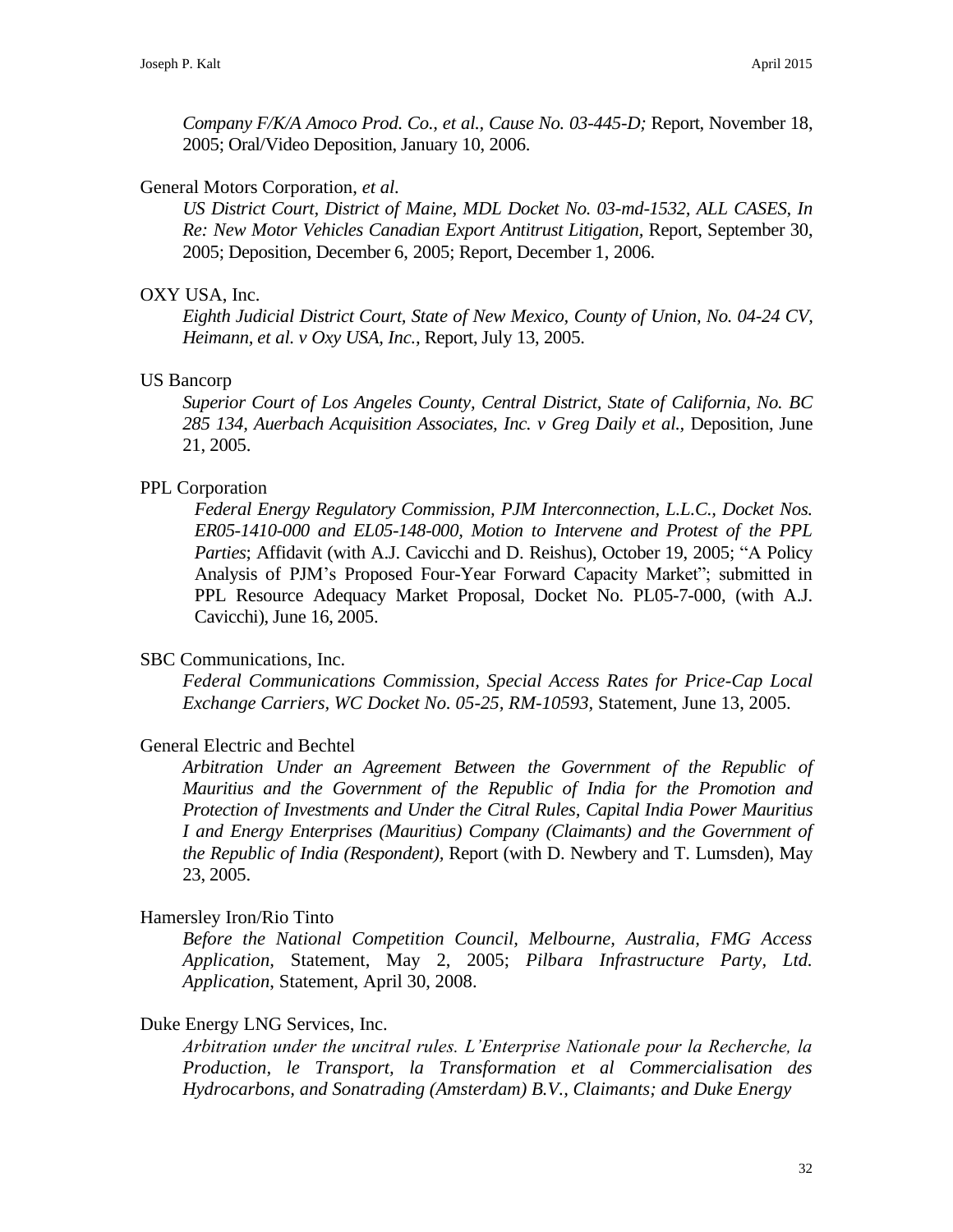*Company F/K/A Amoco Prod. Co., et al., Cause No. 03-445-D;* Report, November 18, 2005; Oral/Video Deposition, January 10, 2006.

General Motors Corporation, *et al.*

*US District Court, District of Maine, MDL Docket No. 03-md-1532, ALL CASES, In Re: New Motor Vehicles Canadian Export Antitrust Litigation,* Report, September 30, 2005; Deposition, December 6, 2005; Report, December 1, 2006.

OXY USA, Inc.

*Eighth Judicial District Court, State of New Mexico, County of Union, No. 04-24 CV, Heimann, et al. v Oxy USA, Inc.,* Report, July 13, 2005.

US Bancorp

*Superior Court of Los Angeles County, Central District, State of California, No. BC 285 134, Auerbach Acquisition Associates, Inc. v Greg Daily et al.,* Deposition, June 21, 2005.

PPL Corporation

*Federal Energy Regulatory Commission, PJM Interconnection, L.L.C., Docket Nos. ER05-1410-000 and EL05-148-000, Motion to Intervene and Protest of the PPL Parties*; Affidavit (with A.J. Cavicchi and D. Reishus), October 19, 2005; "A Policy Analysis of PJM's Proposed Four-Year Forward Capacity Market"; submitted in PPL Resource Adequacy Market Proposal, Docket No. PL05-7-000, (with A.J. Cavicchi), June 16, 2005.

SBC Communications, Inc.

*Federal Communications Commission, Special Access Rates for Price-Cap Local Exchange Carriers, WC Docket No. 05-25, RM-10593,* Statement, June 13, 2005.

General Electric and Bechtel

*Arbitration Under an Agreement Between the Government of the Republic of Mauritius and the Government of the Republic of India for the Promotion and Protection of Investments and Under the Citral Rules, Capital India Power Mauritius I and Energy Enterprises (Mauritius) Company (Claimants) and the Government of the Republic of India (Respondent),* Report (with D. Newbery and T. Lumsden), May 23, 2005.

Hamersley Iron/Rio Tinto

*Before the National Competition Council, Melbourne, Australia, FMG Access Application,* Statement, May 2, 2005; *Pilbara Infrastructure Party, Ltd. Application*, Statement, April 30, 2008.

Duke Energy LNG Services, Inc.

*Arbitration under the uncitral rules. L'Enterprise Nationale pour la Recherche, la Production, le Transport, la Transformation et al Commercialisation des Hydrocarbons, and Sonatrading (Amsterdam) B.V., Claimants; and Duke Energy*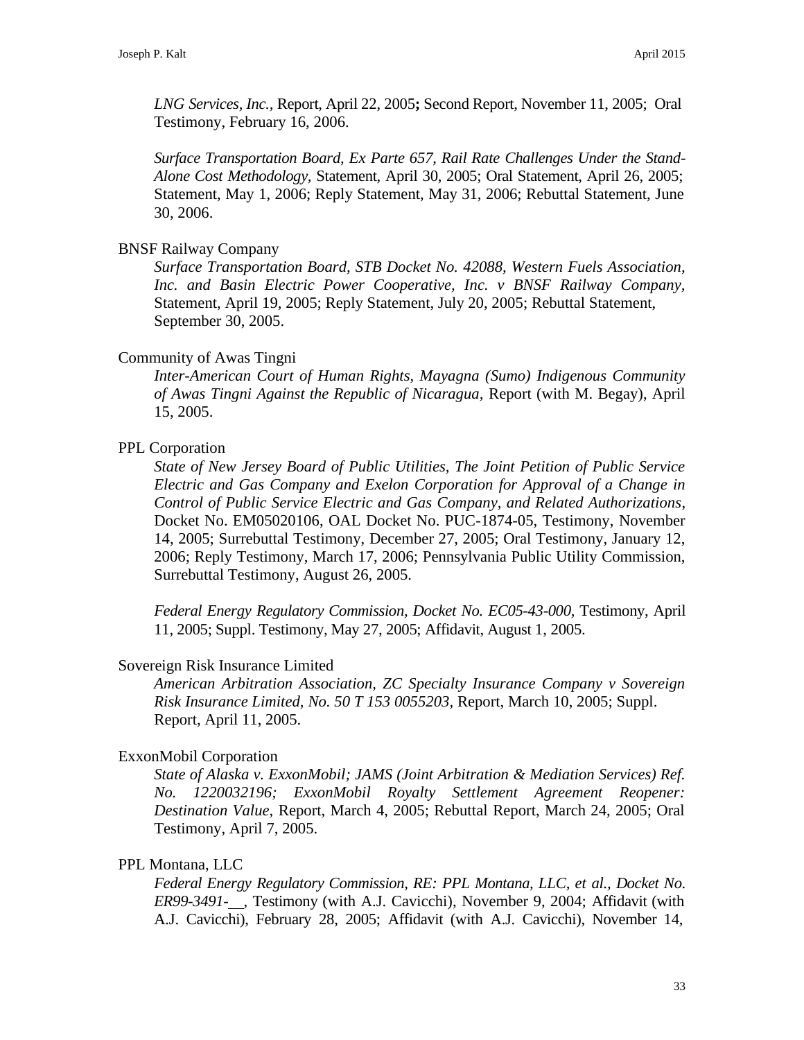*LNG Services, Inc.,* Report, April 22, 2005**;** Second Report, November 11, 2005; Oral Testimony, February 16, 2006.

*Surface Transportation Board, Ex Parte 657, Rail Rate Challenges Under the Stand-Alone Cost Methodology,* Statement, April 30, 2005; Oral Statement, April 26, 2005; Statement, May 1, 2006; Reply Statement, May 31, 2006; Rebuttal Statement, June 30, 2006.

BNSF Railway Company

*Surface Transportation Board, STB Docket No. 42088, Western Fuels Association, Inc. and Basin Electric Power Cooperative, Inc. v BNSF Railway Company,* Statement, April 19, 2005; Reply Statement, July 20, 2005; Rebuttal Statement, September 30, 2005.

Community of Awas Tingni

*Inter-American Court of Human Rights, Mayagna (Sumo) Indigenous Community of Awas Tingni Against the Republic of Nicaragua,* Report (with M. Begay), April 15, 2005.

PPL Corporation

*State of New Jersey Board of Public Utilities, The Joint Petition of Public Service Electric and Gas Company and Exelon Corporation for Approval of a Change in Control of Public Service Electric and Gas Company, and Related Authorizations*, Docket No. EM05020106, OAL Docket No. PUC-1874-05, Testimony, November 14, 2005; Surrebuttal Testimony, December 27, 2005; Oral Testimony, January 12, 2006; Reply Testimony, March 17, 2006; Pennsylvania Public Utility Commission, Surrebuttal Testimony, August 26, 2005.

*Federal Energy Regulatory Commission, Docket No. EC05-43-000,* Testimony, April 11, 2005; Suppl. Testimony, May 27, 2005; Affidavit, August 1, 2005.

Sovereign Risk Insurance Limited

*American Arbitration Association, ZC Specialty Insurance Company v Sovereign Risk Insurance Limited, No. 50 T 153 0055203,* Report, March 10, 2005; Suppl. Report, April 11, 2005.

ExxonMobil Corporation

*State of Alaska v. ExxonMobil; JAMS (Joint Arbitration & Mediation Services) Ref. No. 1220032196; ExxonMobil Royalty Settlement Agreement Reopener: Destination Value,* Report, March 4, 2005; Rebuttal Report, March 24, 2005; Oral Testimony, April 7, 2005.

PPL Montana, LLC

*Federal Energy Regulatory Commission, RE: PPL Montana, LLC, et al., Docket No. ER99-3491-__,* Testimony (with A.J. Cavicchi), November 9, 2004; Affidavit (with A.J. Cavicchi), February 28, 2005; Affidavit (with A.J. Cavicchi), November 14,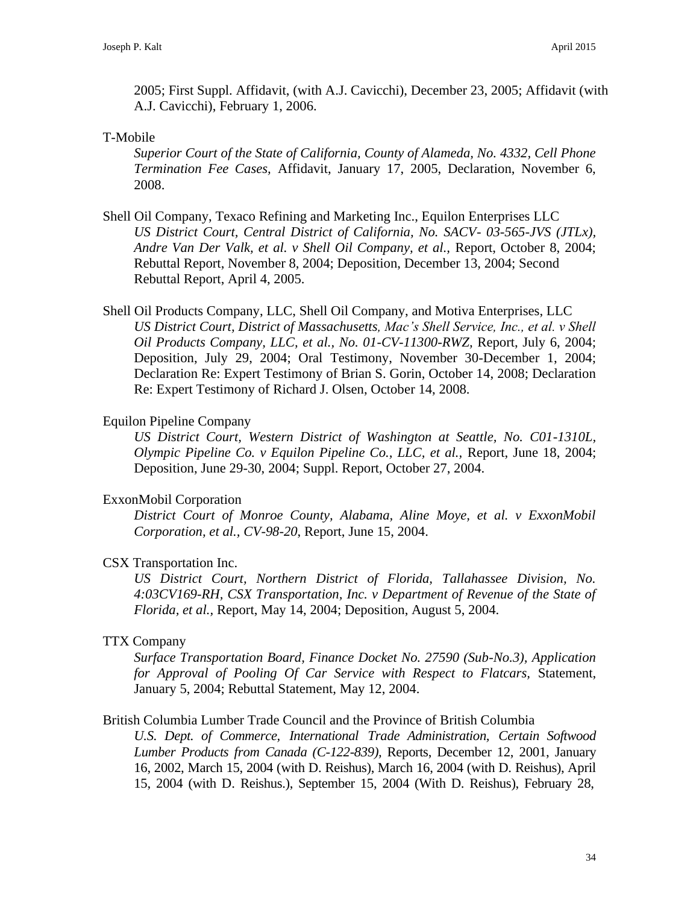2005; First Suppl. Affidavit, (with A.J. Cavicchi), December 23, 2005; Affidavit (with A.J. Cavicchi), February 1, 2006.

T-Mobile

*Superior Court of the State of California, County of Alameda, No. 4332, Cell Phone Termination Fee Cases,* Affidavit, January 17, 2005, Declaration, November 6, 2008.

Shell Oil Company, Texaco Refining and Marketing Inc., Equilon Enterprises LLC

*US District Court, Central District of California, No. SACV- 03-565-JVS (JTLx), Andre Van Der Valk, et al. v Shell Oil Company, et al.,* Report, October 8, 2004; Rebuttal Report, November 8, 2004; Deposition, December 13, 2004; Second Rebuttal Report, April 4, 2005.

Shell Oil Products Company, LLC, Shell Oil Company, and Motiva Enterprises, LLC

*US District Court, District of Massachusetts, Mac's Shell Service, Inc., et al. v Shell Oil Products Company, LLC, et al., No. 01-CV-11300-RWZ,* Report, July 6, 2004; Deposition, July 29, 2004; Oral Testimony, November 30-December 1, 2004; Declaration Re: Expert Testimony of Brian S. Gorin, October 14, 2008; Declaration Re: Expert Testimony of Richard J. Olsen, October 14, 2008.

Equilon Pipeline Company

*US District Court, Western District of Washington at Seattle, No. C01-1310L, Olympic Pipeline Co. v Equilon Pipeline Co., LLC, et al.,* Report, June 18, 2004; Deposition, June 29-30, 2004; Suppl. Report, October 27, 2004.

ExxonMobil Corporation

*District Court of Monroe County, Alabama, Aline Moye, et al. v ExxonMobil Corporation, et al., CV-98-20*, Report, June 15, 2004.

CSX Transportation Inc.

*US District Court, Northern District of Florida, Tallahassee Division, No. 4:03CV169-RH, CSX Transportation, Inc. v Department of Revenue of the State of Florida, et al.*, Report, May 14, 2004; Deposition, August 5, 2004.

TTX Company

*Surface Transportation Board, Finance Docket No. 27590 (Sub-No.3), Application for Approval of Pooling Of Car Service with Respect to Flatcars,* Statement, January 5, 2004; Rebuttal Statement, May 12, 2004.

British Columbia Lumber Trade Council and the Province of British Columbia

*U.S. Dept. of Commerce, International Trade Administration, Certain Softwood Lumber Products from Canada (C-122-839),* Reports, December 12, 2001, January 16, 2002, March 15, 2004 (with D. Reishus), March 16, 2004 (with D. Reishus), April 15, 2004 (with D. Reishus.), September 15, 2004 (With D. Reishus), February 28,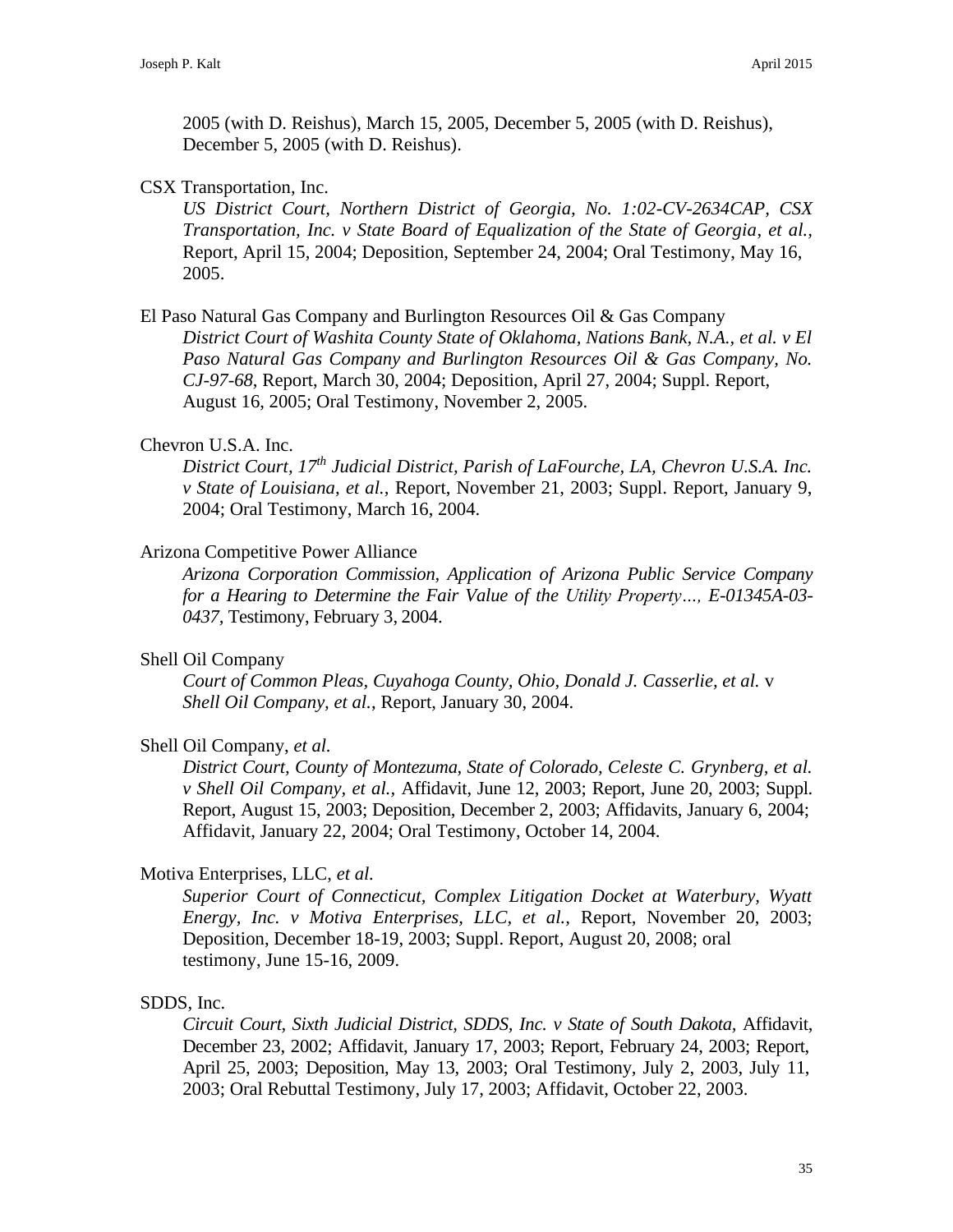2005 (with D. Reishus), March 15, 2005, December 5, 2005 (with D. Reishus), December 5, 2005 (with D. Reishus).

CSX Transportation, Inc.
*US District Court, Northern District of Georgia, No. 1:02-CV-2634CAP, CSX Transportation, Inc. v State Board of Equalization of the State of Georgia, et al.*, Report, April 15, 2004; Deposition, September 24, 2004; Oral Testimony, May 16, 2005.

El Paso Natural Gas Company and Burlington Resources Oil & Gas Company
*District Court of Washita County State of Oklahoma, Nations Bank, N.A., et al. v El Paso Natural Gas Company and Burlington Resources Oil & Gas Company, No. CJ-97-68*, Report, March 30, 2004; Deposition, April 27, 2004; Suppl. Report, August 16, 2005; Oral Testimony, November 2, 2005.

Chevron U.S.A. Inc.
*District Court, 17th Judicial District, Parish of LaFourche, LA, Chevron U.S.A. Inc. v State of Louisiana, et al.,* Report, November 21, 2003; Suppl. Report, January 9, 2004; Oral Testimony, March 16, 2004.

Arizona Competitive Power Alliance
*Arizona Corporation Commission, Application of Arizona Public Service Company for a Hearing to Determine the Fair Value of the Utility Property…, E-01345A-03-0437*, Testimony, February 3, 2004.

Shell Oil Company
*Court of Common Pleas, Cuyahoga County, Ohio, Donald J. Casserlie, et al.* v *Shell Oil Company, et al.*, Report, January 30, 2004.

Shell Oil Company, *et al.*
*District Court, County of Montezuma, State of Colorado, Celeste C. Grynberg, et al. v Shell Oil Company, et al.,* Affidavit, June 12, 2003; Report, June 20, 2003; Suppl. Report, August 15, 2003; Deposition, December 2, 2003; Affidavits, January 6, 2004; Affidavit, January 22, 2004; Oral Testimony, October 14, 2004.

Motiva Enterprises, LLC, *et al.*
*Superior Court of Connecticut, Complex Litigation Docket at Waterbury, Wyatt Energy, Inc. v Motiva Enterprises, LLC, et al.,* Report, November 20, 2003; Deposition, December 18-19, 2003; Suppl. Report, August 20, 2008; oral testimony, June 15-16, 2009.

SDDS, Inc.
*Circuit Court, Sixth Judicial District, SDDS, Inc. v State of South Dakota,* Affidavit, December 23, 2002; Affidavit, January 17, 2003; Report, February 24, 2003; Report, April 25, 2003; Deposition, May 13, 2003; Oral Testimony, July 2, 2003, July 11, 2003; Oral Rebuttal Testimony, July 17, 2003; Affidavit, October 22, 2003.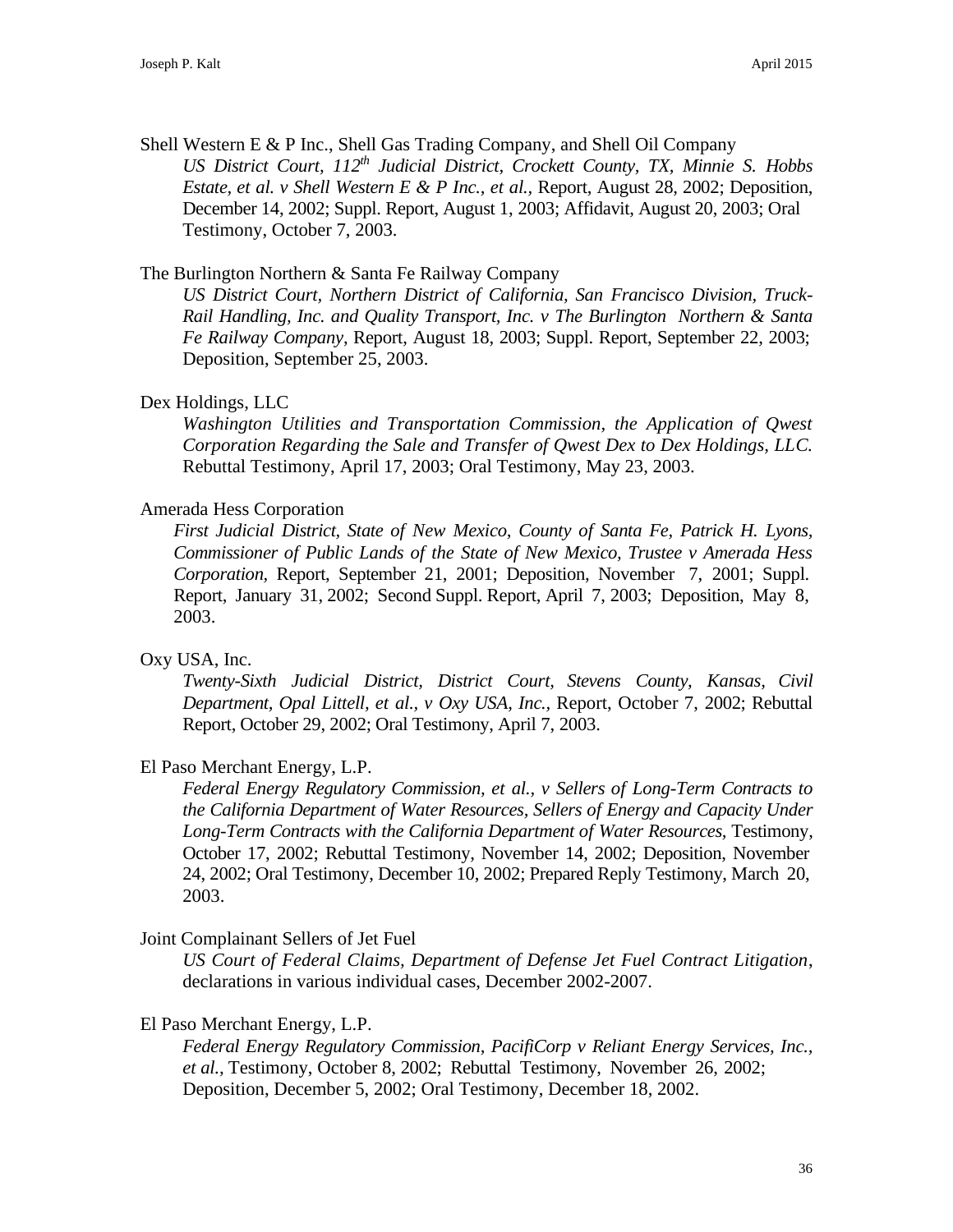Shell Western E & P Inc., Shell Gas Trading Company, and Shell Oil Company

*US District Court, 112th Judicial District, Crockett County, TX, Minnie S. Hobbs Estate, et al. v Shell Western E & P Inc., et al.*, Report, August 28, 2002; Deposition, December 14, 2002; Suppl. Report, August 1, 2003; Affidavit, August 20, 2003; Oral Testimony, October 7, 2003.

The Burlington Northern & Santa Fe Railway Company

*US District Court, Northern District of California, San Francisco Division, Truck-Rail Handling, Inc. and Quality Transport, Inc. v The Burlington Northern & Santa Fe Railway Company*, Report, August 18, 2003; Suppl. Report, September 22, 2003; Deposition, September 25, 2003.

Dex Holdings, LLC

*Washington Utilities and Transportation Commission, the Application of Qwest Corporation Regarding the Sale and Transfer of Qwest Dex to Dex Holdings, LLC.* Rebuttal Testimony, April 17, 2003; Oral Testimony, May 23, 2003.

Amerada Hess Corporation

*First Judicial District, State of New Mexico, County of Santa Fe, Patrick H. Lyons, Commissioner of Public Lands of the State of New Mexico, Trustee v Amerada Hess Corporation,* Report, September 21, 2001; Deposition, November 7, 2001; Suppl. Report, January 31, 2002; Second Suppl. Report, April 7, 2003; Deposition, May 8, 2003.

Oxy USA, Inc.

*Twenty-Sixth Judicial District, District Court, Stevens County, Kansas, Civil Department, Opal Littell, et al., v Oxy USA, Inc.*, Report, October 7, 2002; Rebuttal Report, October 29, 2002; Oral Testimony, April 7, 2003.

El Paso Merchant Energy, L.P.

*Federal Energy Regulatory Commission, et al., v Sellers of Long-Term Contracts to the California Department of Water Resources, Sellers of Energy and Capacity Under Long-Term Contracts with the California Department of Water Resources,* Testimony, October 17, 2002; Rebuttal Testimony, November 14, 2002; Deposition, November 24, 2002; Oral Testimony, December 10, 2002; Prepared Reply Testimony, March 20, 2003.

Joint Complainant Sellers of Jet Fuel

*US Court of Federal Claims, Department of Defense Jet Fuel Contract Litigation*, declarations in various individual cases, December 2002-2007.

El Paso Merchant Energy, L.P.

*Federal Energy Regulatory Commission, PacifiCorp v Reliant Energy Services, Inc., et al.,* Testimony, October 8, 2002; Rebuttal Testimony, November 26, 2002; Deposition, December 5, 2002; Oral Testimony, December 18, 2002.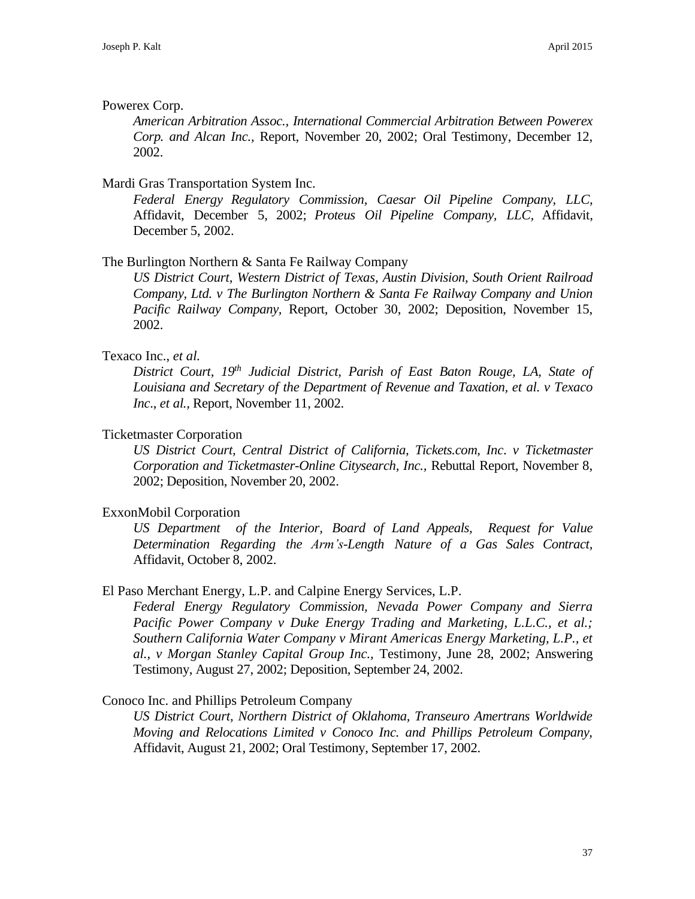Powerex Corp.

*American Arbitration Assoc., International Commercial Arbitration Between Powerex Corp. and Alcan Inc.,* Report, November 20, 2002; Oral Testimony, December 12, 2002.

Mardi Gras Transportation System Inc.

*Federal Energy Regulatory Commission, Caesar Oil Pipeline Company, LLC,* Affidavit, December 5, 2002; *Proteus Oil Pipeline Company, LLC,* Affidavit, December 5, 2002.

The Burlington Northern & Santa Fe Railway Company

*US District Court, Western District of Texas, Austin Division, South Orient Railroad Company, Ltd. v The Burlington Northern & Santa Fe Railway Company and Union Pacific Railway Company,* Report, October 30, 2002; Deposition, November 15, 2002.

Texaco Inc., *et al.*

*District Court, 19th Judicial District, Parish of East Baton Rouge, LA, State of Louisiana and Secretary of the Department of Revenue and Taxation, et al. v Texaco Inc., et al.,* Report, November 11, 2002.

Ticketmaster Corporation

*US District Court, Central District of California, Tickets.com, Inc. v Ticketmaster Corporation and Ticketmaster-Online Citysearch, Inc.,* Rebuttal Report, November 8, 2002; Deposition, November 20, 2002.

ExxonMobil Corporation

*US Department of the Interior, Board of Land Appeals, Request for Value Determination Regarding the Arm's-Length Nature of a Gas Sales Contract,* Affidavit, October 8, 2002.

El Paso Merchant Energy, L.P. and Calpine Energy Services, L.P.

*Federal Energy Regulatory Commission, Nevada Power Company and Sierra Pacific Power Company v Duke Energy Trading and Marketing, L.L.C., et al.; Southern California Water Company v Mirant Americas Energy Marketing, L.P., et al., v Morgan Stanley Capital Group Inc.,* Testimony, June 28, 2002; Answering Testimony, August 27, 2002; Deposition, September 24, 2002.

Conoco Inc. and Phillips Petroleum Company

*US District Court, Northern District of Oklahoma, Transeuro Amertrans Worldwide Moving and Relocations Limited v Conoco Inc. and Phillips Petroleum Company,* Affidavit, August 21, 2002; Oral Testimony, September 17, 2002.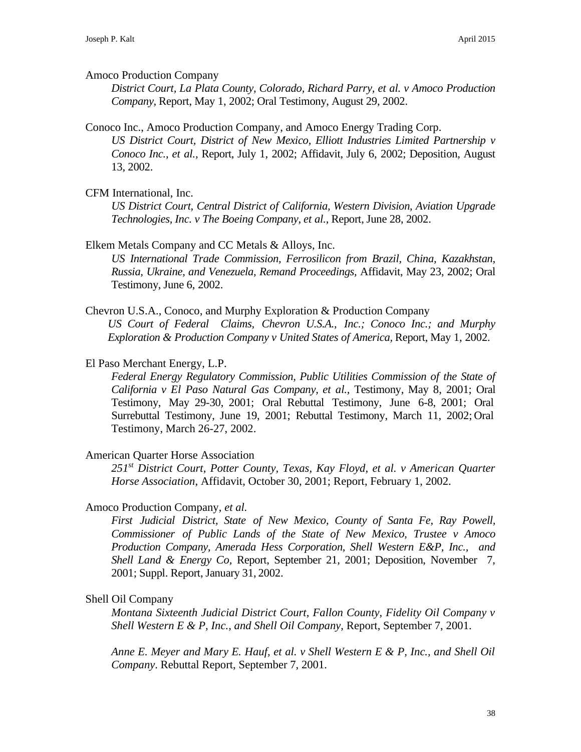Amoco Production Company

*District Court, La Plata County, Colorado, Richard Parry, et al. v Amoco Production Company,* Report, May 1, 2002; Oral Testimony, August 29, 2002.

Conoco Inc., Amoco Production Company, and Amoco Energy Trading Corp.

*US District Court, District of New Mexico, Elliott Industries Limited Partnership v Conoco Inc., et al.,* Report, July 1, 2002; Affidavit, July 6, 2002; Deposition, August 13, 2002.

CFM International, Inc.

*US District Court, Central District of California, Western Division, Aviation Upgrade Technologies, Inc. v The Boeing Company, et al.,* Report, June 28, 2002.

Elkem Metals Company and CC Metals & Alloys, Inc.

*US International Trade Commission, Ferrosilicon from Brazil, China, Kazakhstan, Russia, Ukraine, and Venezuela, Remand Proceedings,* Affidavit, May 23, 2002; Oral Testimony, June 6, 2002.

Chevron U.S.A., Conoco, and Murphy Exploration & Production Company

*US Court of Federal Claims, Chevron U.S.A., Inc.; Conoco Inc.; and Murphy Exploration & Production Company v United States of America,* Report, May 1, 2002.

El Paso Merchant Energy, L.P.

*Federal Energy Regulatory Commission, Public Utilities Commission of the State of California v El Paso Natural Gas Company, et al.,* Testimony, May 8, 2001; Oral Testimony, May 29-30, 2001; Oral Rebuttal Testimony, June 6-8, 2001; Oral Surrebuttal Testimony, June 19, 2001; Rebuttal Testimony, March 11, 2002; Oral Testimony, March 26-27, 2002.

American Quarter Horse Association

*251st District Court, Potter County, Texas, Kay Floyd, et al. v American Quarter Horse Association,* Affidavit, October 30, 2001; Report, February 1, 2002.

Amoco Production Company, *et al.*

*First Judicial District, State of New Mexico, County of Santa Fe, Ray Powell, Commissioner of Public Lands of the State of New Mexico, Trustee v Amoco Production Company, Amerada Hess Corporation, Shell Western E&P, Inc., and Shell Land & Energy Co,* Report, September 21, 2001; Deposition, November 7, 2001; Suppl. Report, January 31, 2002.

Shell Oil Company

*Montana Sixteenth Judicial District Court, Fallon County, Fidelity Oil Company v Shell Western E & P, Inc., and Shell Oil Company,* Report, September 7, 2001.

*Anne E. Meyer and Mary E. Hauf, et al. v Shell Western E & P, Inc., and Shell Oil Company*. Rebuttal Report, September 7, 2001.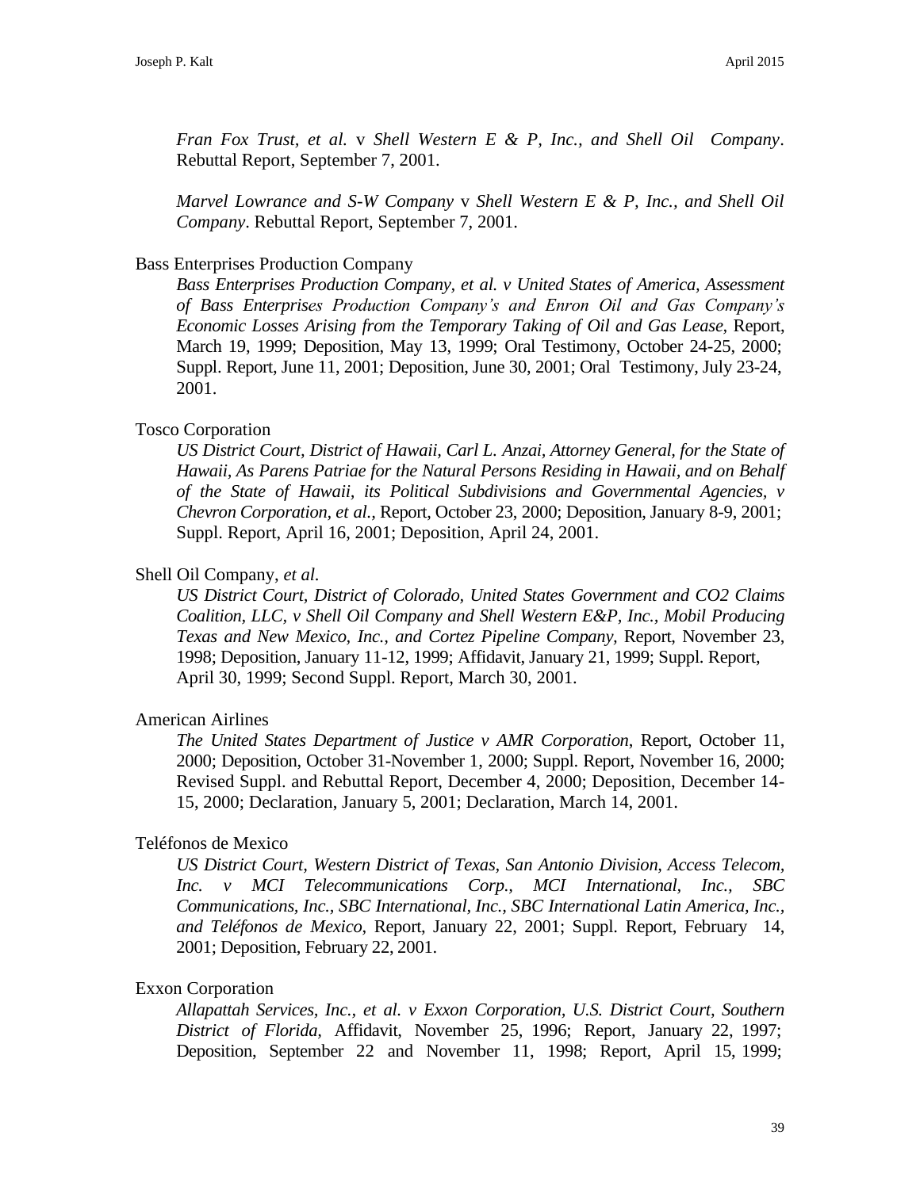*Fran Fox Trust, et al.* v *Shell Western E & P, Inc., and Shell Oil Company*. Rebuttal Report, September 7, 2001.

*Marvel Lowrance and S-W Company* v *Shell Western E & P, Inc., and Shell Oil Company*. Rebuttal Report, September 7, 2001.

Bass Enterprises Production Company

*Bass Enterprises Production Company, et al. v United States of America, Assessment of Bass Enterprises Production Company's and Enron Oil and Gas Company's Economic Losses Arising from the Temporary Taking of Oil and Gas Lease*, Report, March 19, 1999; Deposition, May 13, 1999; Oral Testimony, October 24-25, 2000; Suppl. Report, June 11, 2001; Deposition, June 30, 2001; Oral Testimony, July 23-24, 2001.

Tosco Corporation

*US District Court, District of Hawaii, Carl L. Anzai, Attorney General, for the State of Hawaii, As Parens Patriae for the Natural Persons Residing in Hawaii, and on Behalf of the State of Hawaii, its Political Subdivisions and Governmental Agencies, v Chevron Corporation, et al.*, Report, October 23, 2000; Deposition, January 8-9, 2001; Suppl. Report, April 16, 2001; Deposition, April 24, 2001.

Shell Oil Company, *et al.*

*US District Court, District of Colorado, United States Government and CO2 Claims Coalition, LLC, v Shell Oil Company and Shell Western E&P, Inc., Mobil Producing Texas and New Mexico, Inc., and Cortez Pipeline Company,* Report, November 23, 1998; Deposition, January 11-12, 1999; Affidavit, January 21, 1999; Suppl. Report, April 30, 1999; Second Suppl. Report, March 30, 2001.

American Airlines

*The United States Department of Justice v AMR Corporation*, Report, October 11, 2000; Deposition, October 31-November 1, 2000; Suppl. Report, November 16, 2000; Revised Suppl. and Rebuttal Report, December 4, 2000; Deposition, December 14-15, 2000; Declaration, January 5, 2001; Declaration, March 14, 2001.

Teléfonos de Mexico

*US District Court, Western District of Texas, San Antonio Division, Access Telecom, Inc. v MCI Telecommunications Corp., MCI International, Inc., SBC Communications, Inc., SBC International, Inc., SBC International Latin America, Inc., and Teléfonos de Mexico*, Report, January 22, 2001; Suppl. Report, February 14, 2001; Deposition, February 22, 2001.

Exxon Corporation

*Allapattah Services, Inc., et al. v Exxon Corporation, U.S. District Court, Southern District of Florida,* Affidavit, November 25, 1996; Report, January 22, 1997; Deposition, September 22 and November 11, 1998; Report, April 15, 1999;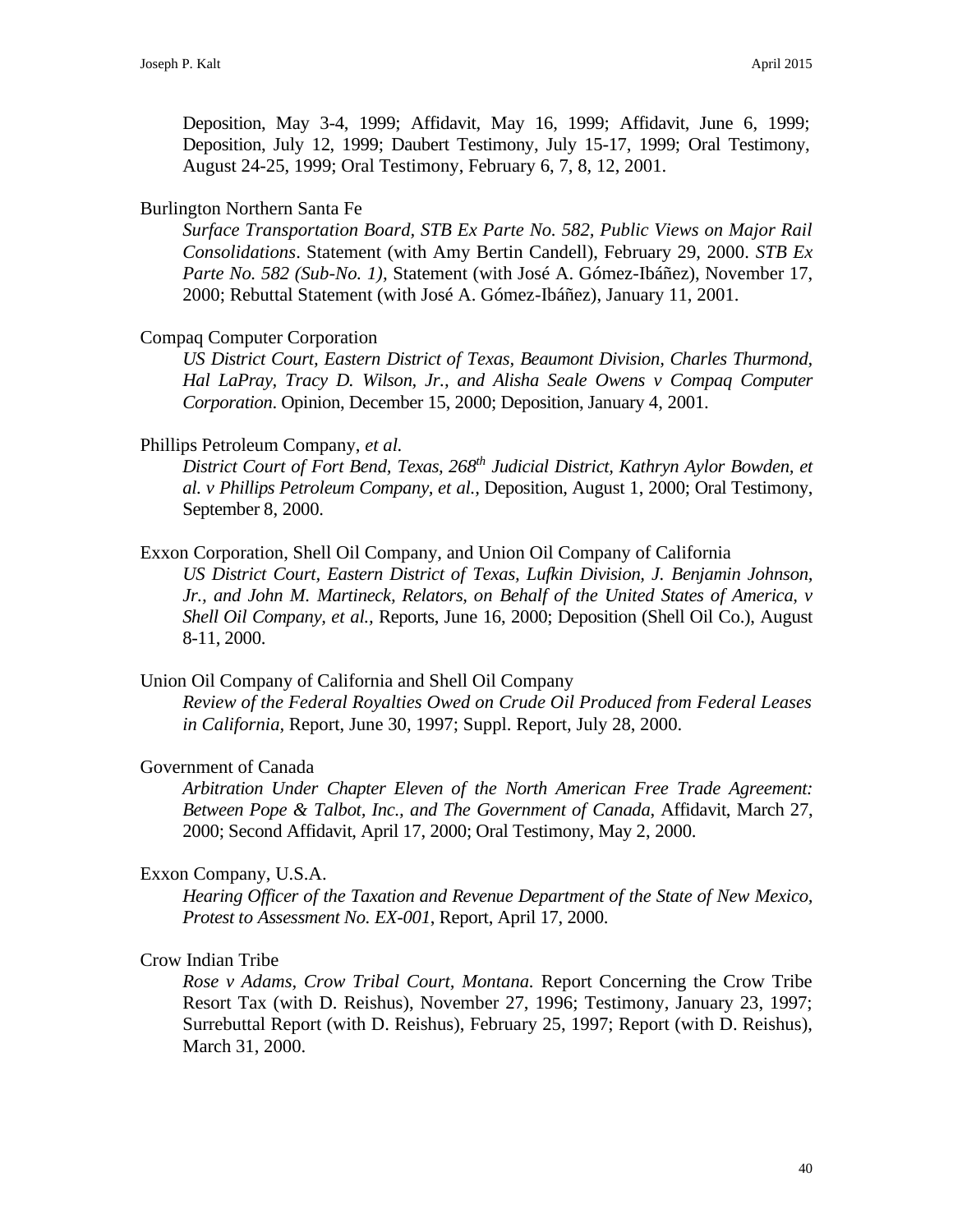Deposition, May 3-4, 1999; Affidavit, May 16, 1999; Affidavit, June 6, 1999; Deposition, July 12, 1999; Daubert Testimony, July 15-17, 1999; Oral Testimony, August 24-25, 1999; Oral Testimony, February 6, 7, 8, 12, 2001.

Burlington Northern Santa Fe

*Surface Transportation Board, STB Ex Parte No. 582, Public Views on Major Rail Consolidations*. Statement (with Amy Bertin Candell), February 29, 2000. *STB Ex Parte No. 582 (Sub-No. 1),* Statement (with José A. Gómez-Ibáñez), November 17, 2000; Rebuttal Statement (with José A. Gómez-Ibáñez), January 11, 2001.

Compaq Computer Corporation

*US District Court, Eastern District of Texas, Beaumont Division, Charles Thurmond, Hal LaPray, Tracy D. Wilson, Jr., and Alisha Seale Owens v Compaq Computer Corporation*. Opinion, December 15, 2000; Deposition, January 4, 2001.

Phillips Petroleum Company, *et al.*

*District Court of Fort Bend, Texas, 268th Judicial District, Kathryn Aylor Bowden, et al. v Phillips Petroleum Company, et al.,* Deposition, August 1, 2000; Oral Testimony, September 8, 2000.

Exxon Corporation, Shell Oil Company, and Union Oil Company of California

*US District Court, Eastern District of Texas, Lufkin Division, J. Benjamin Johnson, Jr., and John M. Martineck, Relators, on Behalf of the United States of America, v Shell Oil Company, et al.,* Reports, June 16, 2000; Deposition (Shell Oil Co.), August 8-11, 2000.

Union Oil Company of California and Shell Oil Company

*Review of the Federal Royalties Owed on Crude Oil Produced from Federal Leases in California,* Report, June 30, 1997; Suppl. Report, July 28, 2000.

Government of Canada

*Arbitration Under Chapter Eleven of the North American Free Trade Agreement: Between Pope & Talbot, Inc., and The Government of Canada*, Affidavit, March 27, 2000; Second Affidavit, April 17, 2000; Oral Testimony, May 2, 2000.

Exxon Company, U.S.A.

*Hearing Officer of the Taxation and Revenue Department of the State of New Mexico, Protest to Assessment No. EX-001*, Report, April 17, 2000.

Crow Indian Tribe

*Rose v Adams, Crow Tribal Court, Montana.* Report Concerning the Crow Tribe Resort Tax (with D. Reishus), November 27, 1996; Testimony, January 23, 1997; Surrebuttal Report (with D. Reishus), February 25, 1997; Report (with D. Reishus), March 31, 2000.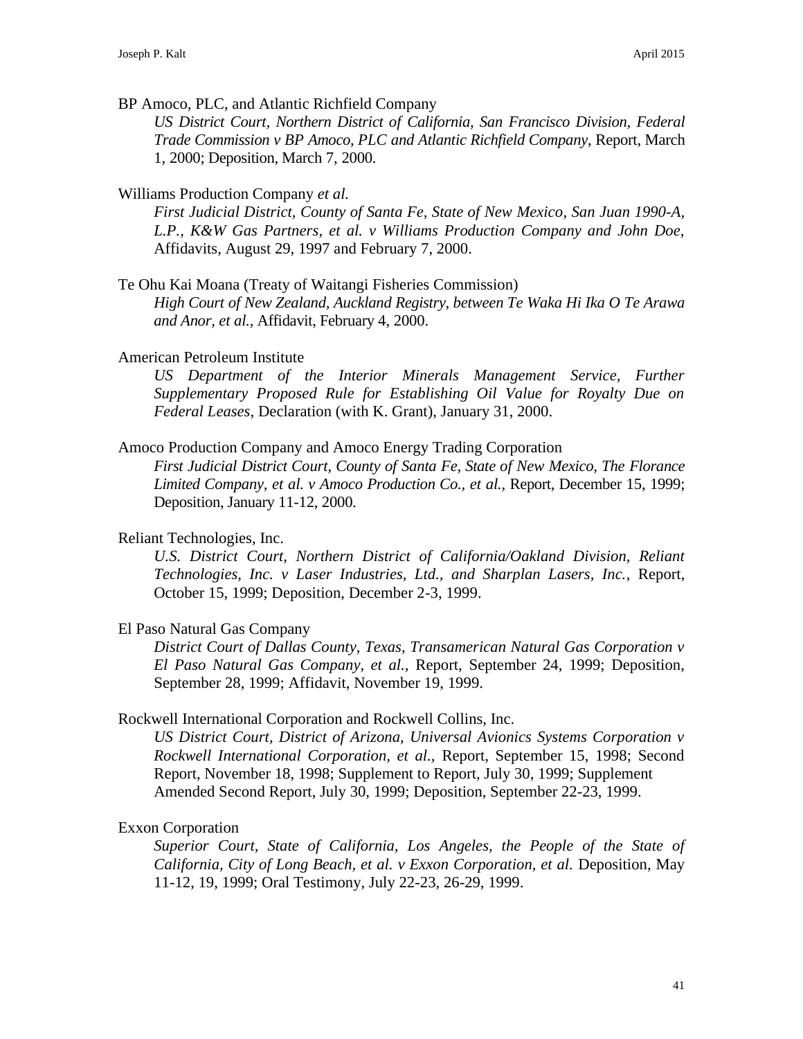BP Amoco, PLC, and Atlantic Richfield Company

*US District Court, Northern District of California, San Francisco Division, Federal Trade Commission v BP Amoco, PLC and Atlantic Richfield Company*, Report, March 1, 2000; Deposition, March 7, 2000.

Williams Production Company *et al.*

*First Judicial District, County of Santa Fe, State of New Mexico*, *San Juan 1990-A, L.P., K&W Gas Partners, et al. v Williams Production Company and John Doe*, Affidavits, August 29, 1997 and February 7, 2000.

Te Ohu Kai Moana (Treaty of Waitangi Fisheries Commission)

*High Court of New Zealand, Auckland Registry, between Te Waka Hi Ika O Te Arawa and Anor, et al.*, Affidavit, February 4, 2000.

American Petroleum Institute

*US Department of the Interior Minerals Management Service, Further Supplementary Proposed Rule for Establishing Oil Value for Royalty Due on Federal Leases*, Declaration (with K. Grant), January 31, 2000.

Amoco Production Company and Amoco Energy Trading Corporation

*First Judicial District Court, County of Santa Fe, State of New Mexico, The Florance Limited Company, et al. v Amoco Production Co., et al.*, Report, December 15, 1999; Deposition, January 11-12, 2000.

Reliant Technologies, Inc.

*U.S. District Court, Northern District of California/Oakland Division, Reliant Technologies, Inc. v Laser Industries, Ltd., and Sharplan Lasers, Inc.*, Report, October 15, 1999; Deposition, December 2-3, 1999.

El Paso Natural Gas Company

*District Court of Dallas County, Texas, Transamerican Natural Gas Corporation v El Paso Natural Gas Company, et al.*, Report, September 24, 1999; Deposition, September 28, 1999; Affidavit, November 19, 1999.

Rockwell International Corporation and Rockwell Collins, Inc.

*US District Court, District of Arizona, Universal Avionics Systems Corporation v Rockwell International Corporation, et al.*, Report, September 15, 1998; Second Report, November 18, 1998; Supplement to Report, July 30, 1999; Supplement Amended Second Report, July 30, 1999; Deposition, September 22-23, 1999.

Exxon Corporation

*Superior Court, State of California, Los Angeles, the People of the State of California, City of Long Beach, et al. v Exxon Corporation, et al.* Deposition, May 11-12, 19, 1999; Oral Testimony, July 22-23, 26-29, 1999.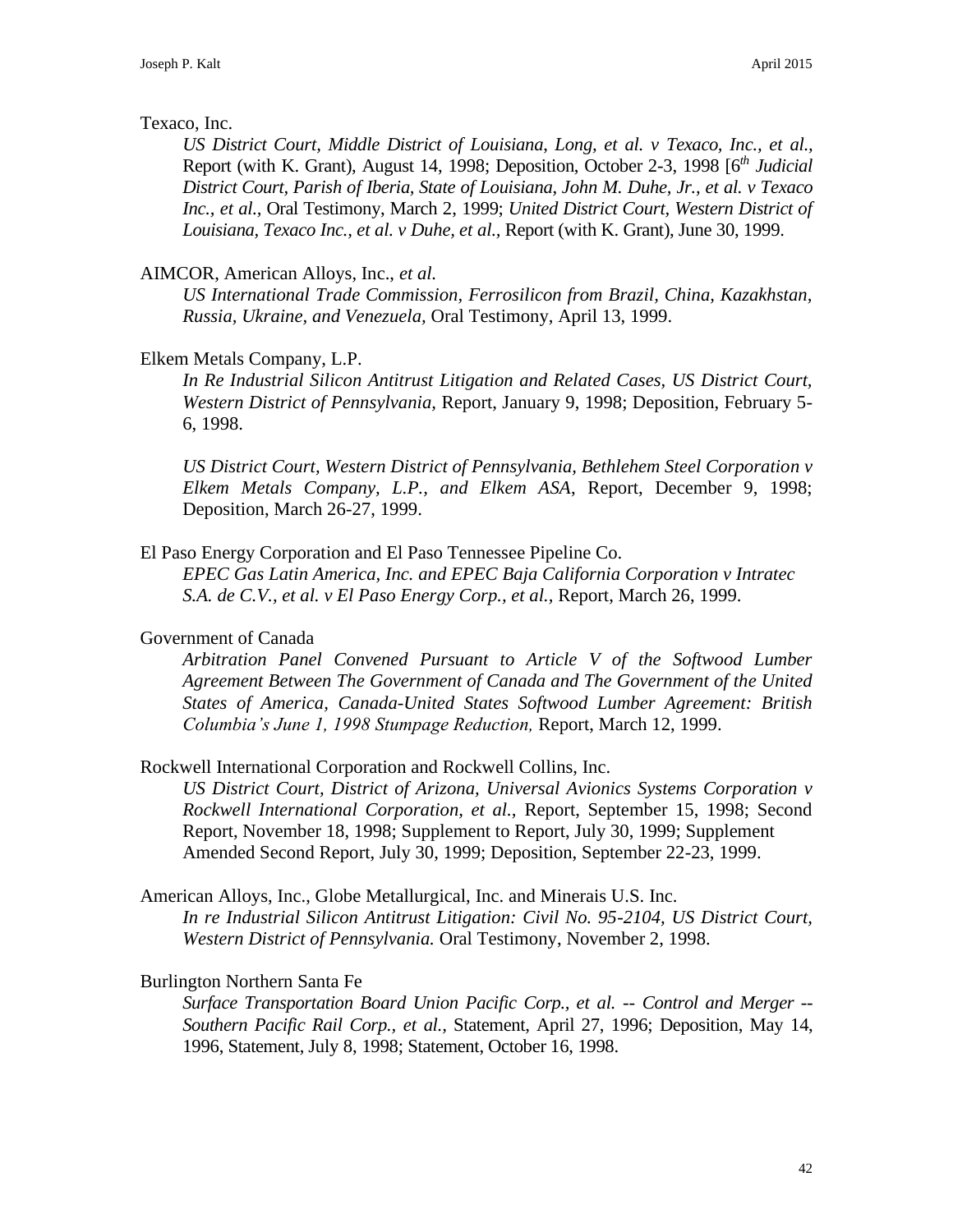Texaco, Inc.

*US District Court, Middle District of Louisiana, Long, et al. v Texaco, Inc., et al.,* Report (with K. Grant), August 14, 1998; Deposition, October 2-3, 1998 [6th *Judicial District Court, Parish of Iberia, State of Louisiana, John M. Duhe, Jr., et al. v Texaco Inc., et al.,* Oral Testimony, March 2, 1999; *United District Court, Western District of Louisiana, Texaco Inc., et al. v Duhe, et al.,* Report (with K. Grant), June 30, 1999.

AIMCOR, American Alloys, Inc., *et al.*

*US International Trade Commission, Ferrosilicon from Brazil, China, Kazakhstan, Russia, Ukraine, and Venezuela,* Oral Testimony, April 13, 1999.

Elkem Metals Company, L.P.

*In Re Industrial Silicon Antitrust Litigation and Related Cases, US District Court, Western District of Pennsylvania,* Report, January 9, 1998; Deposition, February 5-6, 1998.

*US District Court, Western District of Pennsylvania, Bethlehem Steel Corporation v Elkem Metals Company, L.P., and Elkem ASA,* Report, December 9, 1998; Deposition, March 26-27, 1999.

El Paso Energy Corporation and El Paso Tennessee Pipeline Co.

*EPEC Gas Latin America, Inc. and EPEC Baja California Corporation v Intratec S.A. de C.V., et al. v El Paso Energy Corp., et al.,* Report, March 26, 1999.

Government of Canada

*Arbitration Panel Convened Pursuant to Article V of the Softwood Lumber Agreement Between The Government of Canada and The Government of the United States of America, Canada-United States Softwood Lumber Agreement: British Columbia's June 1, 1998 Stumpage Reduction,* Report, March 12, 1999.

Rockwell International Corporation and Rockwell Collins, Inc.

*US District Court, District of Arizona, Universal Avionics Systems Corporation v Rockwell International Corporation, et al.,* Report, September 15, 1998; Second Report, November 18, 1998; Supplement to Report, July 30, 1999; Supplement Amended Second Report, July 30, 1999; Deposition, September 22-23, 1999.

American Alloys, Inc., Globe Metallurgical, Inc. and Minerais U.S. Inc.

*In re Industrial Silicon Antitrust Litigation: Civil No. 95-2104, US District Court, Western District of Pennsylvania.* Oral Testimony, November 2, 1998.

Burlington Northern Santa Fe

*Surface Transportation Board Union Pacific Corp., et al. -- Control and Merger -- Southern Pacific Rail Corp., et al.,* Statement, April 27, 1996; Deposition, May 14, 1996, Statement, July 8, 1998; Statement, October 16, 1998.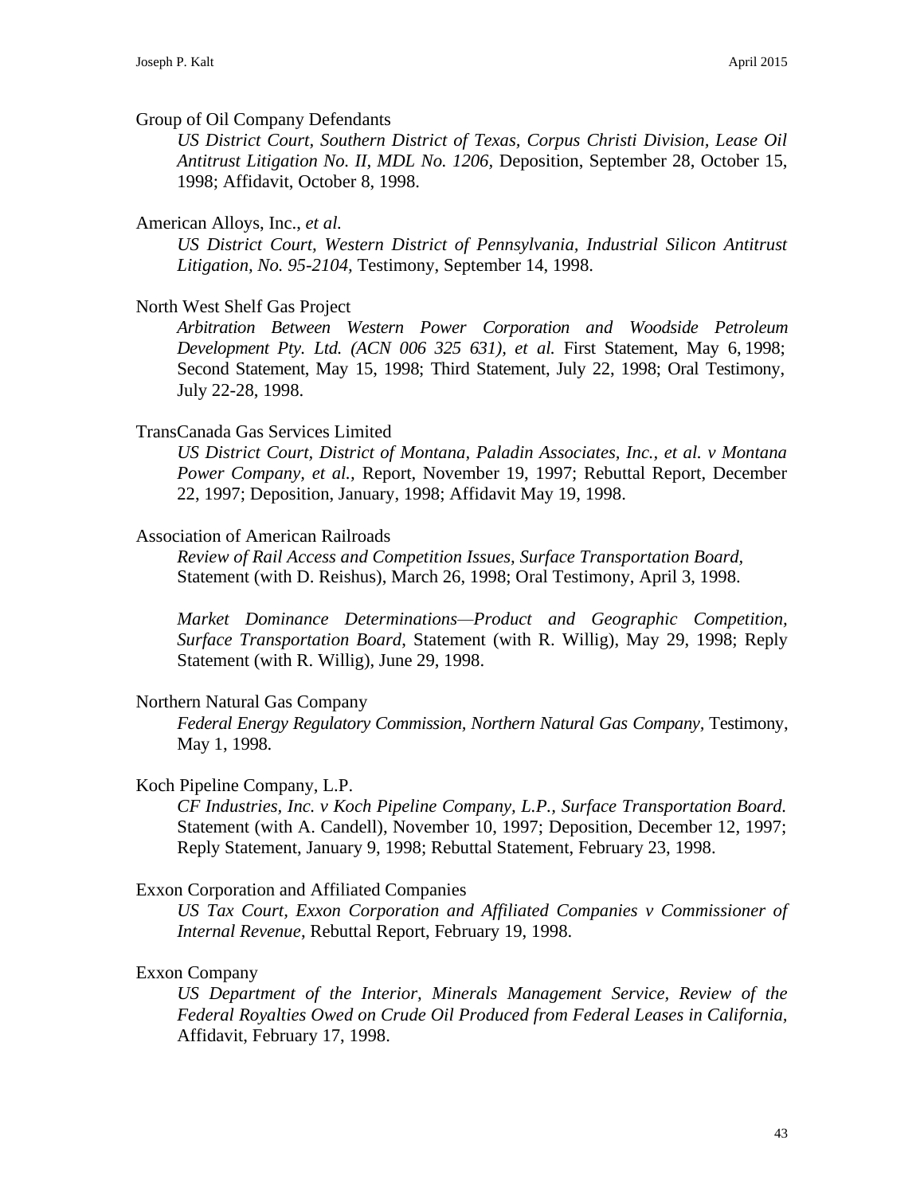Group of Oil Company Defendants

*US District Court, Southern District of Texas, Corpus Christi Division, Lease Oil Antitrust Litigation No. II, MDL No. 1206,* Deposition, September 28, October 15, 1998; Affidavit, October 8, 1998.

American Alloys, Inc., *et al.*

*US District Court, Western District of Pennsylvania, Industrial Silicon Antitrust Litigation, No. 95-2104,* Testimony, September 14, 1998.

North West Shelf Gas Project

*Arbitration Between Western Power Corporation and Woodside Petroleum Development Pty. Ltd. (ACN 006 325 631), et al.* First Statement, May 6, 1998; Second Statement, May 15, 1998; Third Statement, July 22, 1998; Oral Testimony, July 22-28, 1998.

TransCanada Gas Services Limited

*US District Court, District of Montana, Paladin Associates, Inc., et al. v Montana Power Company, et al.,* Report, November 19, 1997; Rebuttal Report, December 22, 1997; Deposition, January, 1998; Affidavit May 19, 1998.

Association of American Railroads

*Review of Rail Access and Competition Issues, Surface Transportation Board,* Statement (with D. Reishus), March 26, 1998; Oral Testimony, April 3, 1998.

*Market Dominance Determinations—Product and Geographic Competition, Surface Transportation Board*, Statement (with R. Willig), May 29, 1998; Reply Statement (with R. Willig), June 29, 1998.

Northern Natural Gas Company

*Federal Energy Regulatory Commission, Northern Natural Gas Company*, Testimony, May 1, 1998.

Koch Pipeline Company, L.P.

*CF Industries, Inc. v Koch Pipeline Company, L.P., Surface Transportation Board.* Statement (with A. Candell), November 10, 1997; Deposition, December 12, 1997; Reply Statement, January 9, 1998; Rebuttal Statement, February 23, 1998.

Exxon Corporation and Affiliated Companies

*US Tax Court, Exxon Corporation and Affiliated Companies v Commissioner of Internal Revenue*, Rebuttal Report, February 19, 1998.

Exxon Company

*US Department of the Interior, Minerals Management Service, Review of the Federal Royalties Owed on Crude Oil Produced from Federal Leases in California*, Affidavit, February 17, 1998.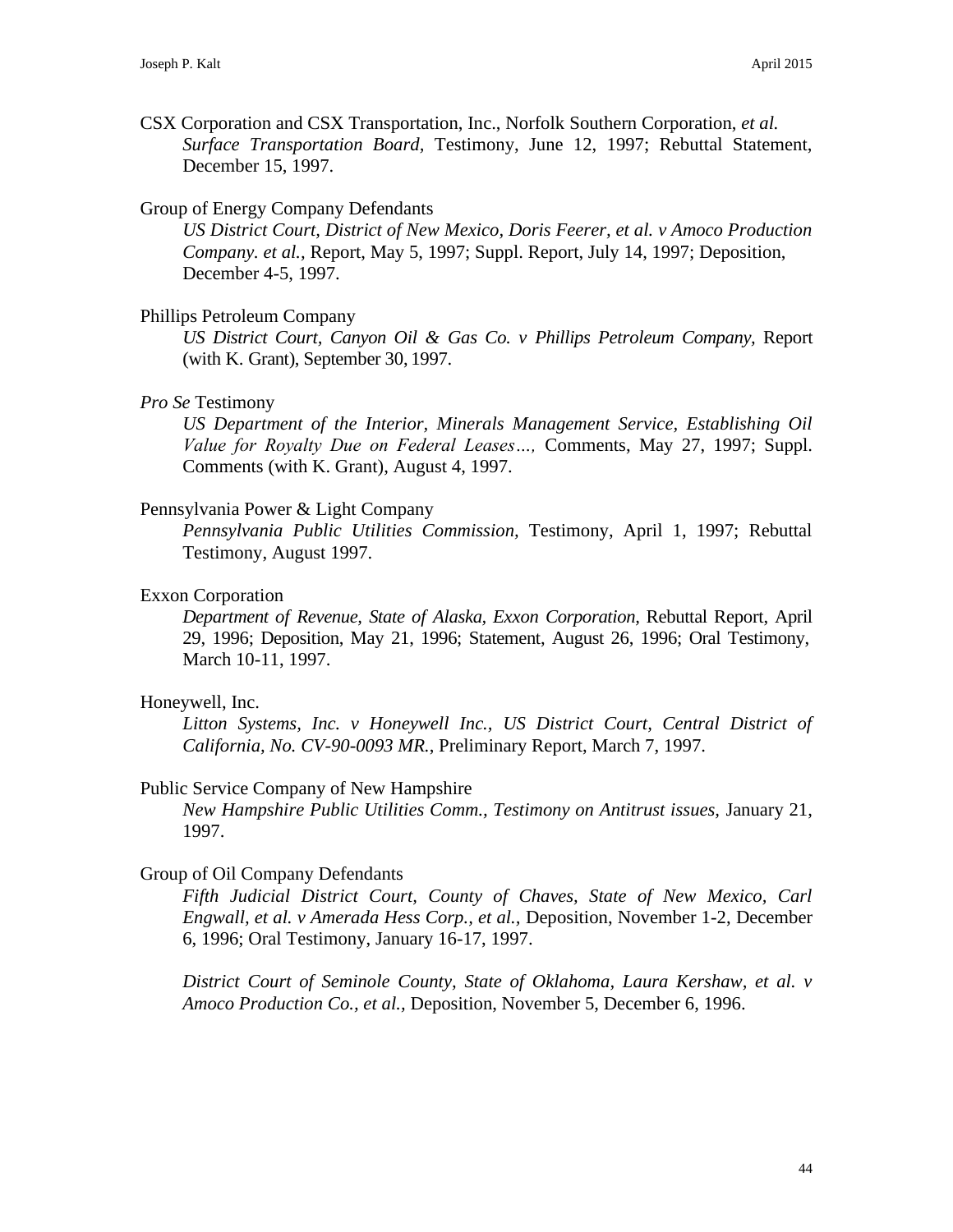CSX Corporation and CSX Transportation, Inc., Norfolk Southern Corporation, *et al.*
*Surface Transportation Board*, Testimony, June 12, 1997; Rebuttal Statement, December 15, 1997.

Group of Energy Company Defendants
*US District Court, District of New Mexico, Doris Feerer, et al. v Amoco Production Company. et al.,* Report, May 5, 1997; Suppl. Report, July 14, 1997; Deposition, December 4-5, 1997.

Phillips Petroleum Company
*US District Court*, *Canyon Oil & Gas Co. v Phillips Petroleum Company,* Report (with K. Grant), September 30, 1997.

*Pro Se* Testimony
*US Department of the Interior, Minerals Management Service, Establishing Oil Value for Royalty Due on Federal Leases…,* Comments, May 27, 1997; Suppl. Comments (with K. Grant), August 4, 1997.

Pennsylvania Power & Light Company
*Pennsylvania Public Utilities Commission*, Testimony, April 1, 1997; Rebuttal Testimony, August 1997.

Exxon Corporation
*Department of Revenue, State of Alaska, Exxon Corporation,* Rebuttal Report, April 29, 1996; Deposition, May 21, 1996; Statement, August 26, 1996; Oral Testimony, March 10-11, 1997.

Honeywell, Inc.
*Litton Systems, Inc. v Honeywell Inc.*, *US District Court, Central District of California, No. CV-90-0093 MR.*, Preliminary Report, March 7, 1997.

Public Service Company of New Hampshire
*New Hampshire Public Utilities Comm., Testimony on Antitrust issues,* January 21, 1997.

Group of Oil Company Defendants
*Fifth Judicial District Court, County of Chaves, State of New Mexico, Carl Engwall, et al. v Amerada Hess Corp., et al.,* Deposition, November 1-2, December 6, 1996; Oral Testimony, January 16-17, 1997.

*District Court of Seminole County, State of Oklahoma*, *Laura Kershaw, et al. v Amoco Production Co., et al.,* Deposition, November 5, December 6, 1996.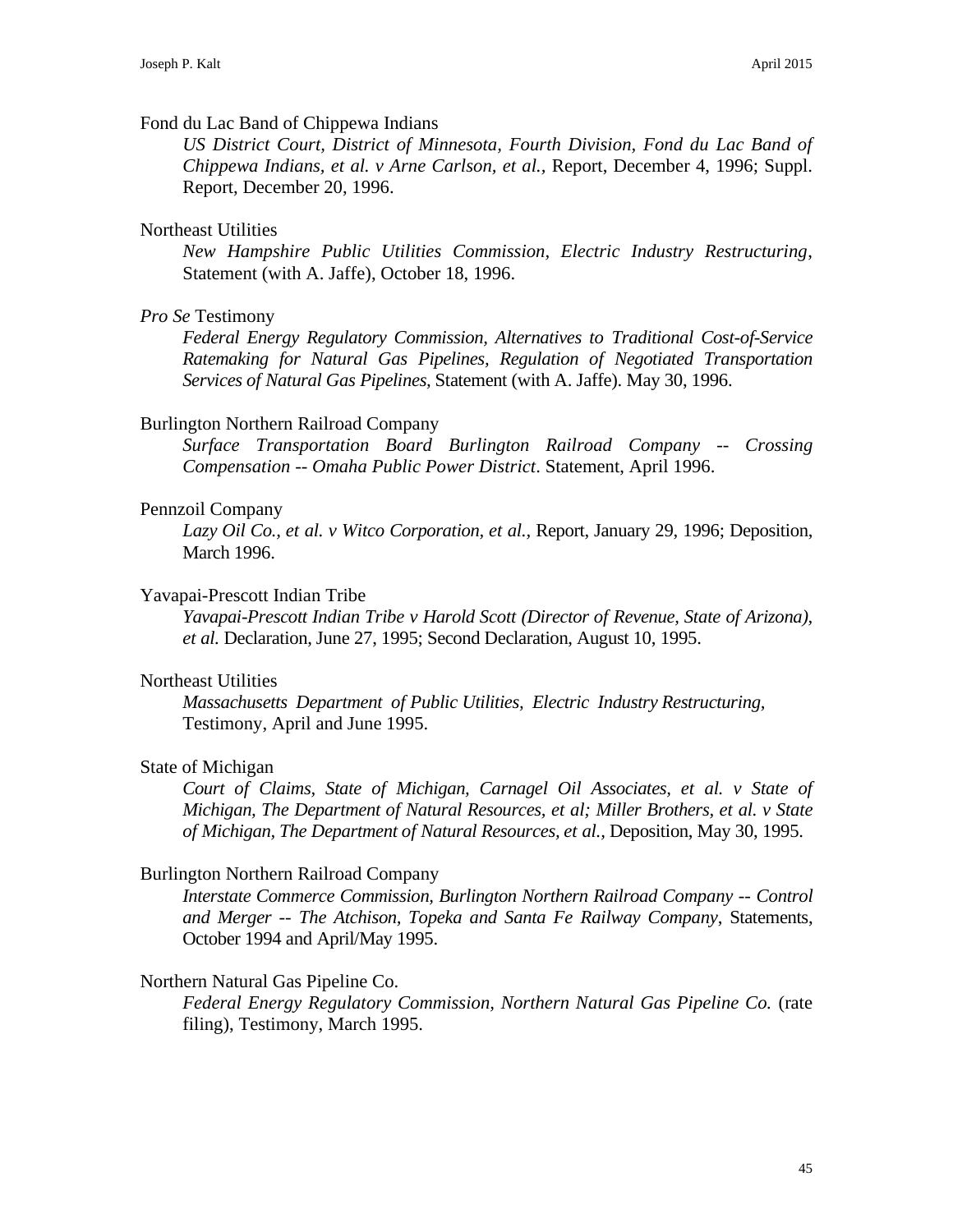Fond du Lac Band of Chippewa Indians

*US District Court, District of Minnesota, Fourth Division, Fond du Lac Band of Chippewa Indians, et al. v Arne Carlson, et al.*, Report, December 4, 1996; Suppl. Report, December 20, 1996.

Northeast Utilities

*New Hampshire Public Utilities Commission, Electric Industry Restructuring*, Statement (with A. Jaffe), October 18, 1996.

*Pro Se* Testimony

*Federal Energy Regulatory Commission, Alternatives to Traditional Cost-of-Service Ratemaking for Natural Gas Pipelines, Regulation of Negotiated Transportation Services of Natural Gas Pipelines*, Statement (with A. Jaffe). May 30, 1996.

Burlington Northern Railroad Company

*Surface Transportation Board Burlington Railroad Company -- Crossing Compensation -- Omaha Public Power District*. Statement, April 1996.

Pennzoil Company

*Lazy Oil Co., et al. v Witco Corporation, et al.*, Report, January 29, 1996; Deposition, March 1996.

Yavapai-Prescott Indian Tribe

*Yavapai-Prescott Indian Tribe v Harold Scott (Director of Revenue, State of Arizona), et al.* Declaration, June 27, 1995; Second Declaration, August 10, 1995.

Northeast Utilities

*Massachusetts Department of Public Utilities, Electric Industry Restructuring*, Testimony, April and June 1995.

State of Michigan

*Court of Claims, State of Michigan, Carnagel Oil Associates, et al. v State of Michigan, The Department of Natural Resources, et al; Miller Brothers, et al. v State of Michigan, The Department of Natural Resources, et al.*, Deposition, May 30, 1995.

Burlington Northern Railroad Company

*Interstate Commerce Commission, Burlington Northern Railroad Company -- Control and Merger -- The Atchison, Topeka and Santa Fe Railway Company*, Statements, October 1994 and April/May 1995.

Northern Natural Gas Pipeline Co.

*Federal Energy Regulatory Commission, Northern Natural Gas Pipeline Co.* (rate filing), Testimony, March 1995.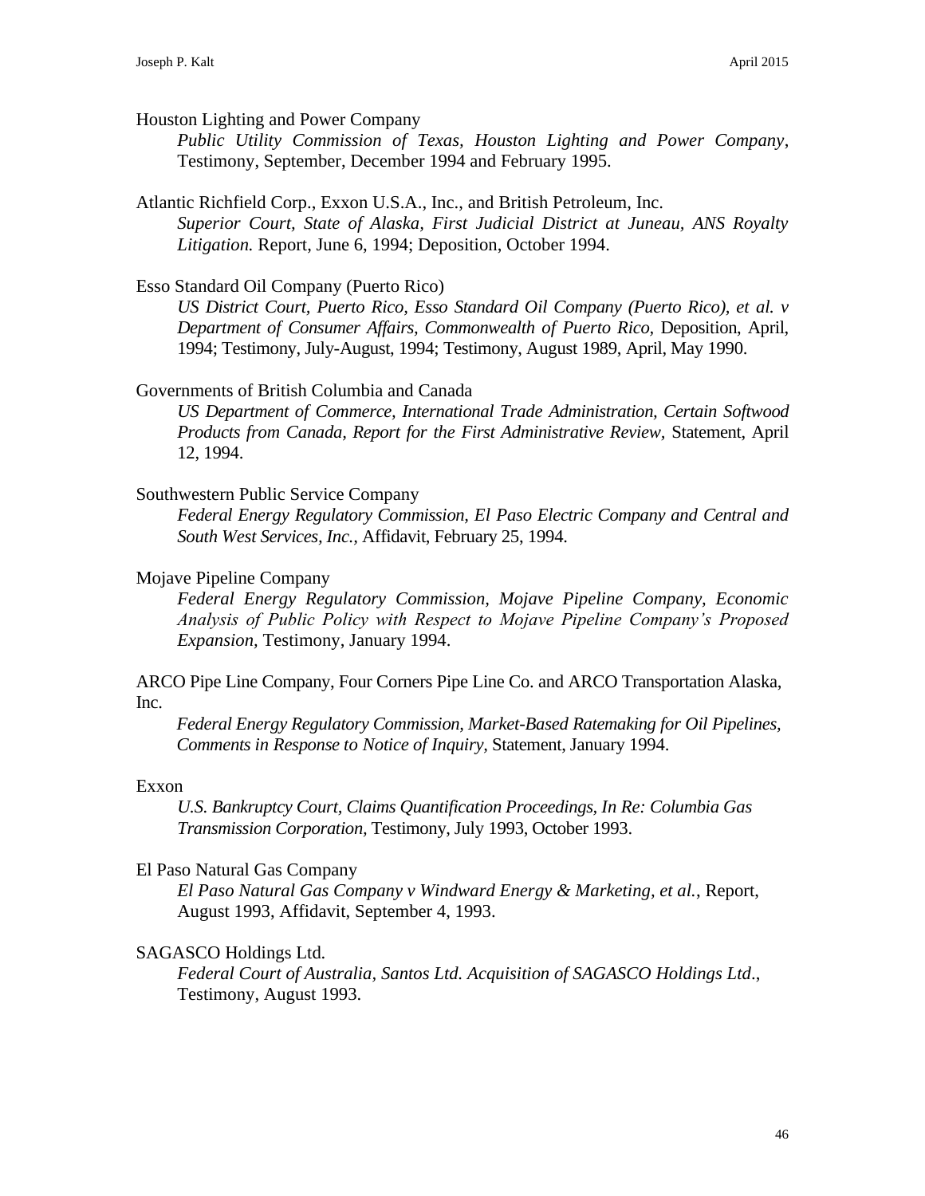Houston Lighting and Power Company

*Public Utility Commission of Texas, Houston Lighting and Power Company*, Testimony, September, December 1994 and February 1995.

Atlantic Richfield Corp., Exxon U.S.A., Inc., and British Petroleum, Inc.

*Superior Court, State of Alaska, First Judicial District at Juneau, ANS Royalty Litigation.* Report, June 6, 1994; Deposition, October 1994.

Esso Standard Oil Company (Puerto Rico)

*US District Court, Puerto Rico, Esso Standard Oil Company (Puerto Rico), et al. v Department of Consumer Affairs, Commonwealth of Puerto Rico,* Deposition, April, 1994; Testimony, July-August, 1994; Testimony, August 1989, April, May 1990.

Governments of British Columbia and Canada

*US Department of Commerce, International Trade Administration, Certain Softwood Products from Canada, Report for the First Administrative Review,* Statement, April 12, 1994.

Southwestern Public Service Company

*Federal Energy Regulatory Commission, El Paso Electric Company and Central and South West Services, Inc.,* Affidavit, February 25, 1994.

Mojave Pipeline Company

*Federal Energy Regulatory Commission, Mojave Pipeline Company, Economic Analysis of Public Policy with Respect to Mojave Pipeline Company's Proposed Expansion*, Testimony, January 1994.

ARCO Pipe Line Company, Four Corners Pipe Line Co. and ARCO Transportation Alaska, Inc.

*Federal Energy Regulatory Commission, Market-Based Ratemaking for Oil Pipelines, Comments in Response to Notice of Inquiry,* Statement, January 1994.

Exxon

*U.S. Bankruptcy Court, Claims Quantification Proceedings, In Re: Columbia Gas Transmission Corporation*, Testimony, July 1993, October 1993.

El Paso Natural Gas Company

*El Paso Natural Gas Company v Windward Energy & Marketing, et al.*, Report, August 1993, Affidavit, September 4, 1993.

SAGASCO Holdings Ltd.

*Federal Court of Australia, Santos Ltd. Acquisition of SAGASCO Holdings Ltd*., Testimony, August 1993.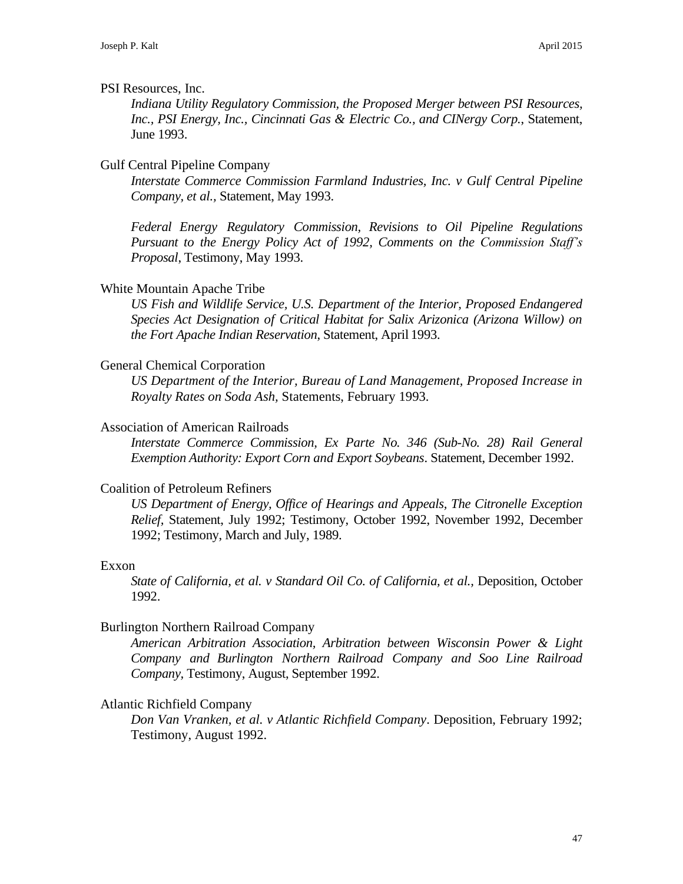PSI Resources, Inc.

*Indiana Utility Regulatory Commission, the Proposed Merger between PSI Resources, Inc., PSI Energy, Inc., Cincinnati Gas & Electric Co., and CINergy Corp.*, Statement, June 1993.

Gulf Central Pipeline Company

*Interstate Commerce Commission Farmland Industries, Inc. v Gulf Central Pipeline Company, et al.*, Statement, May 1993.

*Federal Energy Regulatory Commission, Revisions to Oil Pipeline Regulations Pursuant to the Energy Policy Act of 1992, Comments on the Commission Staff's Proposal*, Testimony, May 1993.

White Mountain Apache Tribe

*US Fish and Wildlife Service, U.S. Department of the Interior, Proposed Endangered Species Act Designation of Critical Habitat for Salix Arizonica (Arizona Willow) on the Fort Apache Indian Reservation*, Statement, April 1993.

General Chemical Corporation

*US Department of the Interior, Bureau of Land Management, Proposed Increase in Royalty Rates on Soda Ash,* Statements, February 1993.

Association of American Railroads

*Interstate Commerce Commission, Ex Parte No. 346 (Sub-No. 28) Rail General Exemption Authority: Export Corn and Export Soybeans*. Statement, December 1992.

Coalition of Petroleum Refiners

*US Department of Energy, Office of Hearings and Appeals, The Citronelle Exception Relief,* Statement, July 1992; Testimony, October 1992, November 1992, December 1992; Testimony, March and July, 1989.

Exxon

*State of California, et al. v Standard Oil Co. of California, et al.*, Deposition, October 1992.

Burlington Northern Railroad Company

*American Arbitration Association, Arbitration between Wisconsin Power & Light Company and Burlington Northern Railroad Company and Soo Line Railroad Company*, Testimony, August, September 1992.

Atlantic Richfield Company

*Don Van Vranken, et al. v Atlantic Richfield Company*. Deposition, February 1992; Testimony, August 1992.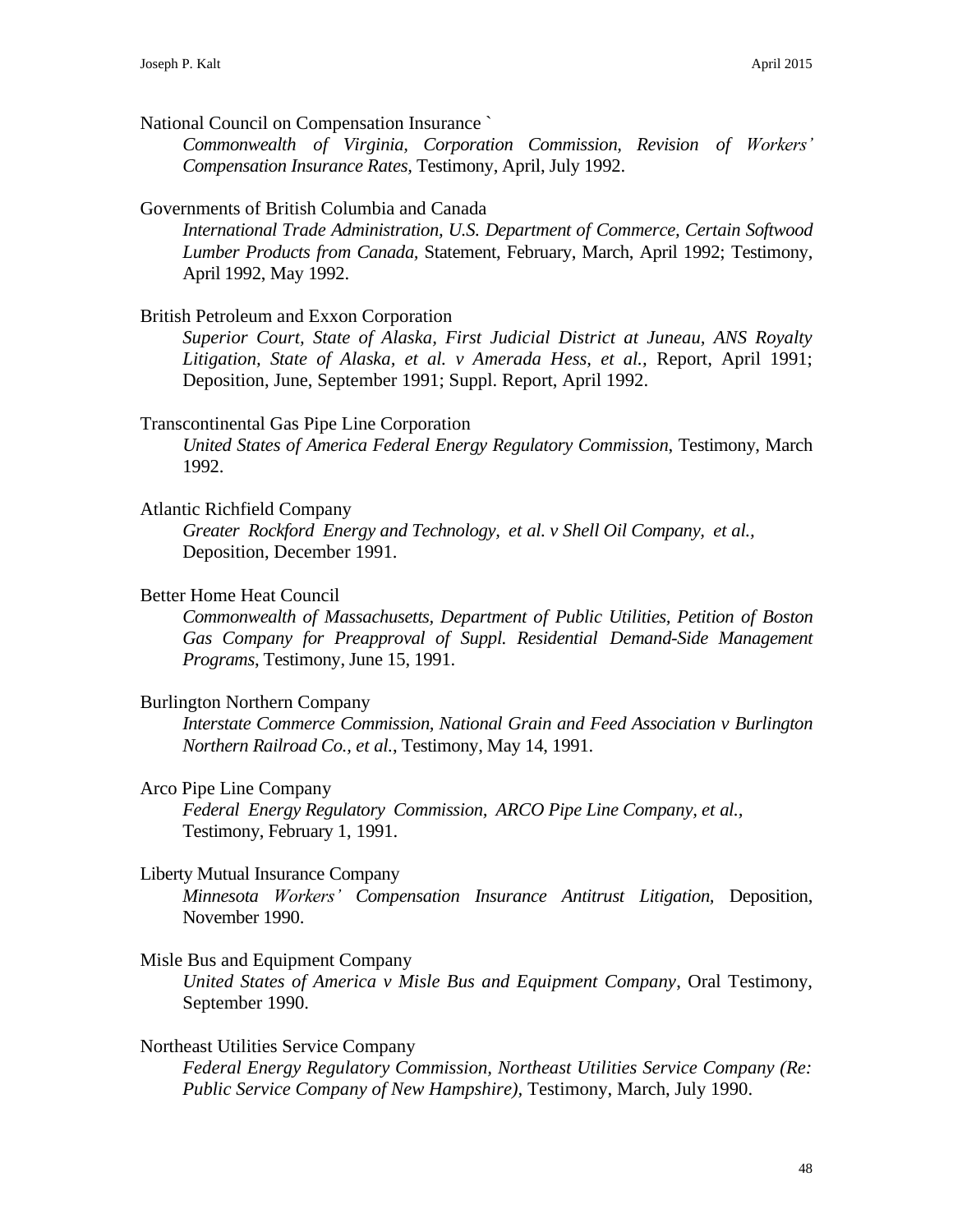National Council on Compensation Insurance `

*Commonwealth of Virginia, Corporation Commission, Revision of Workers' Compensation Insurance Rates*, Testimony, April, July 1992.

Governments of British Columbia and Canada

*International Trade Administration, U.S. Department of Commerce, Certain Softwood Lumber Products from Canada*, Statement, February, March, April 1992; Testimony, April 1992, May 1992.

British Petroleum and Exxon Corporation

*Superior Court, State of Alaska, First Judicial District at Juneau, ANS Royalty Litigation, State of Alaska, et al. v Amerada Hess, et al.*, Report, April 1991; Deposition, June, September 1991; Suppl. Report, April 1992.

Transcontinental Gas Pipe Line Corporation

*United States of America Federal Energy Regulatory Commission*, Testimony, March 1992.

Atlantic Richfield Company

*Greater Rockford Energy and Technology, et al. v Shell Oil Company, et al.*, Deposition, December 1991.

Better Home Heat Council

*Commonwealth of Massachusetts, Department of Public Utilities, Petition of Boston Gas Company for Preapproval of Suppl. Residential Demand-Side Management Programs*, Testimony, June 15, 1991.

Burlington Northern Company

*Interstate Commerce Commission, National Grain and Feed Association v Burlington Northern Railroad Co., et al.*, Testimony, May 14, 1991.

Arco Pipe Line Company

*Federal Energy Regulatory Commission, ARCO Pipe Line Company, et al.*, Testimony, February 1, 1991.

Liberty Mutual Insurance Company

*Minnesota Workers' Compensation Insurance Antitrust Litigation*, Deposition, November 1990.

Misle Bus and Equipment Company

*United States of America v Misle Bus and Equipment Company*, Oral Testimony, September 1990.

Northeast Utilities Service Company

*Federal Energy Regulatory Commission, Northeast Utilities Service Company (Re: Public Service Company of New Hampshire)*, Testimony, March, July 1990.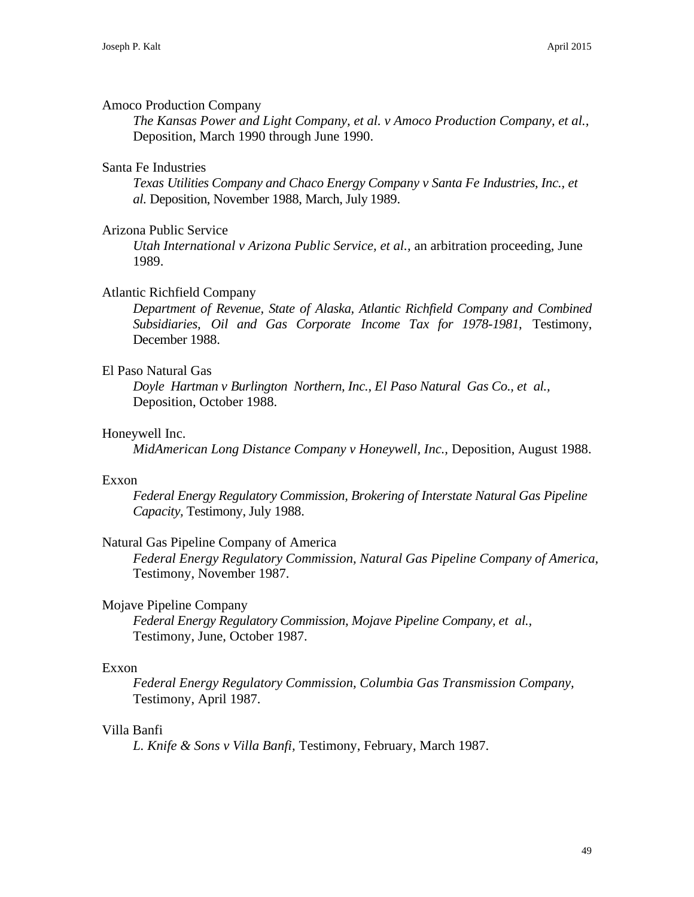Amoco Production Company

*The Kansas Power and Light Company, et al. v Amoco Production Company, et al.*, Deposition, March 1990 through June 1990.

Santa Fe Industries

*Texas Utilities Company and Chaco Energy Company v Santa Fe Industries, Inc., et al.* Deposition, November 1988, March, July 1989.

Arizona Public Service

*Utah International v Arizona Public Service, et al.*, an arbitration proceeding, June 1989.

Atlantic Richfield Company

*Department of Revenue, State of Alaska, Atlantic Richfield Company and Combined Subsidiaries, Oil and Gas Corporate Income Tax for 1978-1981*, Testimony, December 1988.

El Paso Natural Gas

*Doyle Hartman v Burlington Northern, Inc., El Paso Natural Gas Co., et al.*, Deposition, October 1988.

Honeywell Inc.

*MidAmerican Long Distance Company v Honeywell, Inc.*, Deposition, August 1988.

Exxon

*Federal Energy Regulatory Commission, Brokering of Interstate Natural Gas Pipeline Capacity*, Testimony, July 1988.

Natural Gas Pipeline Company of America

*Federal Energy Regulatory Commission, Natural Gas Pipeline Company of America*, Testimony, November 1987.

Mojave Pipeline Company

*Federal Energy Regulatory Commission, Mojave Pipeline Company, et al.*, Testimony, June, October 1987.

Exxon

*Federal Energy Regulatory Commission, Columbia Gas Transmission Company*, Testimony, April 1987.

Villa Banfi

*L. Knife & Sons v Villa Banfi*, Testimony, February, March 1987.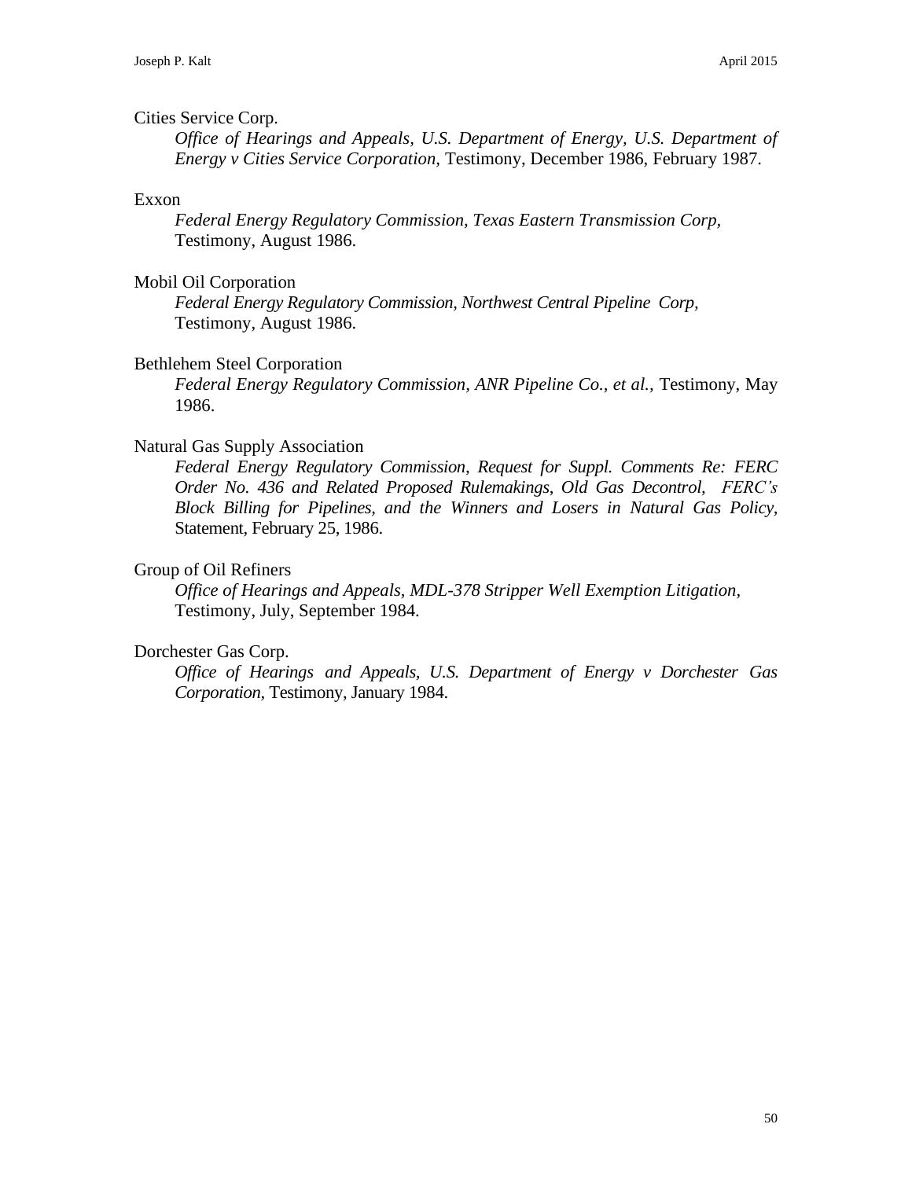Cities Service Corp.

*Office of Hearings and Appeals, U.S. Department of Energy, U.S. Department of Energy v Cities Service Corporation,* Testimony, December 1986, February 1987.

Exxon

*Federal Energy Regulatory Commission, Texas Eastern Transmission Corp,* Testimony, August 1986.

Mobil Oil Corporation

*Federal Energy Regulatory Commission, Northwest Central Pipeline Corp,* Testimony, August 1986.

Bethlehem Steel Corporation

*Federal Energy Regulatory Commission, ANR Pipeline Co., et al.,* Testimony, May 1986.

Natural Gas Supply Association

*Federal Energy Regulatory Commission, Request for Suppl. Comments Re: FERC Order No. 436 and Related Proposed Rulemakings, Old Gas Decontrol, FERC's Block Billing for Pipelines, and the Winners and Losers in Natural Gas Policy,* Statement, February 25, 1986.

Group of Oil Refiners

*Office of Hearings and Appeals, MDL-378 Stripper Well Exemption Litigation,* Testimony, July, September 1984.

Dorchester Gas Corp.

*Office of Hearings and Appeals, U.S. Department of Energy v Dorchester Gas Corporation,* Testimony, January 1984.